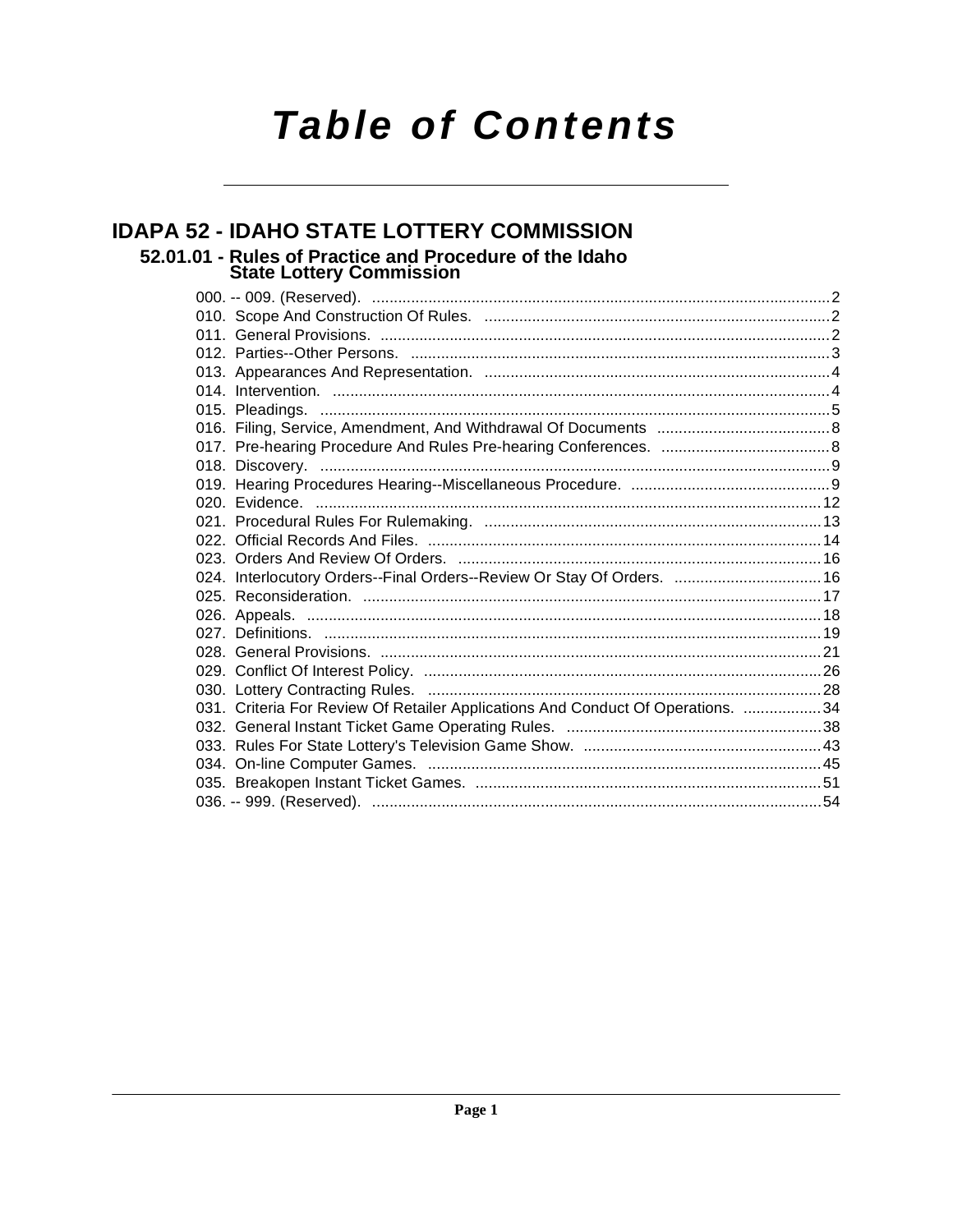# Table of Contents

## IDAPA 52 - IDAHO STATE LOTTERY COMMISSION

### 52.01.01 - Rules of Practice and Procedure of the Idaho State Lottery Commission

000. -- 009. (Reserved). ........................................................................................................2
010. Scope And Construction Of Rules. ................................................................................2
011. General Provisions. .........................................................................................................2
012. Parties--Other Persons. ...................................................................................................3
013. Appearances And Representation. ................................................................................4
014. Intervention. ....................................................................................................................4
015. Pleadings. ........................................................................................................................5
016. Filing, Service, Amendment, And Withdrawal Of Documents ........................................8
017. Pre-hearing Procedure And Rules Pre-hearing Conferences. .......................................8
018. Discovery. ........................................................................................................................9
019. Hearing Procedures Hearing--Miscellaneous Procedure. ..............................................9
020. Evidence. .......................................................................................................................12
021. Procedural Rules For Rulemaking. ...............................................................................13
022. Official Records And Files. ............................................................................................14
023. Orders And Review Of Orders. .....................................................................................16
024. Interlocutory Orders--Final Orders--Review Or Stay Of Orders. ..................................16
025. Reconsideration. ...........................................................................................................17
026. Appeals. ........................................................................................................................18
027. Definitions. ....................................................................................................................19
028. General Provisions. .......................................................................................................21
029. Conflict Of Interest Policy. .............................................................................................26
030. Lottery Contracting Rules. ............................................................................................28
031. Criteria For Review Of Retailer Applications And Conduct Of Operations. ..................34
032. General Instant Ticket Game Operating Rules. ............................................................38
033. Rules For State Lottery's Television Game Show. .......................................................43
034. On-line Computer Games. .............................................................................................45
035. Breakopen Instant Ticket Games. .................................................................................51
036. -- 999. (Reserved). ........................................................................................................54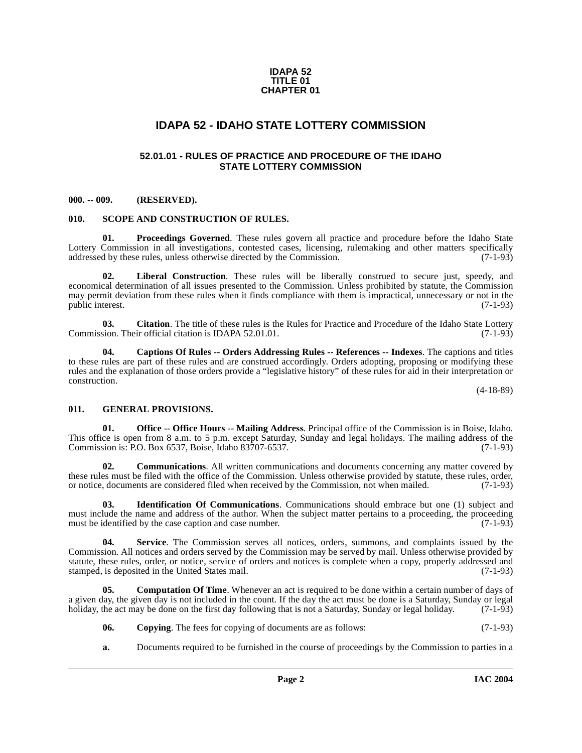**IDAPA 52**
**TITLE 01**
**CHAPTER 01**

# IDAPA 52 - IDAHO STATE LOTTERY COMMISSION

## 52.01.01 - RULES OF PRACTICE AND PROCEDURE OF THE IDAHO STATE LOTTERY COMMISSION

### 000. -- 009. (RESERVED).

### 010. SCOPE AND CONSTRUCTION OF RULES.

**01. Proceedings Governed**. These rules govern all practice and procedure before the Idaho State Lottery Commission in all investigations, contested cases, licensing, rulemaking and other matters specifically addressed by these rules, unless otherwise directed by the Commission. (7-1-93)

**02. Liberal Construction**. These rules will be liberally construed to secure just, speedy, and economical determination of all issues presented to the Commission. Unless prohibited by statute, the Commission may permit deviation from these rules when it finds compliance with them is impractical, unnecessary or not in the public interest. (7-1-93)

**03. Citation**. The title of these rules is the Rules for Practice and Procedure of the Idaho State Lottery Commission. Their official citation is IDAPA 52.01.01. (7-1-93)

**04. Captions Of Rules -- Orders Addressing Rules -- References -- Indexes**. The captions and titles to these rules are part of these rules and are construed accordingly. Orders adopting, proposing or modifying these rules and the explanation of those orders provide a "legislative history" of these rules for aid in their interpretation or construction. (4-18-89)

### 011. GENERAL PROVISIONS.

**01. Office -- Office Hours -- Mailing Address**. Principal office of the Commission is in Boise, Idaho. This office is open from 8 a.m. to 5 p.m. except Saturday, Sunday and legal holidays. The mailing address of the Commission is: P.O. Box 6537, Boise, Idaho 83707-6537. (7-1-93)

**02. Communications**. All written communications and documents concerning any matter covered by these rules must be filed with the office of the Commission. Unless otherwise provided by statute, these rules, order, or notice, documents are considered filed when received by the Commission, not when mailed. (7-1-93)

**03. Identification Of Communications**. Communications should embrace but one (1) subject and must include the name and address of the author. When the subject matter pertains to a proceeding, the proceeding must be identified by the case caption and case number. (7-1-93)

**04. Service**. The Commission serves all notices, orders, summons, and complaints issued by the Commission. All notices and orders served by the Commission may be served by mail. Unless otherwise provided by statute, these rules, order, or notice, service of orders and notices is complete when a copy, properly addressed and stamped, is deposited in the United States mail. (7-1-93)

**05. Computation Of Time**. Whenever an act is required to be done within a certain number of days of a given day, the given day is not included in the count. If the day the act must be done is a Saturday, Sunday or legal holiday, the act may be done on the first day following that is not a Saturday, Sunday or legal holiday. (7-1-93)

**06. Copying**. The fees for copying of documents are as follows: (7-1-93)

**a.** Documents required to be furnished in the course of proceedings by the Commission to parties in a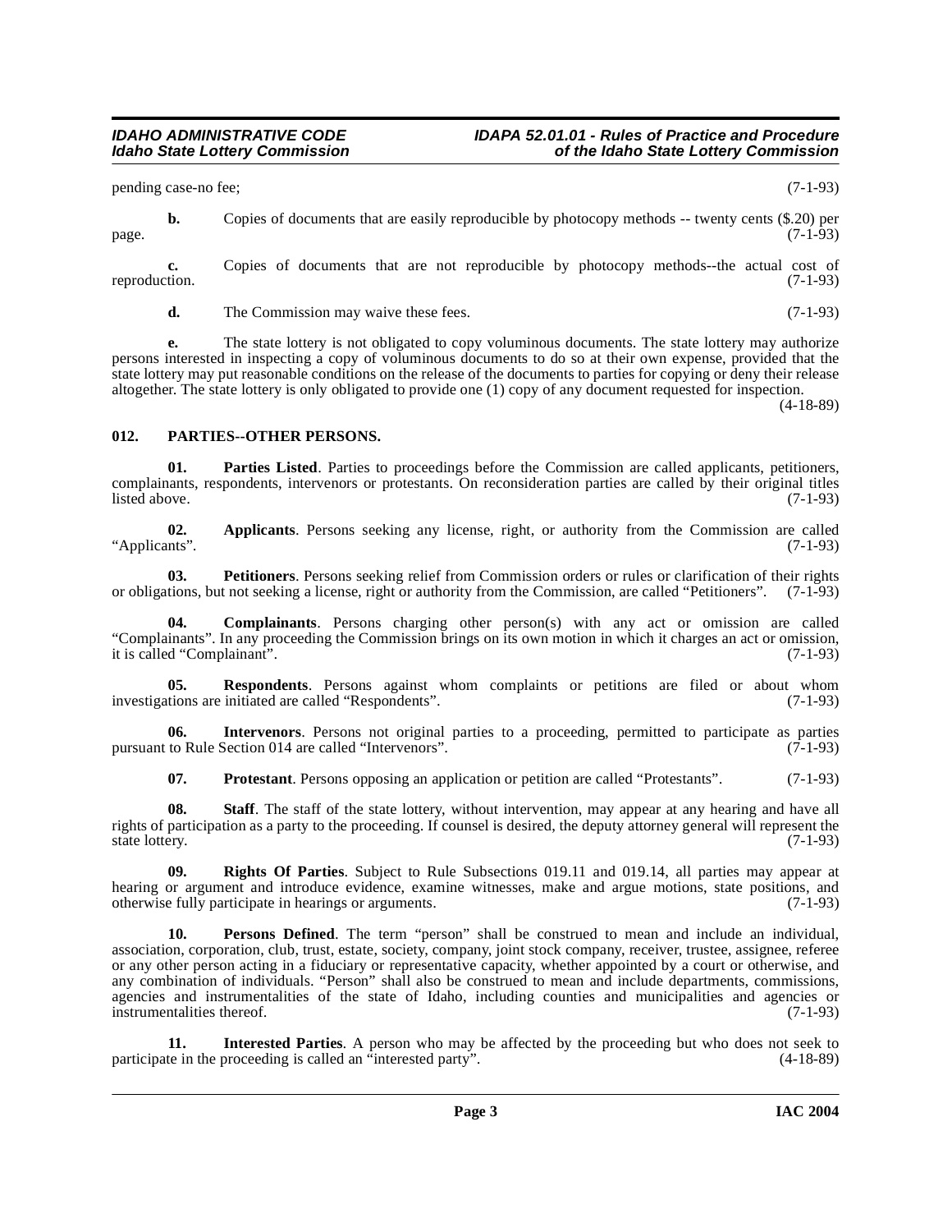pending case-no fee; (7-1-93)

**b.** Copies of documents that are easily reproducible by photocopy methods -- twenty cents ($.20) per page. (7-1-93)

**c.** Copies of documents that are not reproducible by photocopy methods--the actual cost of reproduction. (7-1-93)

**d.** The Commission may waive these fees. (7-1-93)

**e.** The state lottery is not obligated to copy voluminous documents. The state lottery may authorize persons interested in inspecting a copy of voluminous documents to do so at their own expense, provided that the state lottery may put reasonable conditions on the release of the documents to parties for copying or deny their release altogether. The state lottery is only obligated to provide one (1) copy of any document requested for inspection. (4-18-89)

## 012. PARTIES--OTHER PERSONS.

**01. Parties Listed**. Parties to proceedings before the Commission are called applicants, petitioners, complainants, respondents, intervenors or protestants. On reconsideration parties are called by their original titles listed above. (7-1-93)

**02. Applicants**. Persons seeking any license, right, or authority from the Commission are called "Applicants". (7-1-93)

**03. Petitioners**. Persons seeking relief from Commission orders or rules or clarification of their rights or obligations, but not seeking a license, right or authority from the Commission, are called "Petitioners". (7-1-93)

**04. Complainants**. Persons charging other person(s) with any act or omission are called "Complainants". In any proceeding the Commission brings on its own motion in which it charges an act or omission, it is called "Complainant". (7-1-93)

**05. Respondents**. Persons against whom complaints or petitions are filed or about whom investigations are initiated are called "Respondents". (7-1-93)

**06. Intervenors**. Persons not original parties to a proceeding, permitted to participate as parties pursuant to Rule Section 014 are called "Intervenors". (7-1-93)

**07. Protestant**. Persons opposing an application or petition are called "Protestants". (7-1-93)

**08. Staff**. The staff of the state lottery, without intervention, may appear at any hearing and have all rights of participation as a party to the proceeding. If counsel is desired, the deputy attorney general will represent the state lottery. (7-1-93)

**09. Rights Of Parties**. Subject to Rule Subsections 019.11 and 019.14, all parties may appear at hearing or argument and introduce evidence, examine witnesses, make and argue motions, state positions, and otherwise fully participate in hearings or arguments. (7-1-93)

**10. Persons Defined**. The term "person" shall be construed to mean and include an individual, association, corporation, club, trust, estate, society, company, joint stock company, receiver, trustee, assignee, referee or any other person acting in a fiduciary or representative capacity, whether appointed by a court or otherwise, and any combination of individuals. "Person" shall also be construed to mean and include departments, commissions, agencies and instrumentalities of the state of Idaho, including counties and municipalities and agencies or instrumentalities thereof. (7-1-93)

**11. Interested Parties**. A person who may be affected by the proceeding but who does not seek to participate in the proceeding is called an "interested party". (4-18-89)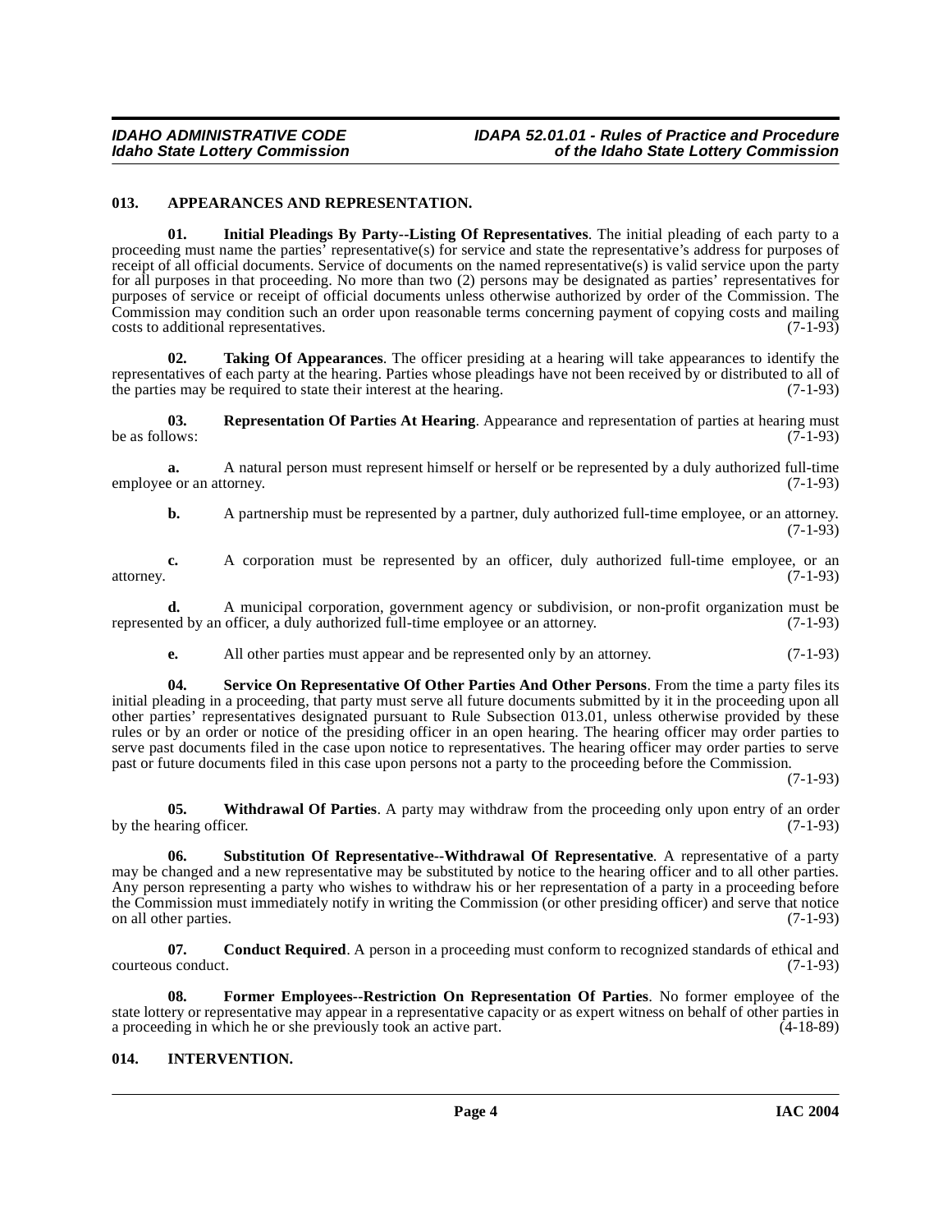## 013. APPEARANCES AND REPRESENTATION.

**01. Initial Pleadings By Party--Listing Of Representatives**. The initial pleading of each party to a proceeding must name the parties' representative(s) for service and state the representative's address for purposes of receipt of all official documents. Service of documents on the named representative(s) is valid service upon the party for all purposes in that proceeding. No more than two (2) persons may be designated as parties' representatives for purposes of service or receipt of official documents unless otherwise authorized by order of the Commission. The Commission may condition such an order upon reasonable terms concerning payment of copying costs and mailing costs to additional representatives. (7-1-93)

**02. Taking Of Appearances**. The officer presiding at a hearing will take appearances to identify the representatives of each party at the hearing. Parties whose pleadings have not been received by or distributed to all of the parties may be required to state their interest at the hearing. (7-1-93)

**03. Representation Of Parties At Hearing**. Appearance and representation of parties at hearing must be as follows: (7-1-93)

**a.** A natural person must represent himself or herself or be represented by a duly authorized full-time employee or an attorney. (7-1-93)

**b.** A partnership must be represented by a partner, duly authorized full-time employee, or an attorney. (7-1-93)

**c.** A corporation must be represented by an officer, duly authorized full-time employee, or an attorney. (7-1-93)

**d.** A municipal corporation, government agency or subdivision, or non-profit organization must be represented by an officer, a duly authorized full-time employee or an attorney. (7-1-93)

**e.** All other parties must appear and be represented only by an attorney. (7-1-93)

**04. Service On Representative Of Other Parties And Other Persons**. From the time a party files its initial pleading in a proceeding, that party must serve all future documents submitted by it in the proceeding upon all other parties' representatives designated pursuant to Rule Subsection 013.01, unless otherwise provided by these rules or by an order or notice of the presiding officer in an open hearing. The hearing officer may order parties to serve past documents filed in the case upon notice to representatives. The hearing officer may order parties to serve past or future documents filed in this case upon persons not a party to the proceeding before the Commission. (7-1-93)

**05. Withdrawal Of Parties**. A party may withdraw from the proceeding only upon entry of an order by the hearing officer. (7-1-93)

**06. Substitution Of Representative--Withdrawal Of Representative**. A representative of a party may be changed and a new representative may be substituted by notice to the hearing officer and to all other parties. Any person representing a party who wishes to withdraw his or her representation of a party in a proceeding before the Commission must immediately notify in writing the Commission (or other presiding officer) and serve that notice on all other parties. (7-1-93)

**07. Conduct Required**. A person in a proceeding must conform to recognized standards of ethical and courteous conduct. (7-1-93)

**08. Former Employees--Restriction On Representation Of Parties**. No former employee of the state lottery or representative may appear in a representative capacity or as expert witness on behalf of other parties in a proceeding in which he or she previously took an active part. (4-18-89)

## 014. INTERVENTION.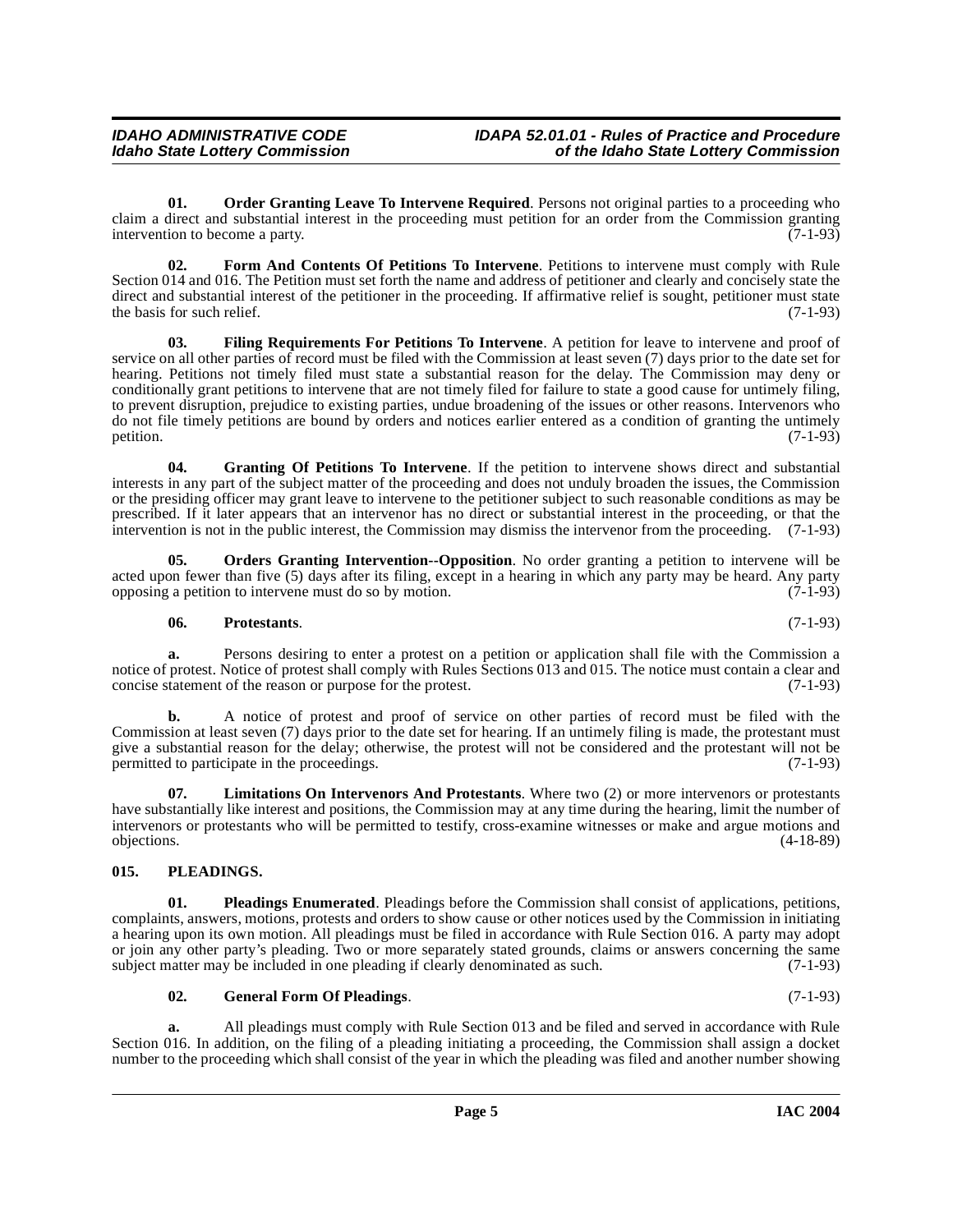**01. Order Granting Leave To Intervene Required**. Persons not original parties to a proceeding who claim a direct and substantial interest in the proceeding must petition for an order from the Commission granting intervention to become a party. (7-1-93)

**02. Form And Contents Of Petitions To Intervene**. Petitions to intervene must comply with Rule Section 014 and 016. The Petition must set forth the name and address of petitioner and clearly and concisely state the direct and substantial interest of the petitioner in the proceeding. If affirmative relief is sought, petitioner must state the basis for such relief. (7-1-93)

**03. Filing Requirements For Petitions To Intervene**. A petition for leave to intervene and proof of service on all other parties of record must be filed with the Commission at least seven (7) days prior to the date set for hearing. Petitions not timely filed must state a substantial reason for the delay. The Commission may deny or conditionally grant petitions to intervene that are not timely filed for failure to state a good cause for untimely filing, to prevent disruption, prejudice to existing parties, undue broadening of the issues or other reasons. Intervenors who do not file timely petitions are bound by orders and notices earlier entered as a condition of granting the untimely petition. (7-1-93)

**04. Granting Of Petitions To Intervene**. If the petition to intervene shows direct and substantial interests in any part of the subject matter of the proceeding and does not unduly broaden the issues, the Commission or the presiding officer may grant leave to intervene to the petitioner subject to such reasonable conditions as may be prescribed. If it later appears that an intervenor has no direct or substantial interest in the proceeding, or that the intervention is not in the public interest, the Commission may dismiss the intervenor from the proceeding. (7-1-93)

**05. Orders Granting Intervention--Opposition**. No order granting a petition to intervene will be acted upon fewer than five (5) days after its filing, except in a hearing in which any party may be heard. Any party opposing a petition to intervene must do so by motion. (7-1-93)

**06. Protestants**. (7-1-93)

**a.** Persons desiring to enter a protest on a petition or application shall file with the Commission a notice of protest. Notice of protest shall comply with Rules Sections 013 and 015. The notice must contain a clear and concise statement of the reason or purpose for the protest. (7-1-93)

**b.** A notice of protest and proof of service on other parties of record must be filed with the Commission at least seven (7) days prior to the date set for hearing. If an untimely filing is made, the protestant must give a substantial reason for the delay; otherwise, the protest will not be considered and the protestant will not be permitted to participate in the proceedings. (7-1-93)

**07. Limitations On Intervenors And Protestants**. Where two (2) or more intervenors or protestants have substantially like interest and positions, the Commission may at any time during the hearing, limit the number of intervenors or protestants who will be permitted to testify, cross-examine witnesses or make and argue motions and objections. (4-18-89)

## 015. PLEADINGS.

**01. Pleadings Enumerated**. Pleadings before the Commission shall consist of applications, petitions, complaints, answers, motions, protests and orders to show cause or other notices used by the Commission in initiating a hearing upon its own motion. All pleadings must be filed in accordance with Rule Section 016. A party may adopt or join any other party's pleading. Two or more separately stated grounds, claims or answers concerning the same subject matter may be included in one pleading if clearly denominated as such. (7-1-93)

**02. General Form Of Pleadings**. (7-1-93)

**a.** All pleadings must comply with Rule Section 013 and be filed and served in accordance with Rule Section 016. In addition, on the filing of a pleading initiating a proceeding, the Commission shall assign a docket number to the proceeding which shall consist of the year in which the pleading was filed and another number showing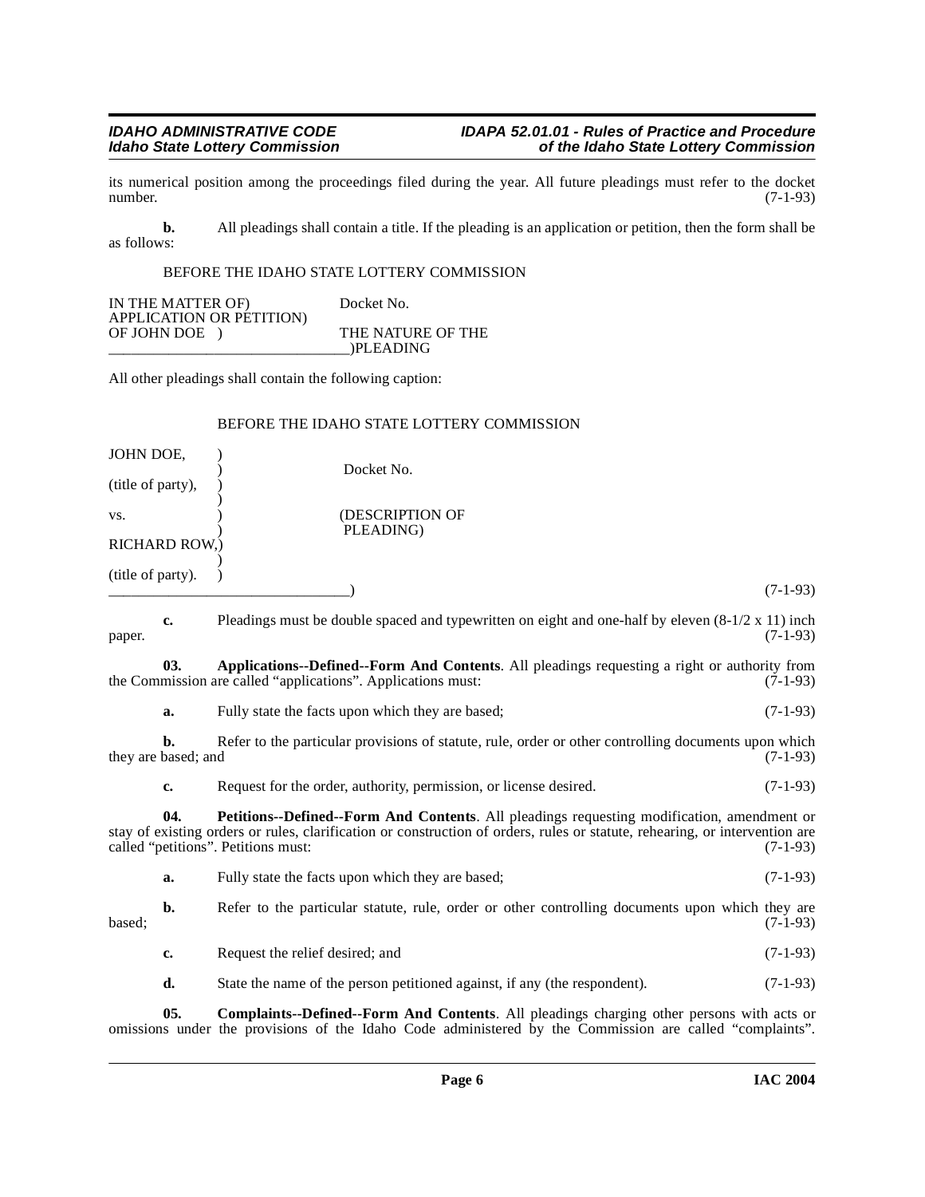its numerical position among the proceedings filed during the year. All future pleadings must refer to the docket number. (7-1-93)

**b.** All pleadings shall contain a title. If the pleading is an application or petition, then the form shall be as follows:

BEFORE THE IDAHO STATE LOTTERY COMMISSION

```
IN THE MATTER OF)              Docket No.
APPLICATION OR PETITION)
OF JOHN DOE   )                THE NATURE OF THE
_______________________________)PLEADING
```

All other pleadings shall contain the following caption:

BEFORE THE IDAHO STATE LOTTERY COMMISSION

```
JOHN DOE,          )
                   )              Docket No.
(title of party),  )
                   )
vs.                )              (DESCRIPTION OF
                   )               PLEADING)
RICHARD ROW,)
                   )
(title of party).  )
___________________)
```

(7-1-93)

**c.** Pleadings must be double spaced and typewritten on eight and one-half by eleven (8-1/2 x 11) inch paper. (7-1-93)

**03. Applications--Defined--Form And Contents**. All pleadings requesting a right or authority from the Commission are called "applications". Applications must: (7-1-93)

**a.** Fully state the facts upon which they are based; (7-1-93)

**b.** Refer to the particular provisions of statute, rule, order or other controlling documents upon which they are based; and (7-1-93)

**c.** Request for the order, authority, permission, or license desired. (7-1-93)

**04. Petitions--Defined--Form And Contents**. All pleadings requesting modification, amendment or stay of existing orders or rules, clarification or construction of orders, rules or statute, rehearing, or intervention are called "petitions". Petitions must: (7-1-93)

**a.** Fully state the facts upon which they are based; (7-1-93)

**b.** Refer to the particular statute, rule, order or other controlling documents upon which they are based; (7-1-93)

**c.** Request the relief desired; and (7-1-93)

**d.** State the name of the person petitioned against, if any (the respondent). (7-1-93)

**05. Complaints--Defined--Form And Contents**. All pleadings charging other persons with acts or omissions under the provisions of the Idaho Code administered by the Commission are called "complaints".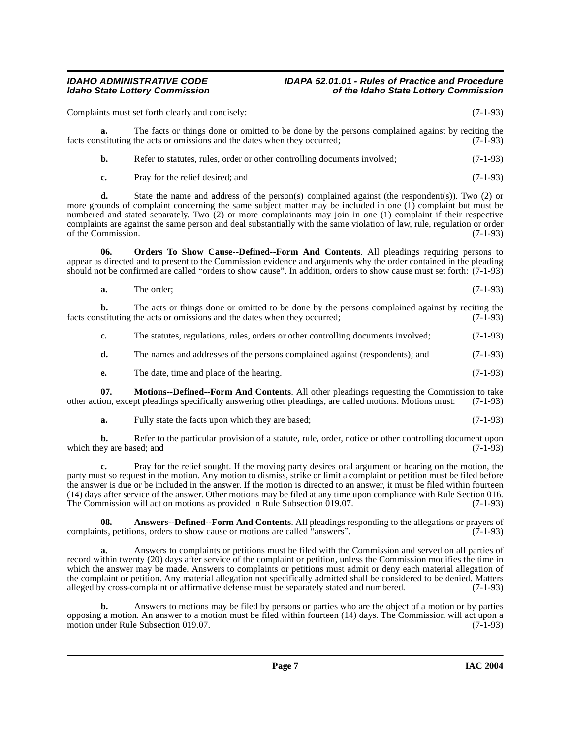Complaints must set forth clearly and concisely: (7-1-93)

**a.** The facts or things done or omitted to be done by the persons complained against by reciting the facts constituting the acts or omissions and the dates when they occurred; (7-1-93)

**b.** Refer to statutes, rules, order or other controlling documents involved; (7-1-93)

**c.** Pray for the relief desired; and (7-1-93)

**d.** State the name and address of the person(s) complained against (the respondent(s)). Two (2) or more grounds of complaint concerning the same subject matter may be included in one (1) complaint but must be numbered and stated separately. Two (2) or more complainants may join in one (1) complaint if their respective complaints are against the same person and deal substantially with the same violation of law, rule, regulation or order of the Commission. (7-1-93)

**06. Orders To Show Cause--Defined--Form And Contents**. All pleadings requiring persons to appear as directed and to present to the Commission evidence and arguments why the order contained in the pleading should not be confirmed are called "orders to show cause". In addition, orders to show cause must set forth: (7-1-93)

**a.** The order; (7-1-93)

**b.** The acts or things done or omitted to be done by the persons complained against by reciting the facts constituting the acts or omissions and the dates when they occurred; (7-1-93)

**c.** The statutes, regulations, rules, orders or other controlling documents involved; (7-1-93)

**d.** The names and addresses of the persons complained against (respondents); and (7-1-93)

**e.** The date, time and place of the hearing. (7-1-93)

**07. Motions--Defined--Form And Contents**. All other pleadings requesting the Commission to take other action, except pleadings specifically answering other pleadings, are called motions. Motions must: (7-1-93)

**a.** Fully state the facts upon which they are based; (7-1-93)

**b.** Refer to the particular provision of a statute, rule, order, notice or other controlling document upon which they are based; and (7-1-93)

**c.** Pray for the relief sought. If the moving party desires oral argument or hearing on the motion, the party must so request in the motion. Any motion to dismiss, strike or limit a complaint or petition must be filed before the answer is due or be included in the answer. If the motion is directed to an answer, it must be filed within fourteen (14) days after service of the answer. Other motions may be filed at any time upon compliance with Rule Section 016. The Commission will act on motions as provided in Rule Subsection 019.07. (7-1-93)

**08. Answers--Defined--Form And Contents**. All pleadings responding to the allegations or prayers of complaints, petitions, orders to show cause or motions are called "answers". (7-1-93)

**a.** Answers to complaints or petitions must be filed with the Commission and served on all parties of record within twenty (20) days after service of the complaint or petition, unless the Commission modifies the time in which the answer may be made. Answers to complaints or petitions must admit or deny each material allegation of the complaint or petition. Any material allegation not specifically admitted shall be considered to be denied. Matters alleged by cross-complaint or affirmative defense must be separately stated and numbered. (7-1-93)

**b.** Answers to motions may be filed by persons or parties who are the object of a motion or by parties opposing a motion. An answer to a motion must be filed within fourteen (14) days. The Commission will act upon a motion under Rule Subsection 019.07. (7-1-93)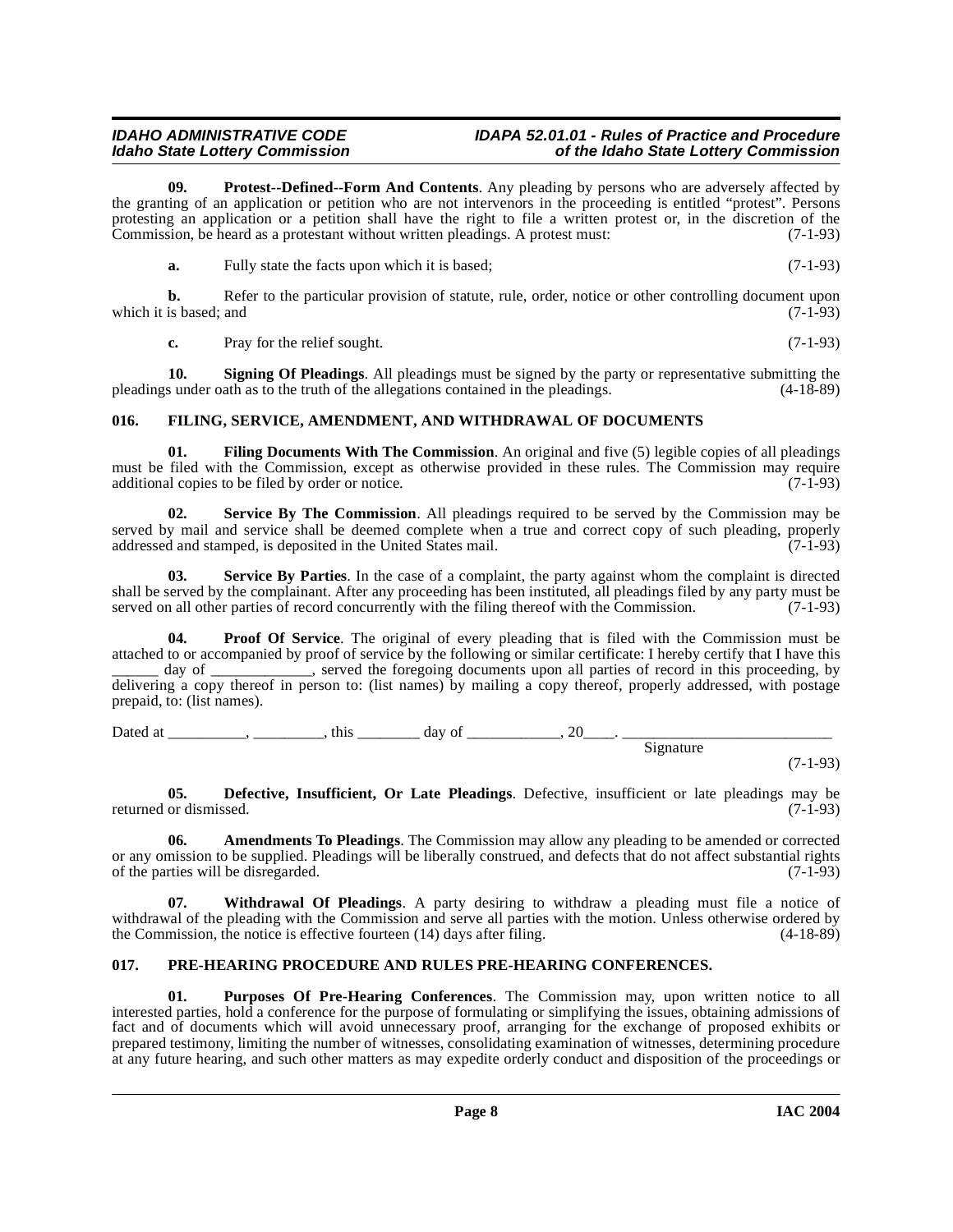**09. Protest--Defined--Form And Contents**. Any pleading by persons who are adversely affected by the granting of an application or petition who are not intervenors in the proceeding is entitled "protest". Persons protesting an application or a petition shall have the right to file a written protest or, in the discretion of the Commission, be heard as a protestant without written pleadings. A protest must: (7-1-93)

**a.** Fully state the facts upon which it is based; (7-1-93)

**b.** Refer to the particular provision of statute, rule, order, notice or other controlling document upon which it is based; and (7-1-93)

**c.** Pray for the relief sought. (7-1-93)

**10. Signing Of Pleadings**. All pleadings must be signed by the party or representative submitting the pleadings under oath as to the truth of the allegations contained in the pleadings. (4-18-89)

## 016. FILING, SERVICE, AMENDMENT, AND WITHDRAWAL OF DOCUMENTS

**01. Filing Documents With The Commission**. An original and five (5) legible copies of all pleadings must be filed with the Commission, except as otherwise provided in these rules. The Commission may require additional copies to be filed by order or notice. (7-1-93)

**02. Service By The Commission**. All pleadings required to be served by the Commission may be served by mail and service shall be deemed complete when a true and correct copy of such pleading, properly addressed and stamped, is deposited in the United States mail. (7-1-93)

**03. Service By Parties**. In the case of a complaint, the party against whom the complaint is directed shall be served by the complainant. After any proceeding has been instituted, all pleadings filed by any party must be served on all other parties of record concurrently with the filing thereof with the Commission. (7-1-93)

**04. Proof Of Service**. The original of every pleading that is filed with the Commission must be attached to or accompanied by proof of service by the following or similar certificate: I hereby certify that I have this ______ day of _____________, served the foregoing documents upon all parties of record in this proceeding, by delivering a copy thereof in person to: (list names) by mailing a copy thereof, properly addressed, with postage prepaid, to: (list names).

Dated at __________, _________, this ________ day of ____________, 20____. ___________________________
Signature

(7-1-93)

**05. Defective, Insufficient, Or Late Pleadings**. Defective, insufficient or late pleadings may be returned or dismissed. (7-1-93)

**06. Amendments To Pleadings**. The Commission may allow any pleading to be amended or corrected or any omission to be supplied. Pleadings will be liberally construed, and defects that do not affect substantial rights of the parties will be disregarded. (7-1-93)

**07. Withdrawal Of Pleadings**. A party desiring to withdraw a pleading must file a notice of withdrawal of the pleading with the Commission and serve all parties with the motion. Unless otherwise ordered by the Commission, the notice is effective fourteen (14) days after filing. (4-18-89)

## 017. PRE-HEARING PROCEDURE AND RULES PRE-HEARING CONFERENCES.

**01. Purposes Of Pre-Hearing Conferences**. The Commission may, upon written notice to all interested parties, hold a conference for the purpose of formulating or simplifying the issues, obtaining admissions of fact and of documents which will avoid unnecessary proof, arranging for the exchange of proposed exhibits or prepared testimony, limiting the number of witnesses, consolidating examination of witnesses, determining procedure at any future hearing, and such other matters as may expedite orderly conduct and disposition of the proceedings or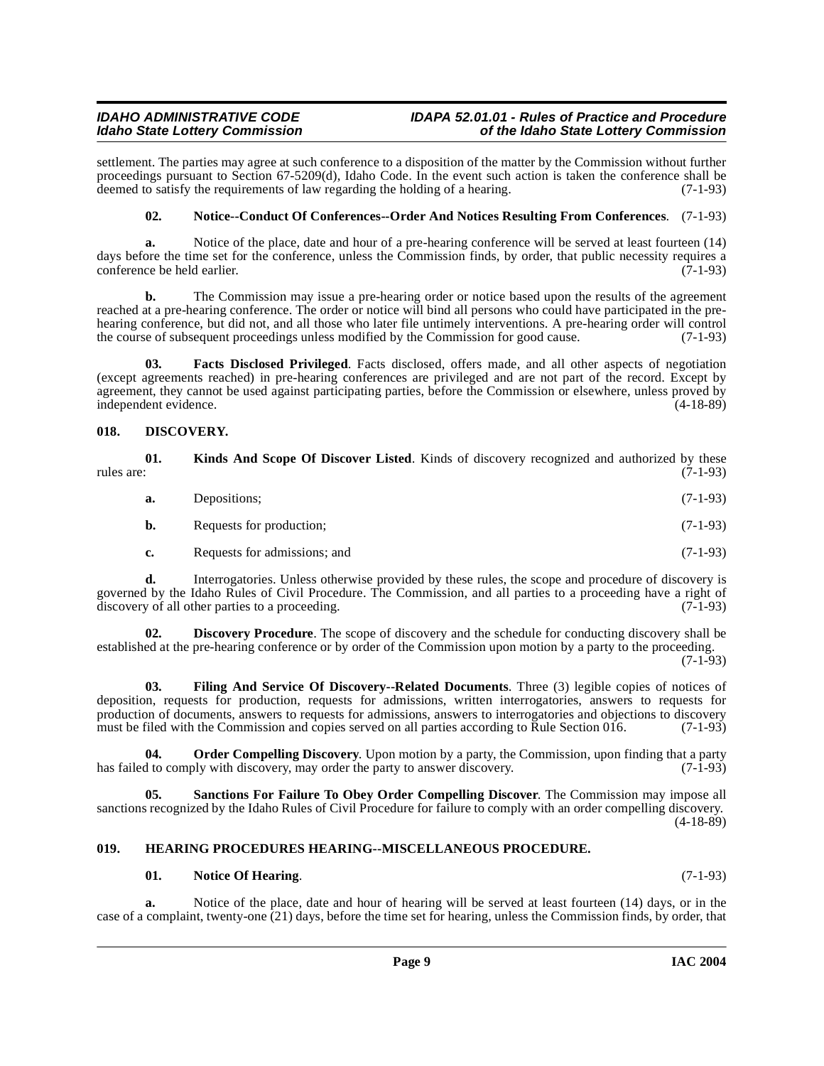settlement. The parties may agree at such conference to a disposition of the matter by the Commission without further proceedings pursuant to Section 67-5209(d), Idaho Code. In the event such action is taken the conference shall be deemed to satisfy the requirements of law regarding the holding of a hearing. (7-1-93)

**02. Notice--Conduct Of Conferences--Order And Notices Resulting From Conferences**. (7-1-93)

**a.** Notice of the place, date and hour of a pre-hearing conference will be served at least fourteen (14) days before the time set for the conference, unless the Commission finds, by order, that public necessity requires a conference be held earlier. (7-1-93)

**b.** The Commission may issue a pre-hearing order or notice based upon the results of the agreement reached at a pre-hearing conference. The order or notice will bind all persons who could have participated in the pre-hearing conference, but did not, and all those who later file untimely interventions. A pre-hearing order will control the course of subsequent proceedings unless modified by the Commission for good cause. (7-1-93)

**03. Facts Disclosed Privileged**. Facts disclosed, offers made, and all other aspects of negotiation (except agreements reached) in pre-hearing conferences are privileged and are not part of the record. Except by agreement, they cannot be used against participating parties, before the Commission or elsewhere, unless proved by independent evidence. (4-18-89)

## 018. DISCOVERY.

**01. Kinds And Scope Of Discover Listed**. Kinds of discovery recognized and authorized by these rules are: (7-1-93)

**a.** Depositions; (7-1-93)

**b.** Requests for production; (7-1-93)

**c.** Requests for admissions; and (7-1-93)

**d.** Interrogatories. Unless otherwise provided by these rules, the scope and procedure of discovery is governed by the Idaho Rules of Civil Procedure. The Commission, and all parties to a proceeding have a right of discovery of all other parties to a proceeding. (7-1-93)

**02. Discovery Procedure**. The scope of discovery and the schedule for conducting discovery shall be established at the pre-hearing conference or by order of the Commission upon motion by a party to the proceeding. (7-1-93)

**03. Filing And Service Of Discovery--Related Documents**. Three (3) legible copies of notices of deposition, requests for production, requests for admissions, written interrogatories, answers to requests for production of documents, answers to requests for admissions, answers to interrogatories and objections to discovery must be filed with the Commission and copies served on all parties according to Rule Section 016. (7-1-93)

**04. Order Compelling Discovery**. Upon motion by a party, the Commission, upon finding that a party has failed to comply with discovery, may order the party to answer discovery. (7-1-93)

**05. Sanctions For Failure To Obey Order Compelling Discover**. The Commission may impose all sanctions recognized by the Idaho Rules of Civil Procedure for failure to comply with an order compelling discovery. (4-18-89)

## 019. HEARING PROCEDURES HEARING--MISCELLANEOUS PROCEDURE.

**01. Notice Of Hearing**. (7-1-93)

**a.** Notice of the place, date and hour of hearing will be served at least fourteen (14) days, or in the case of a complaint, twenty-one (21) days, before the time set for hearing, unless the Commission finds, by order, that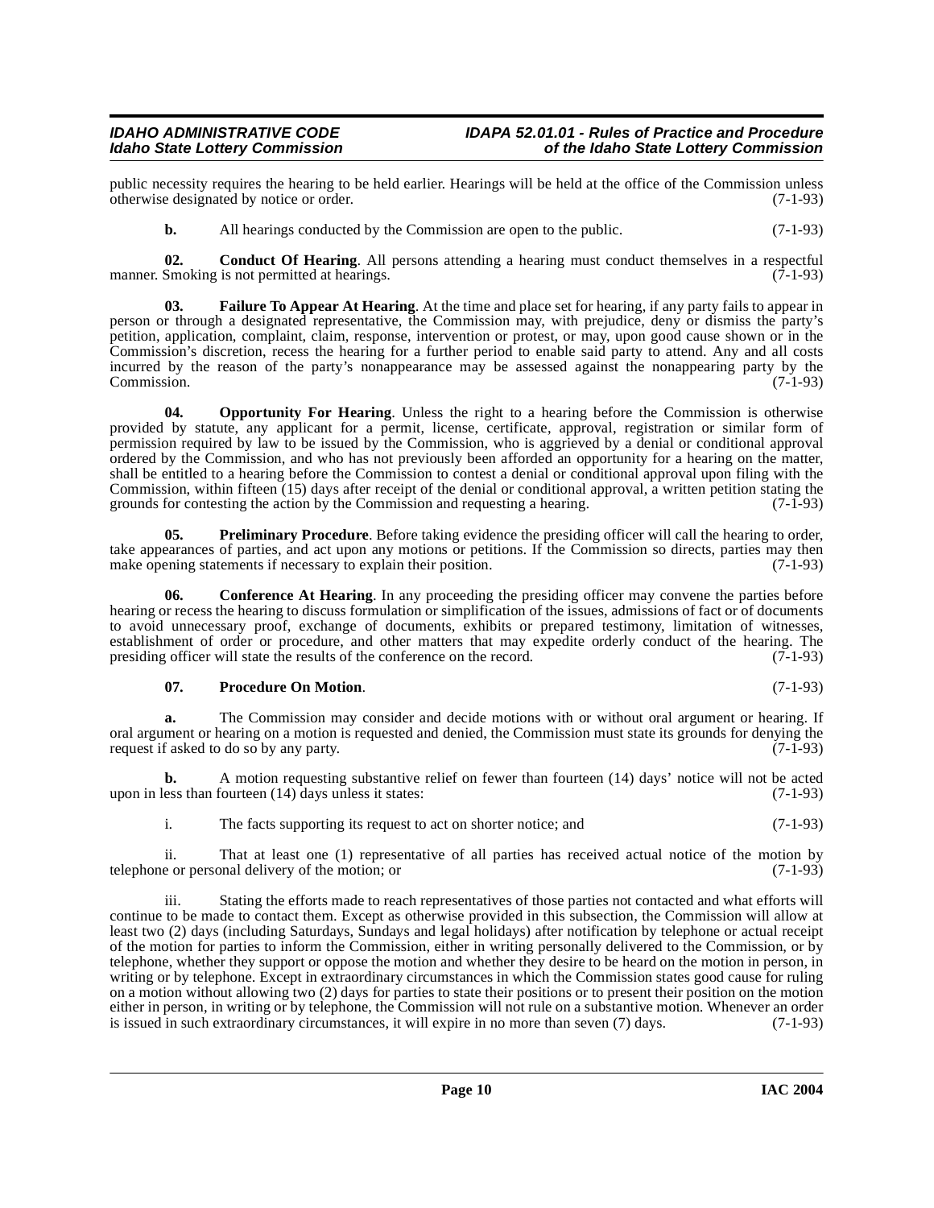public necessity requires the hearing to be held earlier. Hearings will be held at the office of the Commission unless otherwise designated by notice or order. (7-1-93)

**b.** All hearings conducted by the Commission are open to the public. (7-1-93)

**02. Conduct Of Hearing**. All persons attending a hearing must conduct themselves in a respectful manner. Smoking is not permitted at hearings. (7-1-93)

**03. Failure To Appear At Hearing**. At the time and place set for hearing, if any party fails to appear in person or through a designated representative, the Commission may, with prejudice, deny or dismiss the party's petition, application, complaint, claim, response, intervention or protest, or may, upon good cause shown or in the Commission's discretion, recess the hearing for a further period to enable said party to attend. Any and all costs incurred by the reason of the party's nonappearance may be assessed against the nonappearing party by the Commission. (7-1-93)

**04. Opportunity For Hearing**. Unless the right to a hearing before the Commission is otherwise provided by statute, any applicant for a permit, license, certificate, approval, registration or similar form of permission required by law to be issued by the Commission, who is aggrieved by a denial or conditional approval ordered by the Commission, and who has not previously been afforded an opportunity for a hearing on the matter, shall be entitled to a hearing before the Commission to contest a denial or conditional approval upon filing with the Commission, within fifteen (15) days after receipt of the denial or conditional approval, a written petition stating the grounds for contesting the action by the Commission and requesting a hearing. (7-1-93)

**05. Preliminary Procedure**. Before taking evidence the presiding officer will call the hearing to order, take appearances of parties, and act upon any motions or petitions. If the Commission so directs, parties may then make opening statements if necessary to explain their position. (7-1-93)

**06. Conference At Hearing**. In any proceeding the presiding officer may convene the parties before hearing or recess the hearing to discuss formulation or simplification of the issues, admissions of fact or of documents to avoid unnecessary proof, exchange of documents, exhibits or prepared testimony, limitation of witnesses, establishment of order or procedure, and other matters that may expedite orderly conduct of the hearing. The presiding officer will state the results of the conference on the record. (7-1-93)

**07. Procedure On Motion**. (7-1-93)

**a.** The Commission may consider and decide motions with or without oral argument or hearing. If oral argument or hearing on a motion is requested and denied, the Commission must state its grounds for denying the request if asked to do so by any party. (7-1-93)

**b.** A motion requesting substantive relief on fewer than fourteen (14) days' notice will not be acted upon in less than fourteen (14) days unless it states: (7-1-93)

i. The facts supporting its request to act on shorter notice; and (7-1-93)

ii. That at least one (1) representative of all parties has received actual notice of the motion by telephone or personal delivery of the motion; or (7-1-93)

iii. Stating the efforts made to reach representatives of those parties not contacted and what efforts will continue to be made to contact them. Except as otherwise provided in this subsection, the Commission will allow at least two (2) days (including Saturdays, Sundays and legal holidays) after notification by telephone or actual receipt of the motion for parties to inform the Commission, either in writing personally delivered to the Commission, or by telephone, whether they support or oppose the motion and whether they desire to be heard on the motion in person, in writing or by telephone. Except in extraordinary circumstances in which the Commission states good cause for ruling on a motion without allowing two (2) days for parties to state their positions or to present their position on the motion either in person, in writing or by telephone, the Commission will not rule on a substantive motion. Whenever an order is issued in such extraordinary circumstances, it will expire in no more than seven (7) days. (7-1-93)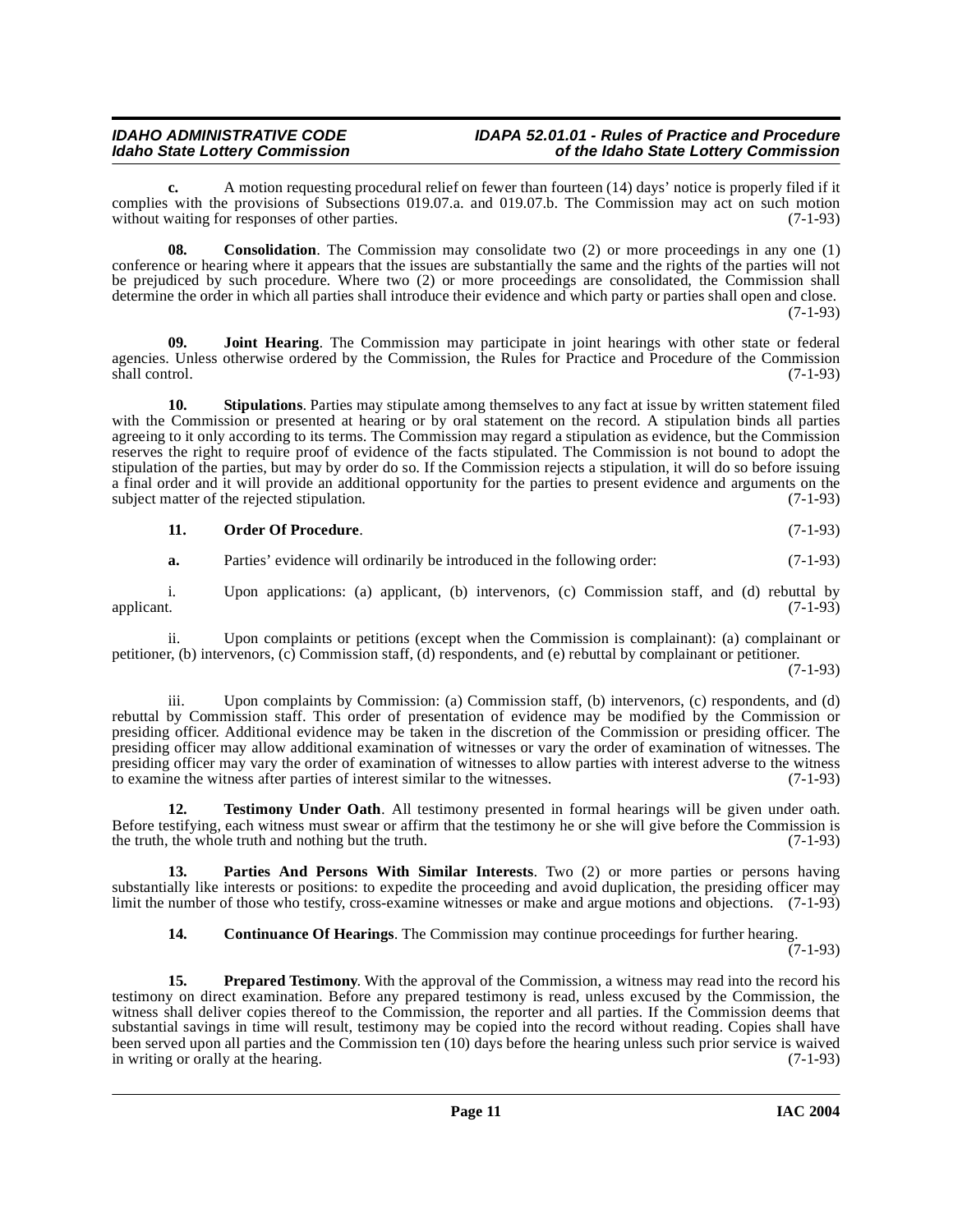**c.** A motion requesting procedural relief on fewer than fourteen (14) days' notice is properly filed if it complies with the provisions of Subsections 019.07.a. and 019.07.b. The Commission may act on such motion without waiting for responses of other parties. (7-1-93)

**08. Consolidation**. The Commission may consolidate two (2) or more proceedings in any one (1) conference or hearing where it appears that the issues are substantially the same and the rights of the parties will not be prejudiced by such procedure. Where two (2) or more proceedings are consolidated, the Commission shall determine the order in which all parties shall introduce their evidence and which party or parties shall open and close. (7-1-93)

**09. Joint Hearing**. The Commission may participate in joint hearings with other state or federal agencies. Unless otherwise ordered by the Commission, the Rules for Practice and Procedure of the Commission shall control. (7-1-93)

**10. Stipulations**. Parties may stipulate among themselves to any fact at issue by written statement filed with the Commission or presented at hearing or by oral statement on the record. A stipulation binds all parties agreeing to it only according to its terms. The Commission may regard a stipulation as evidence, but the Commission reserves the right to require proof of evidence of the facts stipulated. The Commission is not bound to adopt the stipulation of the parties, but may by order do so. If the Commission rejects a stipulation, it will do so before issuing a final order and it will provide an additional opportunity for the parties to present evidence and arguments on the subject matter of the rejected stipulation. (7-1-93)

**11. Order Of Procedure**. (7-1-93)

**a.** Parties' evidence will ordinarily be introduced in the following order: (7-1-93)

i. Upon applications: (a) applicant, (b) intervenors, (c) Commission staff, and (d) rebuttal by applicant. (7-1-93)

ii. Upon complaints or petitions (except when the Commission is complainant): (a) complainant or petitioner, (b) intervenors, (c) Commission staff, (d) respondents, and (e) rebuttal by complainant or petitioner. (7-1-93)

iii. Upon complaints by Commission: (a) Commission staff, (b) intervenors, (c) respondents, and (d) rebuttal by Commission staff. This order of presentation of evidence may be modified by the Commission or presiding officer. Additional evidence may be taken in the discretion of the Commission or presiding officer. The presiding officer may allow additional examination of witnesses or vary the order of examination of witnesses. The presiding officer may vary the order of examination of witnesses to allow parties with interest adverse to the witness to examine the witness after parties of interest similar to the witnesses. (7-1-93)

**12. Testimony Under Oath**. All testimony presented in formal hearings will be given under oath. Before testifying, each witness must swear or affirm that the testimony he or she will give before the Commission is the truth, the whole truth and nothing but the truth. (7-1-93)

**13. Parties And Persons With Similar Interests**. Two (2) or more parties or persons having substantially like interests or positions: to expedite the proceeding and avoid duplication, the presiding officer may limit the number of those who testify, cross-examine witnesses or make and argue motions and objections. (7-1-93)

**14. Continuance Of Hearings**. The Commission may continue proceedings for further hearing. (7-1-93)

**15. Prepared Testimony**. With the approval of the Commission, a witness may read into the record his testimony on direct examination. Before any prepared testimony is read, unless excused by the Commission, the witness shall deliver copies thereof to the Commission, the reporter and all parties. If the Commission deems that substantial savings in time will result, testimony may be copied into the record without reading. Copies shall have been served upon all parties and the Commission ten (10) days before the hearing unless such prior service is waived in writing or orally at the hearing. (7-1-93)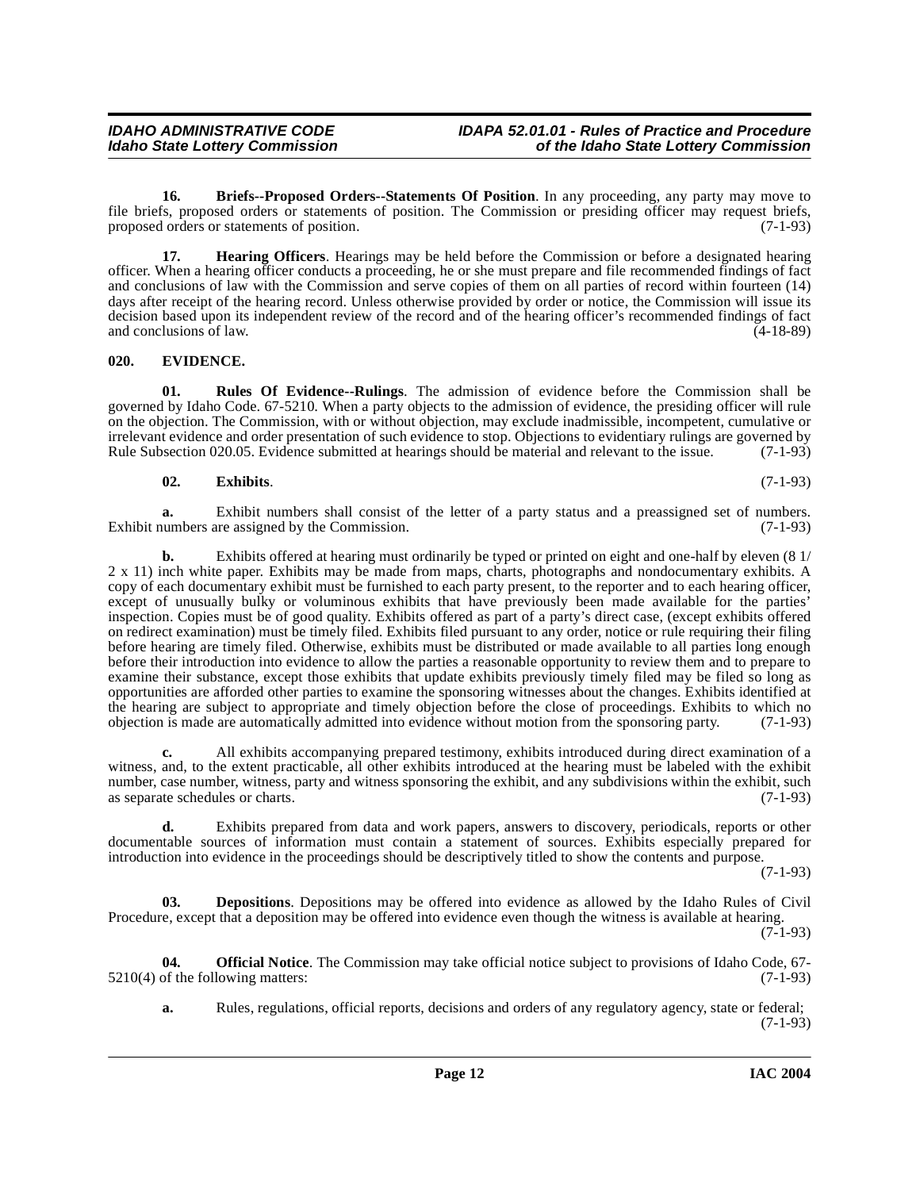**16. Briefs--Proposed Orders--Statements Of Position**. In any proceeding, any party may move to file briefs, proposed orders or statements of position. The Commission or presiding officer may request briefs, proposed orders or statements of position. (7-1-93)

**17. Hearing Officers**. Hearings may be held before the Commission or before a designated hearing officer. When a hearing officer conducts a proceeding, he or she must prepare and file recommended findings of fact and conclusions of law with the Commission and serve copies of them on all parties of record within fourteen (14) days after receipt of the hearing record. Unless otherwise provided by order or notice, the Commission will issue its decision based upon its independent review of the record and of the hearing officer's recommended findings of fact and conclusions of law. (4-18-89)

## 020. EVIDENCE.

**01. Rules Of Evidence--Rulings**. The admission of evidence before the Commission shall be governed by Idaho Code. 67-5210. When a party objects to the admission of evidence, the presiding officer will rule on the objection. The Commission, with or without objection, may exclude inadmissible, incompetent, cumulative or irrelevant evidence and order presentation of such evidence to stop. Objections to evidentiary rulings are governed by Rule Subsection 020.05. Evidence submitted at hearings should be material and relevant to the issue. (7-1-93)

**02. Exhibits**. (7-1-93)

**a.** Exhibit numbers shall consist of the letter of a party status and a preassigned set of numbers. Exhibit numbers are assigned by the Commission. (7-1-93)

**b.** Exhibits offered at hearing must ordinarily be typed or printed on eight and one-half by eleven (8 1/2 x 11) inch white paper. Exhibits may be made from maps, charts, photographs and nondocumentary exhibits. A copy of each documentary exhibit must be furnished to each party present, to the reporter and to each hearing officer, except of unusually bulky or voluminous exhibits that have previously been made available for the parties' inspection. Copies must be of good quality. Exhibits offered as part of a party's direct case, (except exhibits offered on redirect examination) must be timely filed. Exhibits filed pursuant to any order, notice or rule requiring their filing before hearing are timely filed. Otherwise, exhibits must be distributed or made available to all parties long enough before their introduction into evidence to allow the parties a reasonable opportunity to review them and to prepare to examine their substance, except those exhibits that update exhibits previously timely filed may be filed so long as opportunities are afforded other parties to examine the sponsoring witnesses about the changes. Exhibits identified at the hearing are subject to appropriate and timely objection before the close of proceedings. Exhibits to which no objection is made are automatically admitted into evidence without motion from the sponsoring party. (7-1-93)

**c.** All exhibits accompanying prepared testimony, exhibits introduced during direct examination of a witness, and, to the extent practicable, all other exhibits introduced at the hearing must be labeled with the exhibit number, case number, witness, party and witness sponsoring the exhibit, and any subdivisions within the exhibit, such as separate schedules or charts. (7-1-93)

**d.** Exhibits prepared from data and work papers, answers to discovery, periodicals, reports or other documentable sources of information must contain a statement of sources. Exhibits especially prepared for introduction into evidence in the proceedings should be descriptively titled to show the contents and purpose. (7-1-93)

**03. Depositions**. Depositions may be offered into evidence as allowed by the Idaho Rules of Civil Procedure, except that a deposition may be offered into evidence even though the witness is available at hearing. (7-1-93)

**04. Official Notice**. The Commission may take official notice subject to provisions of Idaho Code, 67-5210(4) of the following matters: (7-1-93)

**a.** Rules, regulations, official reports, decisions and orders of any regulatory agency, state or federal; (7-1-93)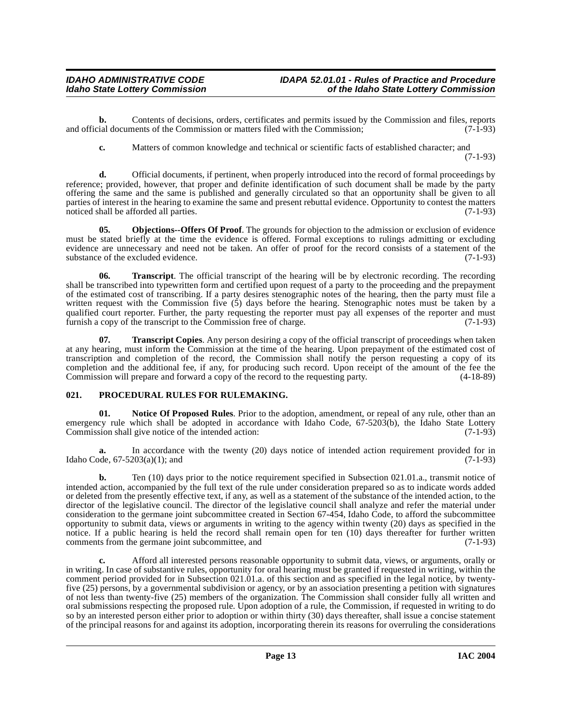**b.** Contents of decisions, orders, certificates and permits issued by the Commission and files, reports and official documents of the Commission or matters filed with the Commission; (7-1-93)

**c.** Matters of common knowledge and technical or scientific facts of established character; and (7-1-93)

**d.** Official documents, if pertinent, when properly introduced into the record of formal proceedings by reference; provided, however, that proper and definite identification of such document shall be made by the party offering the same and the same is published and generally circulated so that an opportunity shall be given to all parties of interest in the hearing to examine the same and present rebuttal evidence. Opportunity to contest the matters noticed shall be afforded all parties. (7-1-93)

**05. Objections--Offers Of Proof**. The grounds for objection to the admission or exclusion of evidence must be stated briefly at the time the evidence is offered. Formal exceptions to rulings admitting or excluding evidence are unnecessary and need not be taken. An offer of proof for the record consists of a statement of the substance of the excluded evidence. (7-1-93)

**06. Transcript**. The official transcript of the hearing will be by electronic recording. The recording shall be transcribed into typewritten form and certified upon request of a party to the proceeding and the prepayment of the estimated cost of transcribing. If a party desires stenographic notes of the hearing, then the party must file a written request with the Commission five (5) days before the hearing. Stenographic notes must be taken by a qualified court reporter. Further, the party requesting the reporter must pay all expenses of the reporter and must furnish a copy of the transcript to the Commission free of charge. (7-1-93)

**07. Transcript Copies**. Any person desiring a copy of the official transcript of proceedings when taken at any hearing, must inform the Commission at the time of the hearing. Upon prepayment of the estimated cost of transcription and completion of the record, the Commission shall notify the person requesting a copy of its completion and the additional fee, if any, for producing such record. Upon receipt of the amount of the fee the Commission will prepare and forward a copy of the record to the requesting party. (4-18-89)

### 021. PROCEDURAL RULES FOR RULEMAKING.

**01. Notice Of Proposed Rules**. Prior to the adoption, amendment, or repeal of any rule, other than an emergency rule which shall be adopted in accordance with Idaho Code, 67-5203(b), the Idaho State Lottery Commission shall give notice of the intended action: (7-1-93)

**a.** In accordance with the twenty (20) days notice of intended action requirement provided for in Idaho Code, 67-5203(a)(1); and (7-1-93)

**b.** Ten (10) days prior to the notice requirement specified in Subsection 021.01.a., transmit notice of intended action, accompanied by the full text of the rule under consideration prepared so as to indicate words added or deleted from the presently effective text, if any, as well as a statement of the substance of the intended action, to the director of the legislative council. The director of the legislative council shall analyze and refer the material under consideration to the germane joint subcommittee created in Section 67-454, Idaho Code, to afford the subcommittee opportunity to submit data, views or arguments in writing to the agency within twenty (20) days as specified in the notice. If a public hearing is held the record shall remain open for ten (10) days thereafter for further written comments from the germane joint subcommittee, and (7-1-93)

**c.** Afford all interested persons reasonable opportunity to submit data, views, or arguments, orally or in writing. In case of substantive rules, opportunity for oral hearing must be granted if requested in writing, within the comment period provided for in Subsection 021.01.a. of this section and as specified in the legal notice, by twenty-five (25) persons, by a governmental subdivision or agency, or by an association presenting a petition with signatures of not less than twenty-five (25) members of the organization. The Commission shall consider fully all written and oral submissions respecting the proposed rule. Upon adoption of a rule, the Commission, if requested in writing to do so by an interested person either prior to adoption or within thirty (30) days thereafter, shall issue a concise statement of the principal reasons for and against its adoption, incorporating therein its reasons for overruling the considerations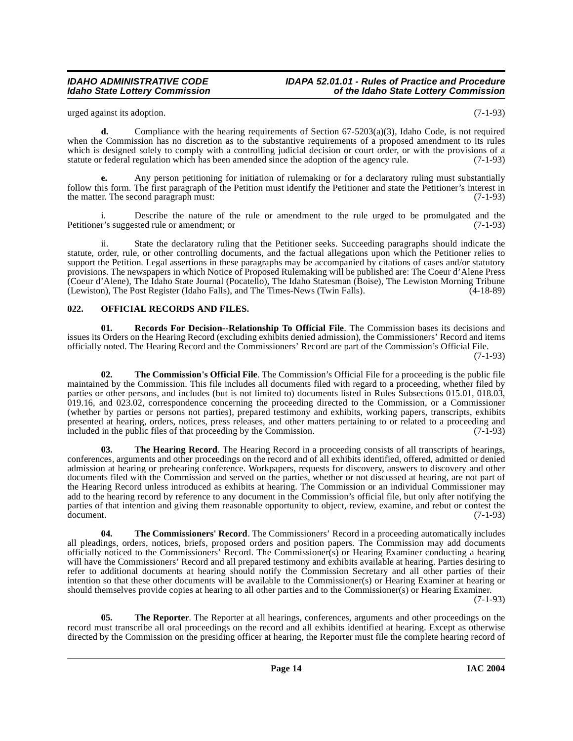urged against its adoption. (7-1-93)

**d.** Compliance with the hearing requirements of Section 67-5203(a)(3), Idaho Code, is not required when the Commission has no discretion as to the substantive requirements of a proposed amendment to its rules which is designed solely to comply with a controlling judicial decision or court order, or with the provisions of a statute or federal regulation which has been amended since the adoption of the agency rule. (7-1-93)

**e.** Any person petitioning for initiation of rulemaking or for a declaratory ruling must substantially follow this form. The first paragraph of the Petition must identify the Petitioner and state the Petitioner's interest in the matter. The second paragraph must: (7-1-93)

i. Describe the nature of the rule or amendment to the rule urged to be promulgated and the Petitioner's suggested rule or amendment; or (7-1-93)

ii. State the declaratory ruling that the Petitioner seeks. Succeeding paragraphs should indicate the statute, order, rule, or other controlling documents, and the factual allegations upon which the Petitioner relies to support the Petition. Legal assertions in these paragraphs may be accompanied by citations of cases and/or statutory provisions. The newspapers in which Notice of Proposed Rulemaking will be published are: The Coeur d'Alene Press (Coeur d'Alene), The Idaho State Journal (Pocatello), The Idaho Statesman (Boise), The Lewiston Morning Tribune (Lewiston), The Post Register (Idaho Falls), and The Times-News (Twin Falls). (4-18-89)

## 022. OFFICIAL RECORDS AND FILES.

**01. Records For Decision--Relationship To Official File**. The Commission bases its decisions and issues its Orders on the Hearing Record (excluding exhibits denied admission), the Commissioners' Record and items officially noted. The Hearing Record and the Commissioners' Record are part of the Commission's Official File. (7-1-93)

**02. The Commission's Official File**. The Commission's Official File for a proceeding is the public file maintained by the Commission. This file includes all documents filed with regard to a proceeding, whether filed by parties or other persons, and includes (but is not limited to) documents listed in Rules Subsections 015.01, 018.03, 019.16, and 023.02, correspondence concerning the proceeding directed to the Commission, or a Commissioner (whether by parties or persons not parties), prepared testimony and exhibits, working papers, transcripts, exhibits presented at hearing, orders, notices, press releases, and other matters pertaining to or related to a proceeding and included in the public files of that proceeding by the Commission. (7-1-93)

**03. The Hearing Record**. The Hearing Record in a proceeding consists of all transcripts of hearings, conferences, arguments and other proceedings on the record and of all exhibits identified, offered, admitted or denied admission at hearing or prehearing conference. Workpapers, requests for discovery, answers to discovery and other documents filed with the Commission and served on the parties, whether or not discussed at hearing, are not part of the Hearing Record unless introduced as exhibits at hearing. The Commission or an individual Commissioner may add to the hearing record by reference to any document in the Commission's official file, but only after notifying the parties of that intention and giving them reasonable opportunity to object, review, examine, and rebut or contest the document. (7-1-93)

**04. The Commissioners' Record**. The Commissioners' Record in a proceeding automatically includes all pleadings, orders, notices, briefs, proposed orders and position papers. The Commission may add documents officially noticed to the Commissioners' Record. The Commissioner(s) or Hearing Examiner conducting a hearing will have the Commissioners' Record and all prepared testimony and exhibits available at hearing. Parties desiring to refer to additional documents at hearing should notify the Commission Secretary and all other parties of their intention so that these other documents will be available to the Commissioner(s) or Hearing Examiner at hearing or should themselves provide copies at hearing to all other parties and to the Commissioner(s) or Hearing Examiner. (7-1-93)

**05. The Reporter**. The Reporter at all hearings, conferences, arguments and other proceedings on the record must transcribe all oral proceedings on the record and all exhibits identified at hearing. Except as otherwise directed by the Commission on the presiding officer at hearing, the Reporter must file the complete hearing record of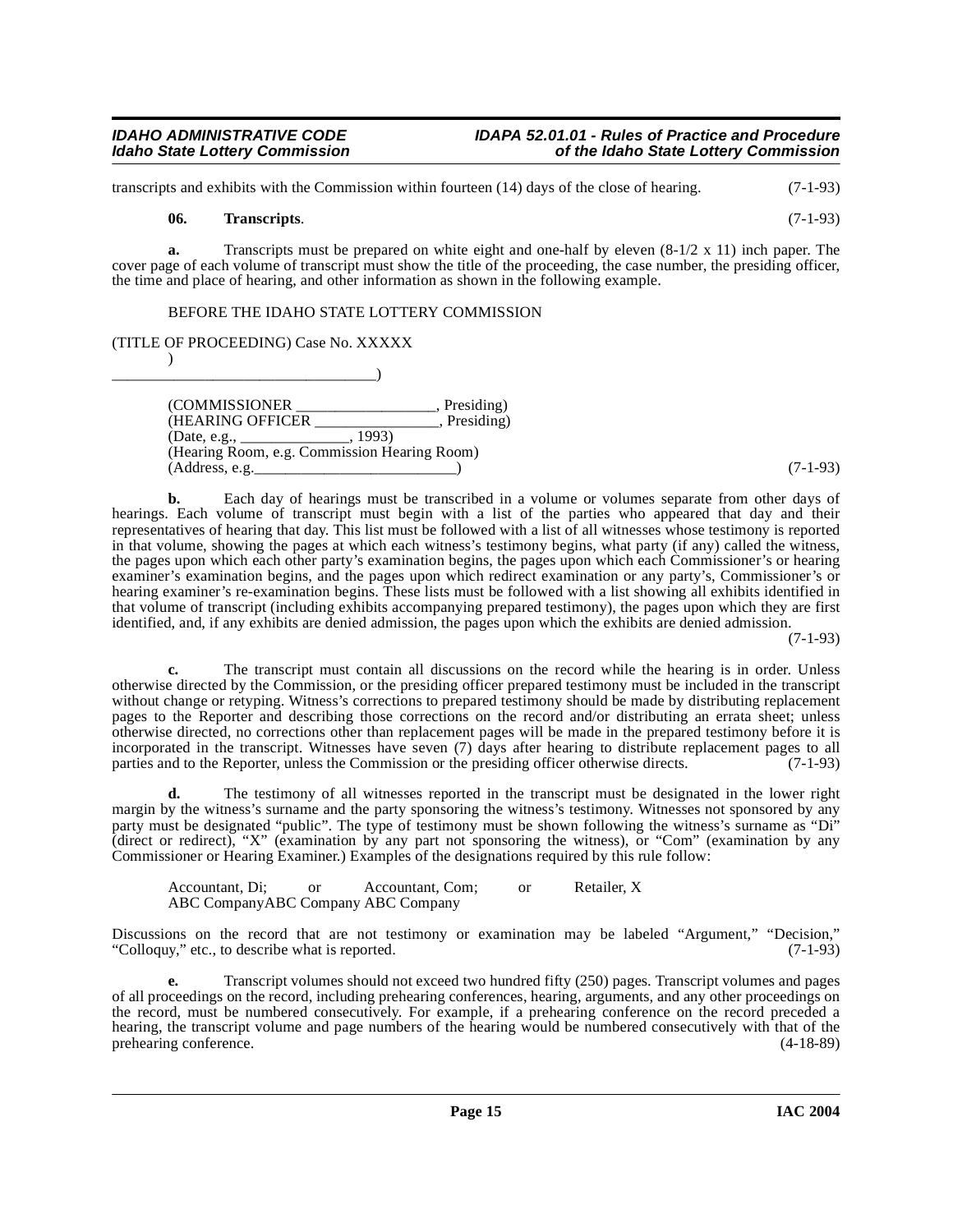transcripts and exhibits with the Commission within fourteen (14) days of the close of hearing. (7-1-93)

**06. Transcripts**. (7-1-93)

**a.** Transcripts must be prepared on white eight and one-half by eleven (8-1/2 x 11) inch paper. The cover page of each volume of transcript must show the title of the proceeding, the case number, the presiding officer, the time and place of hearing, and other information as shown in the following example.

BEFORE THE IDAHO STATE LOTTERY COMMISSION

(TITLE OF PROCEEDING) Case No. XXXXX
)
__________________________________)

(COMMISSIONER __________________, Presiding)
(HEARING OFFICER ________________, Presiding)
(Date, e.g., ______________, 1993)
(Hearing Room, e.g. Commission Hearing Room)
(Address, e.g.__________________________) (7-1-93)

**b.** Each day of hearings must be transcribed in a volume or volumes separate from other days of hearings. Each volume of transcript must begin with a list of the parties who appeared that day and their representatives of hearing that day. This list must be followed with a list of all witnesses whose testimony is reported in that volume, showing the pages at which each witness's testimony begins, what party (if any) called the witness, the pages upon which each other party's examination begins, the pages upon which each Commissioner's or hearing examiner's examination begins, and the pages upon which redirect examination or any party's, Commissioner's or hearing examiner's re-examination begins. These lists must be followed with a list showing all exhibits identified in that volume of transcript (including exhibits accompanying prepared testimony), the pages upon which they are first identified, and, if any exhibits are denied admission, the pages upon which the exhibits are denied admission. (7-1-93)

**c.** The transcript must contain all discussions on the record while the hearing is in order. Unless otherwise directed by the Commission, or the presiding officer prepared testimony must be included in the transcript without change or retyping. Witness's corrections to prepared testimony should be made by distributing replacement pages to the Reporter and describing those corrections on the record and/or distributing an errata sheet; unless otherwise directed, no corrections other than replacement pages will be made in the prepared testimony before it is incorporated in the transcript. Witnesses have seven (7) days after hearing to distribute replacement pages to all parties and to the Reporter, unless the Commission or the presiding officer otherwise directs. (7-1-93)

**d.** The testimony of all witnesses reported in the transcript must be designated in the lower right margin by the witness's surname and the party sponsoring the witness's testimony. Witnesses not sponsored by any party must be designated "public". The type of testimony must be shown following the witness's surname as "Di" (direct or redirect), "X" (examination by any part not sponsoring the witness), or "Com" (examination by any Commissioner or Hearing Examiner.) Examples of the designations required by this rule follow:

Accountant, Di; or Accountant, Com; or Retailer, X
ABC CompanyABC Company ABC Company

Discussions on the record that are not testimony or examination may be labeled "Argument," "Decision," "Colloquy," etc., to describe what is reported. (7-1-93)

**e.** Transcript volumes should not exceed two hundred fifty (250) pages. Transcript volumes and pages of all proceedings on the record, including prehearing conferences, hearing, arguments, and any other proceedings on the record, must be numbered consecutively. For example, if a prehearing conference on the record preceded a hearing, the transcript volume and page numbers of the hearing would be numbered consecutively with that of the prehearing conference. (4-18-89)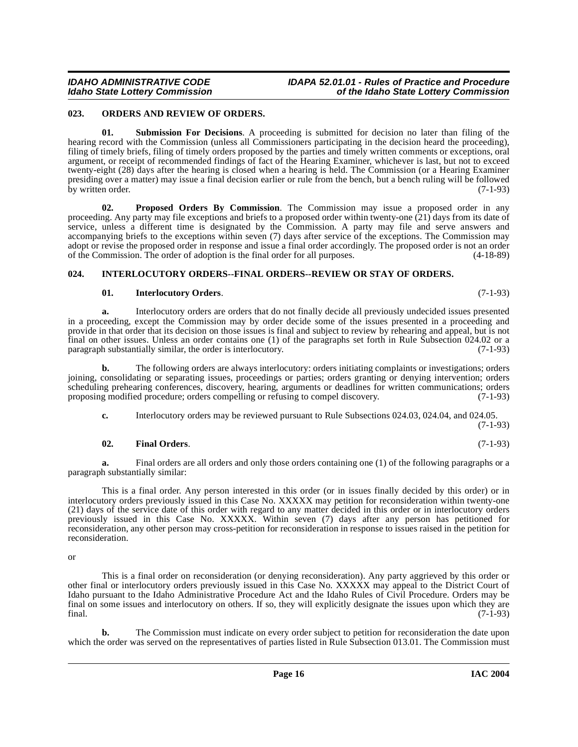### 023. ORDERS AND REVIEW OF ORDERS.

**01. Submission For Decisions**. A proceeding is submitted for decision no later than filing of the hearing record with the Commission (unless all Commissioners participating in the decision heard the proceeding), filing of timely briefs, filing of timely orders proposed by the parties and timely written comments or exceptions, oral argument, or receipt of recommended findings of fact of the Hearing Examiner, whichever is last, but not to exceed twenty-eight (28) days after the hearing is closed when a hearing is held. The Commission (or a Hearing Examiner presiding over a matter) may issue a final decision earlier or rule from the bench, but a bench ruling will be followed by written order. (7-1-93)

**02. Proposed Orders By Commission**. The Commission may issue a proposed order in any proceeding. Any party may file exceptions and briefs to a proposed order within twenty-one (21) days from its date of service, unless a different time is designated by the Commission. A party may file and serve answers and accompanying briefs to the exceptions within seven (7) days after service of the exceptions. The Commission may adopt or revise the proposed order in response and issue a final order accordingly. The proposed order is not an order of the Commission. The order of adoption is the final order for all purposes. (4-18-89)

### 024. INTERLOCUTORY ORDERS--FINAL ORDERS--REVIEW OR STAY OF ORDERS.

**01. Interlocutory Orders**. (7-1-93)

**a.** Interlocutory orders are orders that do not finally decide all previously undecided issues presented in a proceeding, except the Commission may by order decide some of the issues presented in a proceeding and provide in that order that its decision on those issues is final and subject to review by rehearing and appeal, but is not final on other issues. Unless an order contains one (1) of the paragraphs set forth in Rule Subsection 024.02 or a paragraph substantially similar, the order is interlocutory. (7-1-93)

**b.** The following orders are always interlocutory: orders initiating complaints or investigations; orders joining, consolidating or separating issues, proceedings or parties; orders granting or denying intervention; orders scheduling prehearing conferences, discovery, hearing, arguments or deadlines for written communications; orders proposing modified procedure; orders compelling or refusing to compel discovery. (7-1-93)

**c.** Interlocutory orders may be reviewed pursuant to Rule Subsections 024.03, 024.04, and 024.05. (7-1-93)

**02. Final Orders**. (7-1-93)

**a.** Final orders are all orders and only those orders containing one (1) of the following paragraphs or a paragraph substantially similar:

This is a final order. Any person interested in this order (or in issues finally decided by this order) or in interlocutory orders previously issued in this Case No. XXXXX may petition for reconsideration within twenty-one (21) days of the service date of this order with regard to any matter decided in this order or in interlocutory orders previously issued in this Case No. XXXXX. Within seven (7) days after any person has petitioned for reconsideration, any other person may cross-petition for reconsideration in response to issues raised in the petition for reconsideration.

or

This is a final order on reconsideration (or denying reconsideration). Any party aggrieved by this order or other final or interlocutory orders previously issued in this Case No. XXXXX may appeal to the District Court of Idaho pursuant to the Idaho Administrative Procedure Act and the Idaho Rules of Civil Procedure. Orders may be final on some issues and interlocutory on others. If so, they will explicitly designate the issues upon which they are final. (7-1-93)

**b.** The Commission must indicate on every order subject to petition for reconsideration the date upon which the order was served on the representatives of parties listed in Rule Subsection 013.01. The Commission must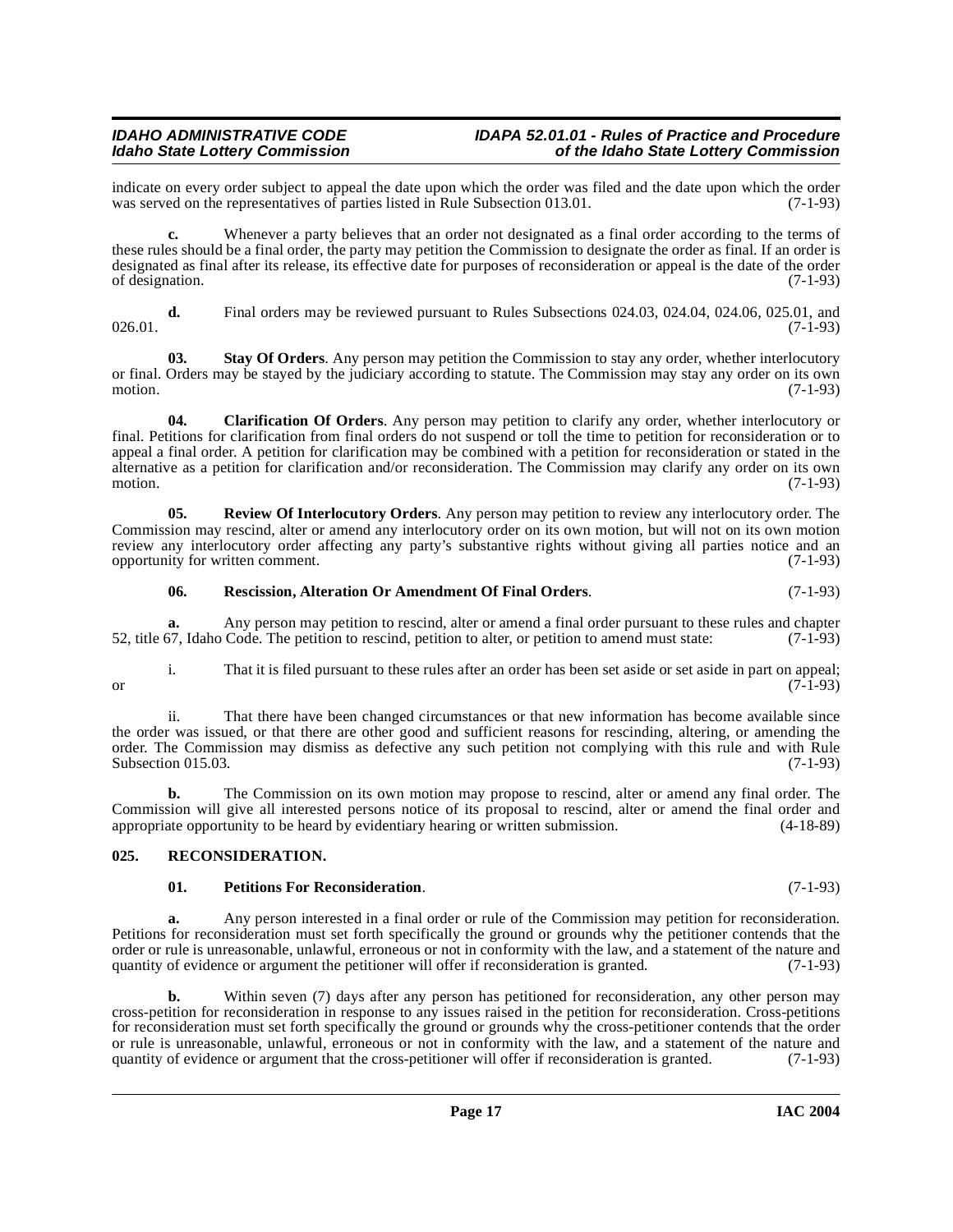indicate on every order subject to appeal the date upon which the order was filed and the date upon which the order was served on the representatives of parties listed in Rule Subsection 013.01. (7-1-93)

**c.** Whenever a party believes that an order not designated as a final order according to the terms of these rules should be a final order, the party may petition the Commission to designate the order as final. If an order is designated as final after its release, its effective date for purposes of reconsideration or appeal is the date of the order of designation. (7-1-93)

**d.** Final orders may be reviewed pursuant to Rules Subsections 024.03, 024.04, 024.06, 025.01, and 026.01. (7-1-93)

**03. Stay Of Orders**. Any person may petition the Commission to stay any order, whether interlocutory or final. Orders may be stayed by the judiciary according to statute. The Commission may stay any order on its own motion. (7-1-93)

**04. Clarification Of Orders**. Any person may petition to clarify any order, whether interlocutory or final. Petitions for clarification from final orders do not suspend or toll the time to petition for reconsideration or to appeal a final order. A petition for clarification may be combined with a petition for reconsideration or stated in the alternative as a petition for clarification and/or reconsideration. The Commission may clarify any order on its own motion. (7-1-93)

**05. Review Of Interlocutory Orders**. Any person may petition to review any interlocutory order. The Commission may rescind, alter or amend any interlocutory order on its own motion, but will not on its own motion review any interlocutory order affecting any party's substantive rights without giving all parties notice and an opportunity for written comment. (7-1-93)

**06. Rescission, Alteration Or Amendment Of Final Orders**. (7-1-93)

**a.** Any person may petition to rescind, alter or amend a final order pursuant to these rules and chapter 52, title 67, Idaho Code. The petition to rescind, petition to alter, or petition to amend must state: (7-1-93)

i. That it is filed pursuant to these rules after an order has been set aside or set aside in part on appeal; or (7-1-93)

ii. That there have been changed circumstances or that new information has become available since the order was issued, or that there are other good and sufficient reasons for rescinding, altering, or amending the order. The Commission may dismiss as defective any such petition not complying with this rule and with Rule Subsection 015.03. (7-1-93)

**b.** The Commission on its own motion may propose to rescind, alter or amend any final order. The Commission will give all interested persons notice of its proposal to rescind, alter or amend the final order and appropriate opportunity to be heard by evidentiary hearing or written submission. (4-18-89)

### 025. RECONSIDERATION.

**01. Petitions For Reconsideration**. (7-1-93)

**a.** Any person interested in a final order or rule of the Commission may petition for reconsideration. Petitions for reconsideration must set forth specifically the ground or grounds why the petitioner contends that the order or rule is unreasonable, unlawful, erroneous or not in conformity with the law, and a statement of the nature and quantity of evidence or argument the petitioner will offer if reconsideration is granted. (7-1-93)

**b.** Within seven (7) days after any person has petitioned for reconsideration, any other person may cross-petition for reconsideration in response to any issues raised in the petition for reconsideration. Cross-petitions for reconsideration must set forth specifically the ground or grounds why the cross-petitioner contends that the order or rule is unreasonable, unlawful, erroneous or not in conformity with the law, and a statement of the nature and quantity of evidence or argument that the cross-petitioner will offer if reconsideration is granted. (7-1-93)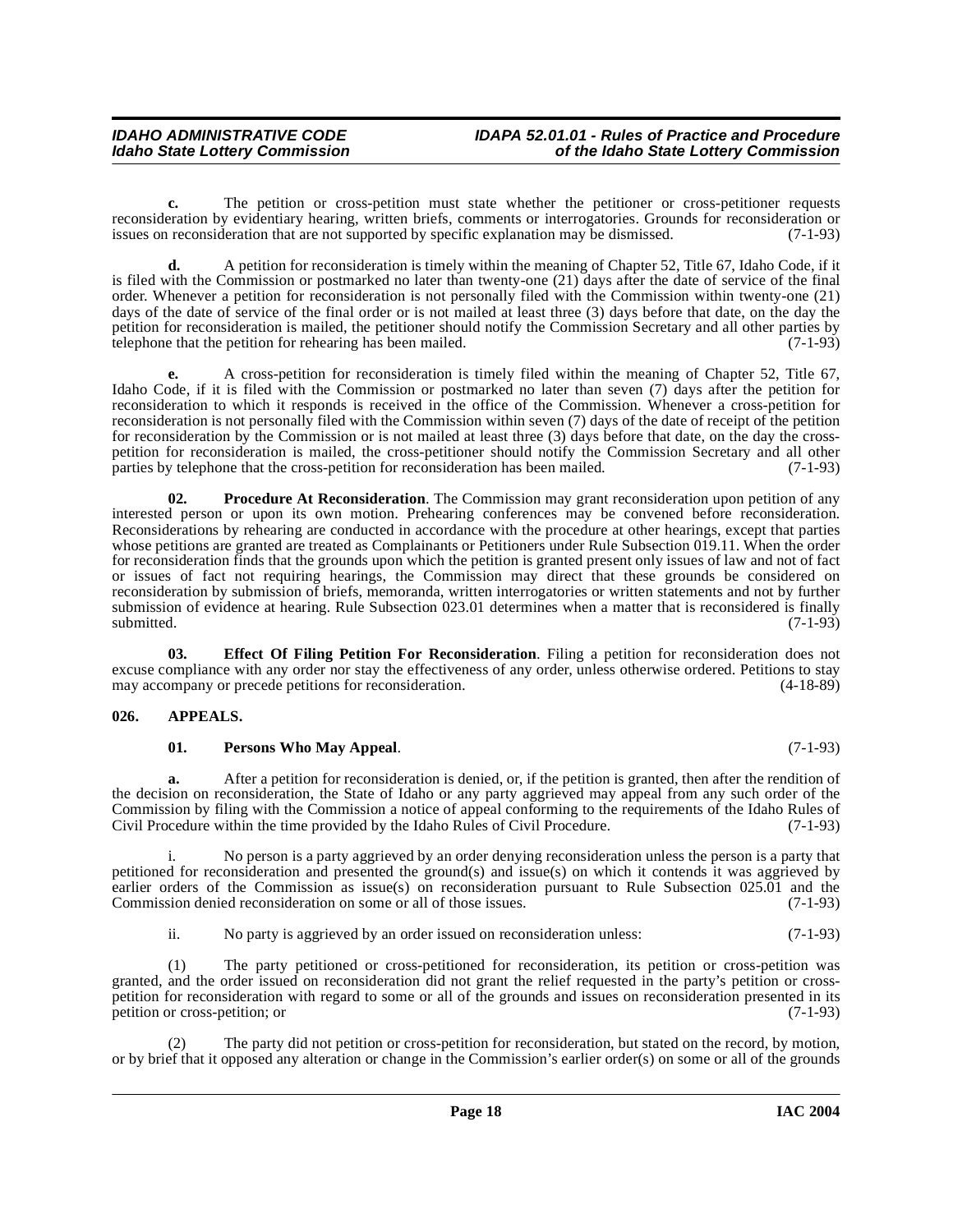**c.** The petition or cross-petition must state whether the petitioner or cross-petitioner requests reconsideration by evidentiary hearing, written briefs, comments or interrogatories. Grounds for reconsideration or issues on reconsideration that are not supported by specific explanation may be dismissed. (7-1-93)

**d.** A petition for reconsideration is timely within the meaning of Chapter 52, Title 67, Idaho Code, if it is filed with the Commission or postmarked no later than twenty-one (21) days after the date of service of the final order. Whenever a petition for reconsideration is not personally filed with the Commission within twenty-one (21) days of the date of service of the final order or is not mailed at least three (3) days before that date, on the day the petition for reconsideration is mailed, the petitioner should notify the Commission Secretary and all other parties by telephone that the petition for rehearing has been mailed. (7-1-93)

**e.** A cross-petition for reconsideration is timely filed within the meaning of Chapter 52, Title 67, Idaho Code, if it is filed with the Commission or postmarked no later than seven (7) days after the petition for reconsideration to which it responds is received in the office of the Commission. Whenever a cross-petition for reconsideration is not personally filed with the Commission within seven (7) days of the date of receipt of the petition for reconsideration by the Commission or is not mailed at least three (3) days before that date, on the day the cross-petition for reconsideration is mailed, the cross-petitioner should notify the Commission Secretary and all other parties by telephone that the cross-petition for reconsideration has been mailed. (7-1-93)

**02. Procedure At Reconsideration**. The Commission may grant reconsideration upon petition of any interested person or upon its own motion. Prehearing conferences may be convened before reconsideration. Reconsiderations by rehearing are conducted in accordance with the procedure at other hearings, except that parties whose petitions are granted are treated as Complainants or Petitioners under Rule Subsection 019.11. When the order for reconsideration finds that the grounds upon which the petition is granted present only issues of law and not of fact or issues of fact not requiring hearings, the Commission may direct that these grounds be considered on reconsideration by submission of briefs, memoranda, written interrogatories or written statements and not by further submission of evidence at hearing. Rule Subsection 023.01 determines when a matter that is reconsidered is finally submitted. (7-1-93)

**03. Effect Of Filing Petition For Reconsideration**. Filing a petition for reconsideration does not excuse compliance with any order nor stay the effectiveness of any order, unless otherwise ordered. Petitions to stay may accompany or precede petitions for reconsideration. (4-18-89)

## 026. APPEALS.

**01. Persons Who May Appeal**. (7-1-93)

**a.** After a petition for reconsideration is denied, or, if the petition is granted, then after the rendition of the decision on reconsideration, the State of Idaho or any party aggrieved may appeal from any such order of the Commission by filing with the Commission a notice of appeal conforming to the requirements of the Idaho Rules of Civil Procedure within the time provided by the Idaho Rules of Civil Procedure. (7-1-93)

i. No person is a party aggrieved by an order denying reconsideration unless the person is a party that petitioned for reconsideration and presented the ground(s) and issue(s) on which it contends it was aggrieved by earlier orders of the Commission as issue(s) on reconsideration pursuant to Rule Subsection 025.01 and the Commission denied reconsideration on some or all of those issues. (7-1-93)

ii. No party is aggrieved by an order issued on reconsideration unless: (7-1-93)

(1) The party petitioned or cross-petitioned for reconsideration, its petition or cross-petition was granted, and the order issued on reconsideration did not grant the relief requested in the party's petition or cross-petition for reconsideration with regard to some or all of the grounds and issues on reconsideration presented in its petition or cross-petition; or (7-1-93)

(2) The party did not petition or cross-petition for reconsideration, but stated on the record, by motion, or by brief that it opposed any alteration or change in the Commission's earlier order(s) on some or all of the grounds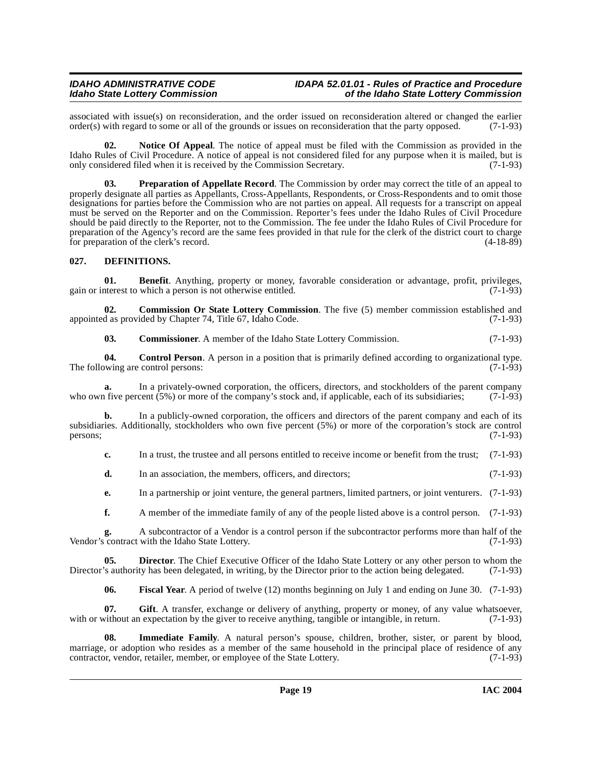associated with issue(s) on reconsideration, and the order issued on reconsideration altered or changed the earlier order(s) with regard to some or all of the grounds or issues on reconsideration that the party opposed. (7-1-93)

**02. Notice Of Appeal**. The notice of appeal must be filed with the Commission as provided in the Idaho Rules of Civil Procedure. A notice of appeal is not considered filed for any purpose when it is mailed, but is only considered filed when it is received by the Commission Secretary. (7-1-93)

**03. Preparation of Appellate Record**. The Commission by order may correct the title of an appeal to properly designate all parties as Appellants, Cross-Appellants, Respondents, or Cross-Respondents and to omit those designations for parties before the Commission who are not parties on appeal. All requests for a transcript on appeal must be served on the Reporter and on the Commission. Reporter's fees under the Idaho Rules of Civil Procedure should be paid directly to the Reporter, not to the Commission. The fee under the Idaho Rules of Civil Procedure for preparation of the Agency's record are the same fees provided in that rule for the clerk of the district court to charge for preparation of the clerk's record. (4-18-89)

### 027. DEFINITIONS.

**01. Benefit**. Anything, property or money, favorable consideration or advantage, profit, privileges, gain or interest to which a person is not otherwise entitled. (7-1-93)

**02. Commission Or State Lottery Commission**. The five (5) member commission established and appointed as provided by Chapter 74, Title 67, Idaho Code. (7-1-93)

**03. Commissioner**. A member of the Idaho State Lottery Commission. (7-1-93)

**04. Control Person**. A person in a position that is primarily defined according to organizational type. The following are control persons: (7-1-93)

**a.** In a privately-owned corporation, the officers, directors, and stockholders of the parent company who own five percent (5%) or more of the company's stock and, if applicable, each of its subsidiaries; (7-1-93)

**b.** In a publicly-owned corporation, the officers and directors of the parent company and each of its subsidiaries. Additionally, stockholders who own five percent (5%) or more of the corporation's stock are control persons; (7-1-93)

**c.** In a trust, the trustee and all persons entitled to receive income or benefit from the trust; (7-1-93)

**d.** In an association, the members, officers, and directors; (7-1-93)

**e.** In a partnership or joint venture, the general partners, limited partners, or joint venturers. (7-1-93)

**f.** A member of the immediate family of any of the people listed above is a control person. (7-1-93)

**g.** A subcontractor of a Vendor is a control person if the subcontractor performs more than half of the Vendor's contract with the Idaho State Lottery. (7-1-93)

**05. Director**. The Chief Executive Officer of the Idaho State Lottery or any other person to whom the Director's authority has been delegated, in writing, by the Director prior to the action being delegated. (7-1-93)

**06. Fiscal Year**. A period of twelve (12) months beginning on July 1 and ending on June 30. (7-1-93)

**07. Gift**. A transfer, exchange or delivery of anything, property or money, of any value whatsoever, with or without an expectation by the giver to receive anything, tangible or intangible, in return. (7-1-93)

**08. Immediate Family**. A natural person's spouse, children, brother, sister, or parent by blood, marriage, or adoption who resides as a member of the same household in the principal place of residence of any contractor, vendor, retailer, member, or employee of the State Lottery. (7-1-93)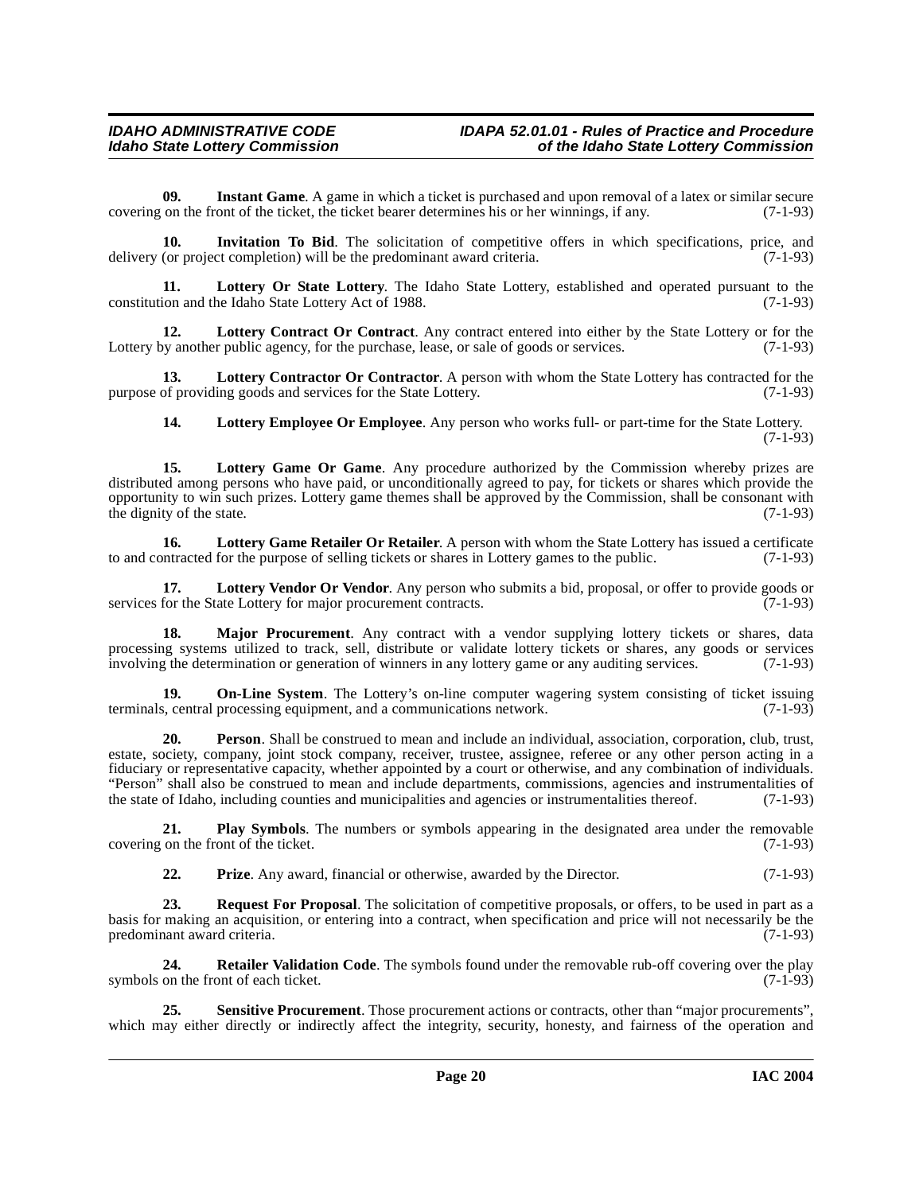**09. Instant Game**. A game in which a ticket is purchased and upon removal of a latex or similar secure covering on the front of the ticket, the ticket bearer determines his or her winnings, if any. (7-1-93)

**10. Invitation To Bid**. The solicitation of competitive offers in which specifications, price, and delivery (or project completion) will be the predominant award criteria. (7-1-93)

**11. Lottery Or State Lottery**. The Idaho State Lottery, established and operated pursuant to the constitution and the Idaho State Lottery Act of 1988. (7-1-93)

**12. Lottery Contract Or Contract**. Any contract entered into either by the State Lottery or for the Lottery by another public agency, for the purchase, lease, or sale of goods or services. (7-1-93)

**13. Lottery Contractor Or Contractor**. A person with whom the State Lottery has contracted for the purpose of providing goods and services for the State Lottery. (7-1-93)

**14. Lottery Employee Or Employee**. Any person who works full- or part-time for the State Lottery. (7-1-93)

**15. Lottery Game Or Game**. Any procedure authorized by the Commission whereby prizes are distributed among persons who have paid, or unconditionally agreed to pay, for tickets or shares which provide the opportunity to win such prizes. Lottery game themes shall be approved by the Commission, shall be consonant with the dignity of the state. (7-1-93)

**16. Lottery Game Retailer Or Retailer**. A person with whom the State Lottery has issued a certificate to and contracted for the purpose of selling tickets or shares in Lottery games to the public. (7-1-93)

**17. Lottery Vendor Or Vendor**. Any person who submits a bid, proposal, or offer to provide goods or services for the State Lottery for major procurement contracts. (7-1-93)

**18. Major Procurement**. Any contract with a vendor supplying lottery tickets or shares, data processing systems utilized to track, sell, distribute or validate lottery tickets or shares, any goods or services involving the determination or generation of winners in any lottery game or any auditing services. (7-1-93)

**19. On-Line System**. The Lottery's on-line computer wagering system consisting of ticket issuing terminals, central processing equipment, and a communications network. (7-1-93)

**20. Person**. Shall be construed to mean and include an individual, association, corporation, club, trust, estate, society, company, joint stock company, receiver, trustee, assignee, referee or any other person acting in a fiduciary or representative capacity, whether appointed by a court or otherwise, and any combination of individuals. "Person" shall also be construed to mean and include departments, commissions, agencies and instrumentalities of the state of Idaho, including counties and municipalities and agencies or instrumentalities thereof. (7-1-93)

**21. Play Symbols**. The numbers or symbols appearing in the designated area under the removable covering on the front of the ticket. (7-1-93)

**22. Prize**. Any award, financial or otherwise, awarded by the Director. (7-1-93)

**23. Request For Proposal**. The solicitation of competitive proposals, or offers, to be used in part as a basis for making an acquisition, or entering into a contract, when specification and price will not necessarily be the predominant award criteria. (7-1-93)

**24. Retailer Validation Code**. The symbols found under the removable rub-off covering over the play symbols on the front of each ticket. (7-1-93)

**25. Sensitive Procurement**. Those procurement actions or contracts, other than "major procurements", which may either directly or indirectly affect the integrity, security, honesty, and fairness of the operation and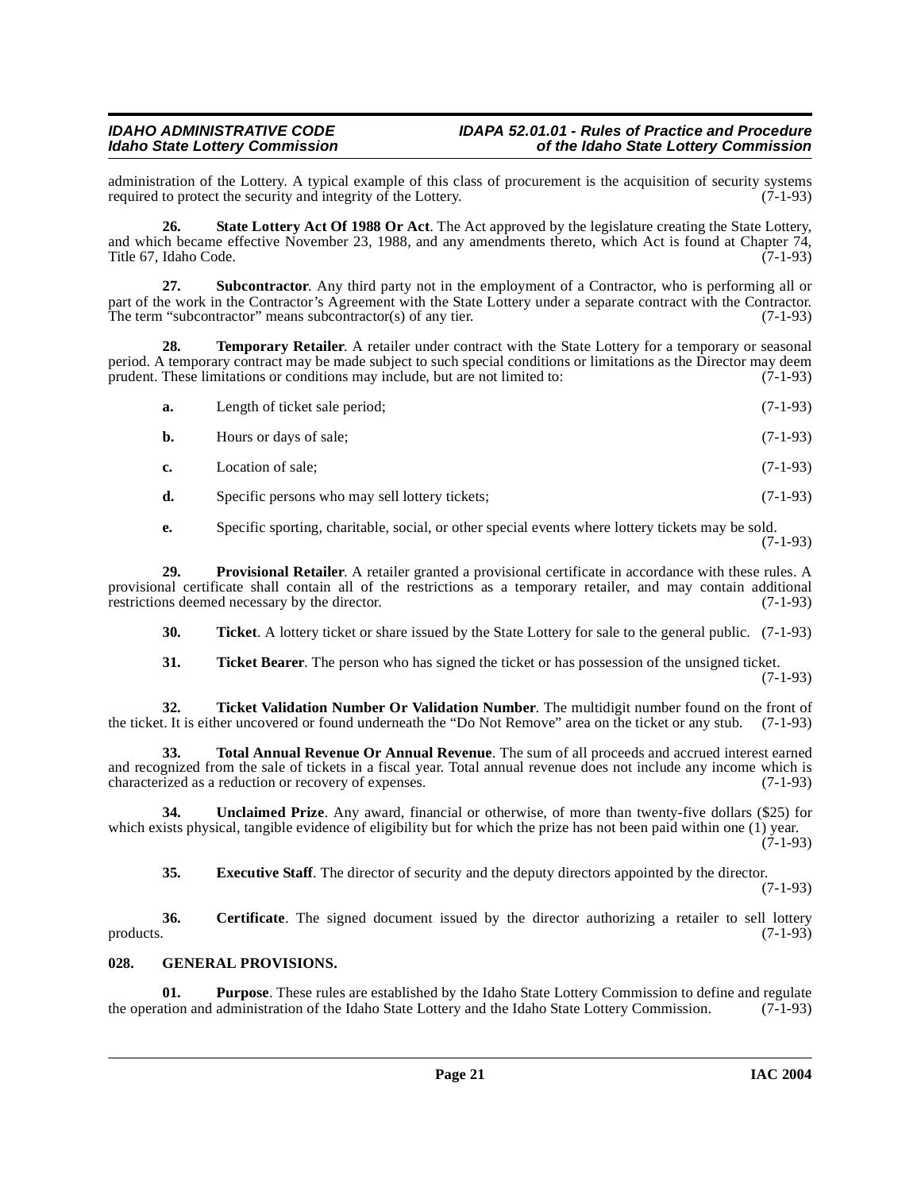administration of the Lottery. A typical example of this class of procurement is the acquisition of security systems required to protect the security and integrity of the Lottery. (7-1-93)

**26. State Lottery Act Of 1988 Or Act**. The Act approved by the legislature creating the State Lottery, and which became effective November 23, 1988, and any amendments thereto, which Act is found at Chapter 74, Title 67, Idaho Code. (7-1-93)

**27. Subcontractor**. Any third party not in the employment of a Contractor, who is performing all or part of the work in the Contractor's Agreement with the State Lottery under a separate contract with the Contractor. The term "subcontractor" means subcontractor(s) of any tier. (7-1-93)

**28. Temporary Retailer**. A retailer under contract with the State Lottery for a temporary or seasonal period. A temporary contract may be made subject to such special conditions or limitations as the Director may deem prudent. These limitations or conditions may include, but are not limited to: (7-1-93)

**a.** Length of ticket sale period; (7-1-93)

**b.** Hours or days of sale; (7-1-93)

**c.** Location of sale; (7-1-93)

**d.** Specific persons who may sell lottery tickets; (7-1-93)

**e.** Specific sporting, charitable, social, or other special events where lottery tickets may be sold. (7-1-93)

**29. Provisional Retailer**. A retailer granted a provisional certificate in accordance with these rules. A provisional certificate shall contain all of the restrictions as a temporary retailer, and may contain additional restrictions deemed necessary by the director. (7-1-93)

**30. Ticket**. A lottery ticket or share issued by the State Lottery for sale to the general public. (7-1-93)

**31. Ticket Bearer**. The person who has signed the ticket or has possession of the unsigned ticket. (7-1-93)

**32. Ticket Validation Number Or Validation Number**. The multidigit number found on the front of the ticket. It is either uncovered or found underneath the "Do Not Remove" area on the ticket or any stub. (7-1-93)

**33. Total Annual Revenue Or Annual Revenue**. The sum of all proceeds and accrued interest earned and recognized from the sale of tickets in a fiscal year. Total annual revenue does not include any income which is characterized as a reduction or recovery of expenses. (7-1-93)

**34. Unclaimed Prize**. Any award, financial or otherwise, of more than twenty-five dollars ($25) for which exists physical, tangible evidence of eligibility but for which the prize has not been paid within one (1) year. (7-1-93)

**35. Executive Staff**. The director of security and the deputy directors appointed by the director. (7-1-93)

**36. Certificate**. The signed document issued by the director authorizing a retailer to sell lottery products. (7-1-93)

## 028. GENERAL PROVISIONS.

**01. Purpose**. These rules are established by the Idaho State Lottery Commission to define and regulate the operation and administration of the Idaho State Lottery and the Idaho State Lottery Commission. (7-1-93)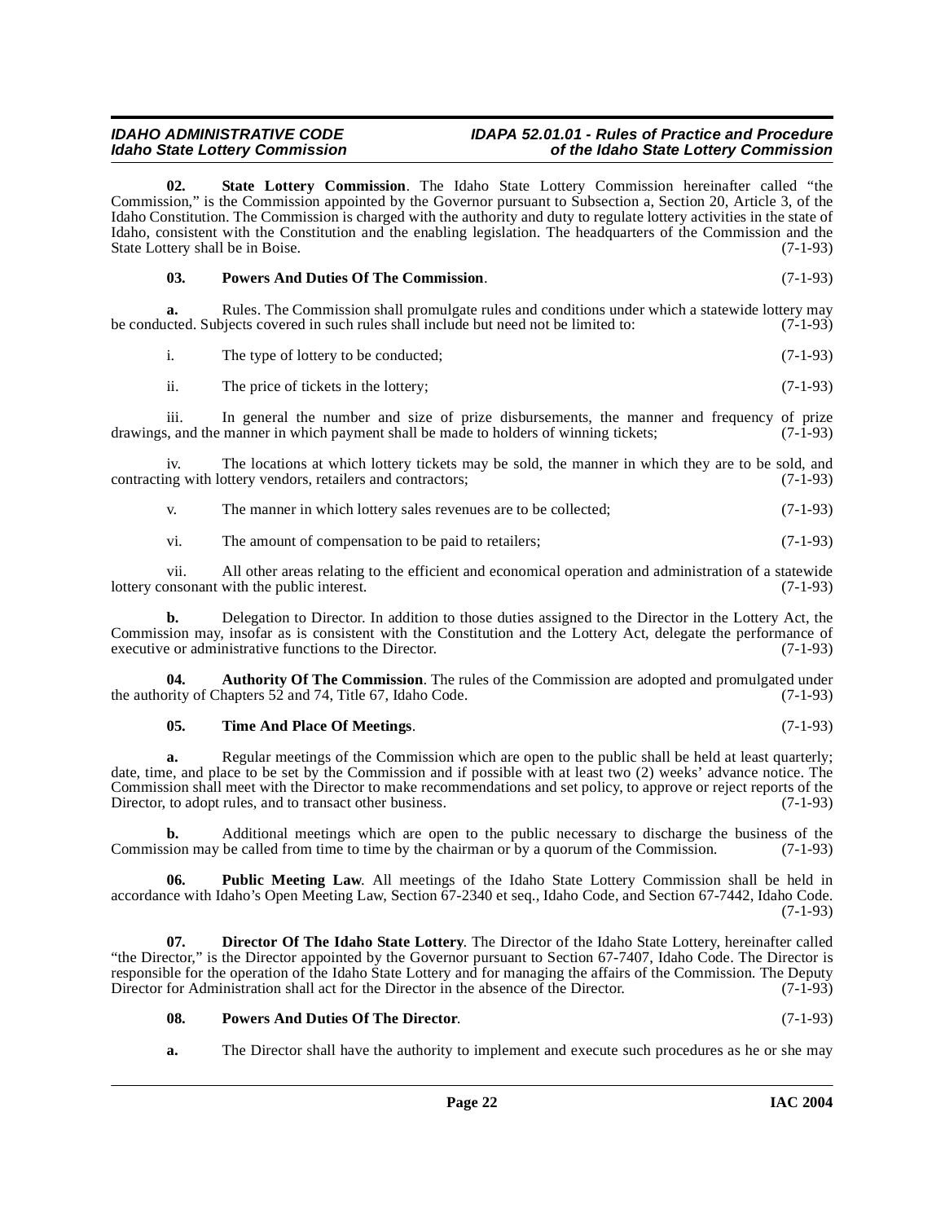**02. State Lottery Commission**. The Idaho State Lottery Commission hereinafter called "the Commission," is the Commission appointed by the Governor pursuant to Subsection a, Section 20, Article 3, of the Idaho Constitution. The Commission is charged with the authority and duty to regulate lottery activities in the state of Idaho, consistent with the Constitution and the enabling legislation. The headquarters of the Commission and the State Lottery shall be in Boise. (7-1-93)

**03. Powers And Duties Of The Commission**. (7-1-93)

**a.** Rules. The Commission shall promulgate rules and conditions under which a statewide lottery may be conducted. Subjects covered in such rules shall include but need not be limited to: (7-1-93)

i. The type of lottery to be conducted; (7-1-93)

ii. The price of tickets in the lottery; (7-1-93)

iii. In general the number and size of prize disbursements, the manner and frequency of prize drawings, and the manner in which payment shall be made to holders of winning tickets; (7-1-93)

iv. The locations at which lottery tickets may be sold, the manner in which they are to be sold, and contracting with lottery vendors, retailers and contractors; (7-1-93)

v. The manner in which lottery sales revenues are to be collected; (7-1-93)

vi. The amount of compensation to be paid to retailers; (7-1-93)

vii. All other areas relating to the efficient and economical operation and administration of a statewide lottery consonant with the public interest. (7-1-93)

**b.** Delegation to Director. In addition to those duties assigned to the Director in the Lottery Act, the Commission may, insofar as is consistent with the Constitution and the Lottery Act, delegate the performance of executive or administrative functions to the Director. (7-1-93)

**04. Authority Of The Commission**. The rules of the Commission are adopted and promulgated under the authority of Chapters 52 and 74, Title 67, Idaho Code. (7-1-93)

**05. Time And Place Of Meetings**. (7-1-93)

**a.** Regular meetings of the Commission which are open to the public shall be held at least quarterly; date, time, and place to be set by the Commission and if possible with at least two (2) weeks' advance notice. The Commission shall meet with the Director to make recommendations and set policy, to approve or reject reports of the Director, to adopt rules, and to transact other business. (7-1-93)

**b.** Additional meetings which are open to the public necessary to discharge the business of the Commission may be called from time to time by the chairman or by a quorum of the Commission. (7-1-93)

**06. Public Meeting Law**. All meetings of the Idaho State Lottery Commission shall be held in accordance with Idaho's Open Meeting Law, Section 67-2340 et seq., Idaho Code, and Section 67-7442, Idaho Code. (7-1-93)

**07. Director Of The Idaho State Lottery**. The Director of the Idaho State Lottery, hereinafter called "the Director," is the Director appointed by the Governor pursuant to Section 67-7407, Idaho Code. The Director is responsible for the operation of the Idaho State Lottery and for managing the affairs of the Commission. The Deputy Director for Administration shall act for the Director in the absence of the Director. (7-1-93)

**08. Powers And Duties Of The Director**. (7-1-93)

**a.** The Director shall have the authority to implement and execute such procedures as he or she may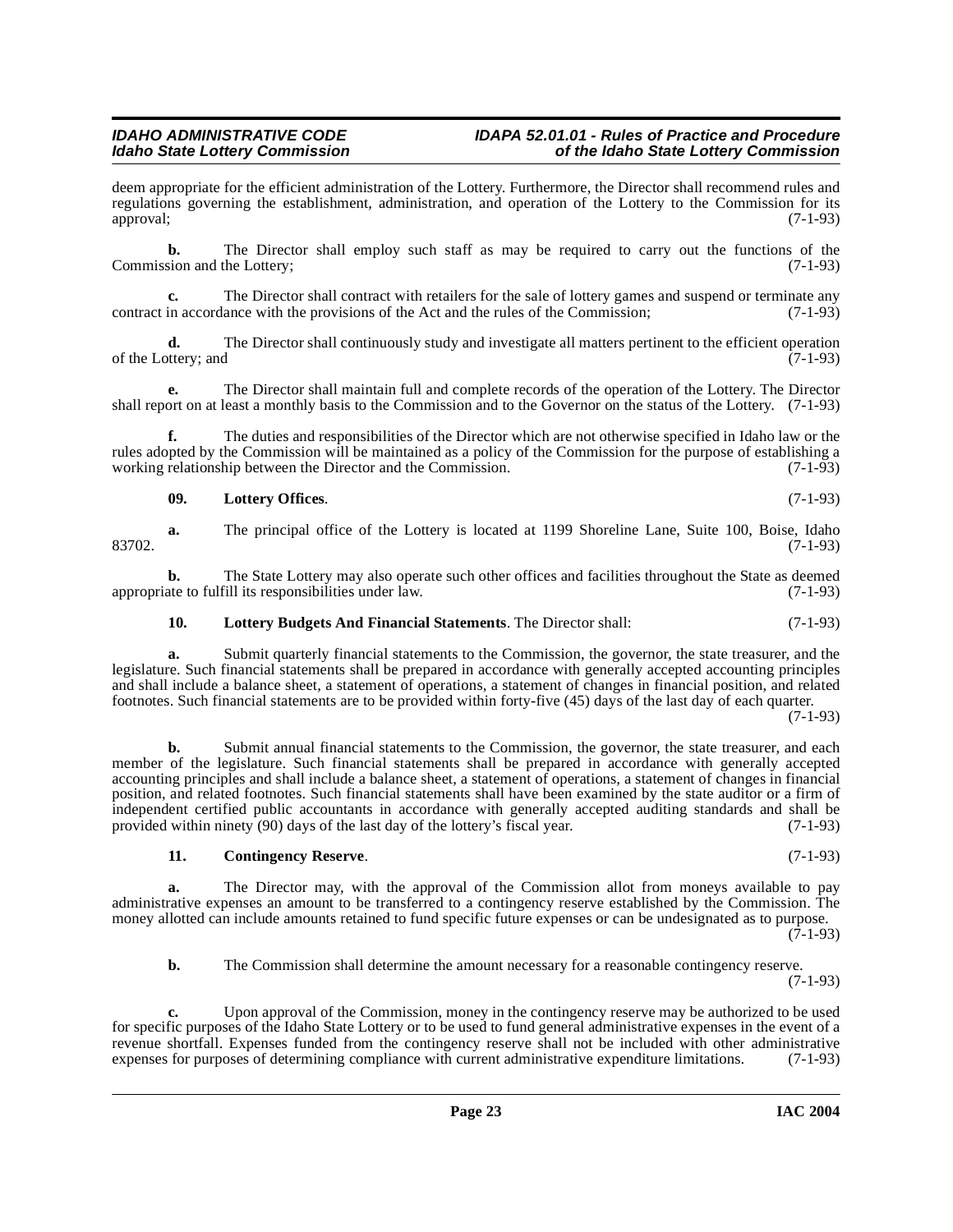deem appropriate for the efficient administration of the Lottery. Furthermore, the Director shall recommend rules and regulations governing the establishment, administration, and operation of the Lottery to the Commission for its approval; (7-1-93)

**b.** The Director shall employ such staff as may be required to carry out the functions of the Commission and the Lottery; (7-1-93)

**c.** The Director shall contract with retailers for the sale of lottery games and suspend or terminate any contract in accordance with the provisions of the Act and the rules of the Commission; (7-1-93)

**d.** The Director shall continuously study and investigate all matters pertinent to the efficient operation of the Lottery; and (7-1-93)

**e.** The Director shall maintain full and complete records of the operation of the Lottery. The Director shall report on at least a monthly basis to the Commission and to the Governor on the status of the Lottery. (7-1-93)

**f.** The duties and responsibilities of the Director which are not otherwise specified in Idaho law or the rules adopted by the Commission will be maintained as a policy of the Commission for the purpose of establishing a working relationship between the Director and the Commission. (7-1-93)

**09. Lottery Offices**. (7-1-93)

**a.** The principal office of the Lottery is located at 1199 Shoreline Lane, Suite 100, Boise, Idaho 83702. (7-1-93)

**b.** The State Lottery may also operate such other offices and facilities throughout the State as deemed appropriate to fulfill its responsibilities under law. (7-1-93)

**10. Lottery Budgets And Financial Statements**. The Director shall: (7-1-93)

**a.** Submit quarterly financial statements to the Commission, the governor, the state treasurer, and the legislature. Such financial statements shall be prepared in accordance with generally accepted accounting principles and shall include a balance sheet, a statement of operations, a statement of changes in financial position, and related footnotes. Such financial statements are to be provided within forty-five (45) days of the last day of each quarter. (7-1-93)

**b.** Submit annual financial statements to the Commission, the governor, the state treasurer, and each member of the legislature. Such financial statements shall be prepared in accordance with generally accepted accounting principles and shall include a balance sheet, a statement of operations, a statement of changes in financial position, and related footnotes. Such financial statements shall have been examined by the state auditor or a firm of independent certified public accountants in accordance with generally accepted auditing standards and shall be provided within ninety (90) days of the last day of the lottery's fiscal year. (7-1-93)

**11. Contingency Reserve**. (7-1-93)

**a.** The Director may, with the approval of the Commission allot from moneys available to pay administrative expenses an amount to be transferred to a contingency reserve established by the Commission. The money allotted can include amounts retained to fund specific future expenses or can be undesignated as to purpose. (7-1-93)

**b.** The Commission shall determine the amount necessary for a reasonable contingency reserve. (7-1-93)

**c.** Upon approval of the Commission, money in the contingency reserve may be authorized to be used for specific purposes of the Idaho State Lottery or to be used to fund general administrative expenses in the event of a revenue shortfall. Expenses funded from the contingency reserve shall not be included with other administrative expenses for purposes of determining compliance with current administrative expenditure limitations. (7-1-93)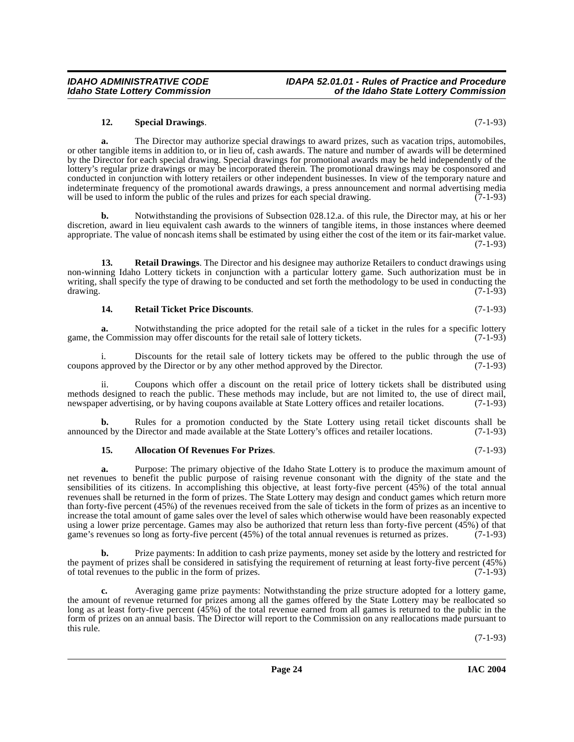**12. Special Drawings**. (7-1-93)

**a.** The Director may authorize special drawings to award prizes, such as vacation trips, automobiles, or other tangible items in addition to, or in lieu of, cash awards. The nature and number of awards will be determined by the Director for each special drawing. Special drawings for promotional awards may be held independently of the lottery's regular prize drawings or may be incorporated therein. The promotional drawings may be cosponsored and conducted in conjunction with lottery retailers or other independent businesses. In view of the temporary nature and indeterminate frequency of the promotional awards drawings, a press announcement and normal advertising media will be used to inform the public of the rules and prizes for each special drawing. (7-1-93)

**b.** Notwithstanding the provisions of Subsection 028.12.a. of this rule, the Director may, at his or her discretion, award in lieu equivalent cash awards to the winners of tangible items, in those instances where deemed appropriate. The value of noncash items shall be estimated by using either the cost of the item or its fair-market value. (7-1-93)

**13. Retail Drawings**. The Director and his designee may authorize Retailers to conduct drawings using non-winning Idaho Lottery tickets in conjunction with a particular lottery game. Such authorization must be in writing, shall specify the type of drawing to be conducted and set forth the methodology to be used in conducting the drawing. (7-1-93)

**14. Retail Ticket Price Discounts**. (7-1-93)

**a.** Notwithstanding the price adopted for the retail sale of a ticket in the rules for a specific lottery game, the Commission may offer discounts for the retail sale of lottery tickets. (7-1-93)

i. Discounts for the retail sale of lottery tickets may be offered to the public through the use of coupons approved by the Director or by any other method approved by the Director. (7-1-93)

ii. Coupons which offer a discount on the retail price of lottery tickets shall be distributed using methods designed to reach the public. These methods may include, but are not limited to, the use of direct mail, newspaper advertising, or by having coupons available at State Lottery offices and retailer locations. (7-1-93)

**b.** Rules for a promotion conducted by the State Lottery using retail ticket discounts shall be announced by the Director and made available at the State Lottery's offices and retailer locations. (7-1-93)

**15. Allocation Of Revenues For Prizes**. (7-1-93)

**a.** Purpose: The primary objective of the Idaho State Lottery is to produce the maximum amount of net revenues to benefit the public purpose of raising revenue consonant with the dignity of the state and the sensibilities of its citizens. In accomplishing this objective, at least forty-five percent (45%) of the total annual revenues shall be returned in the form of prizes. The State Lottery may design and conduct games which return more than forty-five percent (45%) of the revenues received from the sale of tickets in the form of prizes as an incentive to increase the total amount of game sales over the level of sales which otherwise would have been reasonably expected using a lower prize percentage. Games may also be authorized that return less than forty-five percent (45%) of that game's revenues so long as forty-five percent (45%) of the total annual revenues is returned as prizes. (7-1-93)

**b.** Prize payments: In addition to cash prize payments, money set aside by the lottery and restricted for the payment of prizes shall be considered in satisfying the requirement of returning at least forty-five percent (45%) of total revenues to the public in the form of prizes. (7-1-93)

**c.** Averaging game prize payments: Notwithstanding the prize structure adopted for a lottery game, the amount of revenue returned for prizes among all the games offered by the State Lottery may be reallocated so long as at least forty-five percent (45%) of the total revenue earned from all games is returned to the public in the form of prizes on an annual basis. The Director will report to the Commission on any reallocations made pursuant to this rule. (7-1-93)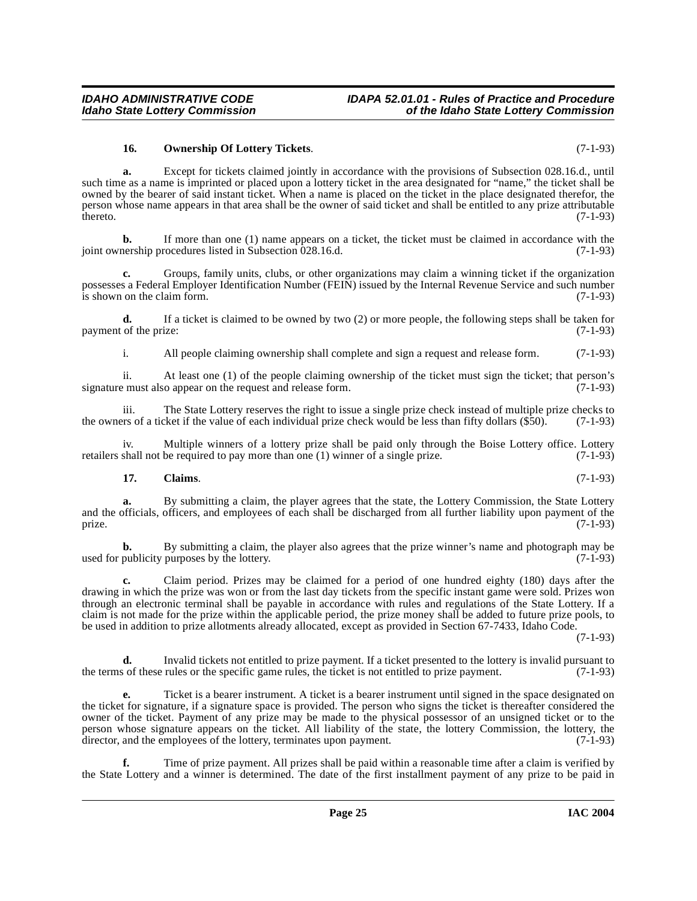**16. Ownership Of Lottery Tickets**. (7-1-93)

**a.** Except for tickets claimed jointly in accordance with the provisions of Subsection 028.16.d., until such time as a name is imprinted or placed upon a lottery ticket in the area designated for "name," the ticket shall be owned by the bearer of said instant ticket. When a name is placed on the ticket in the place designated therefor, the person whose name appears in that area shall be the owner of said ticket and shall be entitled to any prize attributable thereto. (7-1-93)

**b.** If more than one (1) name appears on a ticket, the ticket must be claimed in accordance with the joint ownership procedures listed in Subsection 028.16.d. (7-1-93)

**c.** Groups, family units, clubs, or other organizations may claim a winning ticket if the organization possesses a Federal Employer Identification Number (FEIN) issued by the Internal Revenue Service and such number is shown on the claim form. (7-1-93)

**d.** If a ticket is claimed to be owned by two (2) or more people, the following steps shall be taken for payment of the prize: (7-1-93)

i. All people claiming ownership shall complete and sign a request and release form. (7-1-93)

ii. At least one (1) of the people claiming ownership of the ticket must sign the ticket; that person's signature must also appear on the request and release form. (7-1-93)

iii. The State Lottery reserves the right to issue a single prize check instead of multiple prize checks to the owners of a ticket if the value of each individual prize check would be less than fifty dollars ($50). (7-1-93)

iv. Multiple winners of a lottery prize shall be paid only through the Boise Lottery office. Lottery retailers shall not be required to pay more than one (1) winner of a single prize. (7-1-93)

**17. Claims**. (7-1-93)

**a.** By submitting a claim, the player agrees that the state, the Lottery Commission, the State Lottery and the officials, officers, and employees of each shall be discharged from all further liability upon payment of the prize. (7-1-93)

**b.** By submitting a claim, the player also agrees that the prize winner's name and photograph may be used for publicity purposes by the lottery. (7-1-93)

**c.** Claim period. Prizes may be claimed for a period of one hundred eighty (180) days after the drawing in which the prize was won or from the last day tickets from the specific instant game were sold. Prizes won through an electronic terminal shall be payable in accordance with rules and regulations of the State Lottery. If a claim is not made for the prize within the applicable period, the prize money shall be added to future prize pools, to be used in addition to prize allotments already allocated, except as provided in Section 67-7433, Idaho Code. (7-1-93)

**d.** Invalid tickets not entitled to prize payment. If a ticket presented to the lottery is invalid pursuant to the terms of these rules or the specific game rules, the ticket is not entitled to prize payment. (7-1-93)

**e.** Ticket is a bearer instrument. A ticket is a bearer instrument until signed in the space designated on the ticket for signature, if a signature space is provided. The person who signs the ticket is thereafter considered the owner of the ticket. Payment of any prize may be made to the physical possessor of an unsigned ticket or to the person whose signature appears on the ticket. All liability of the state, the lottery Commission, the lottery, the director, and the employees of the lottery, terminates upon payment. (7-1-93)

**f.** Time of prize payment. All prizes shall be paid within a reasonable time after a claim is verified by the State Lottery and a winner is determined. The date of the first installment payment of any prize to be paid in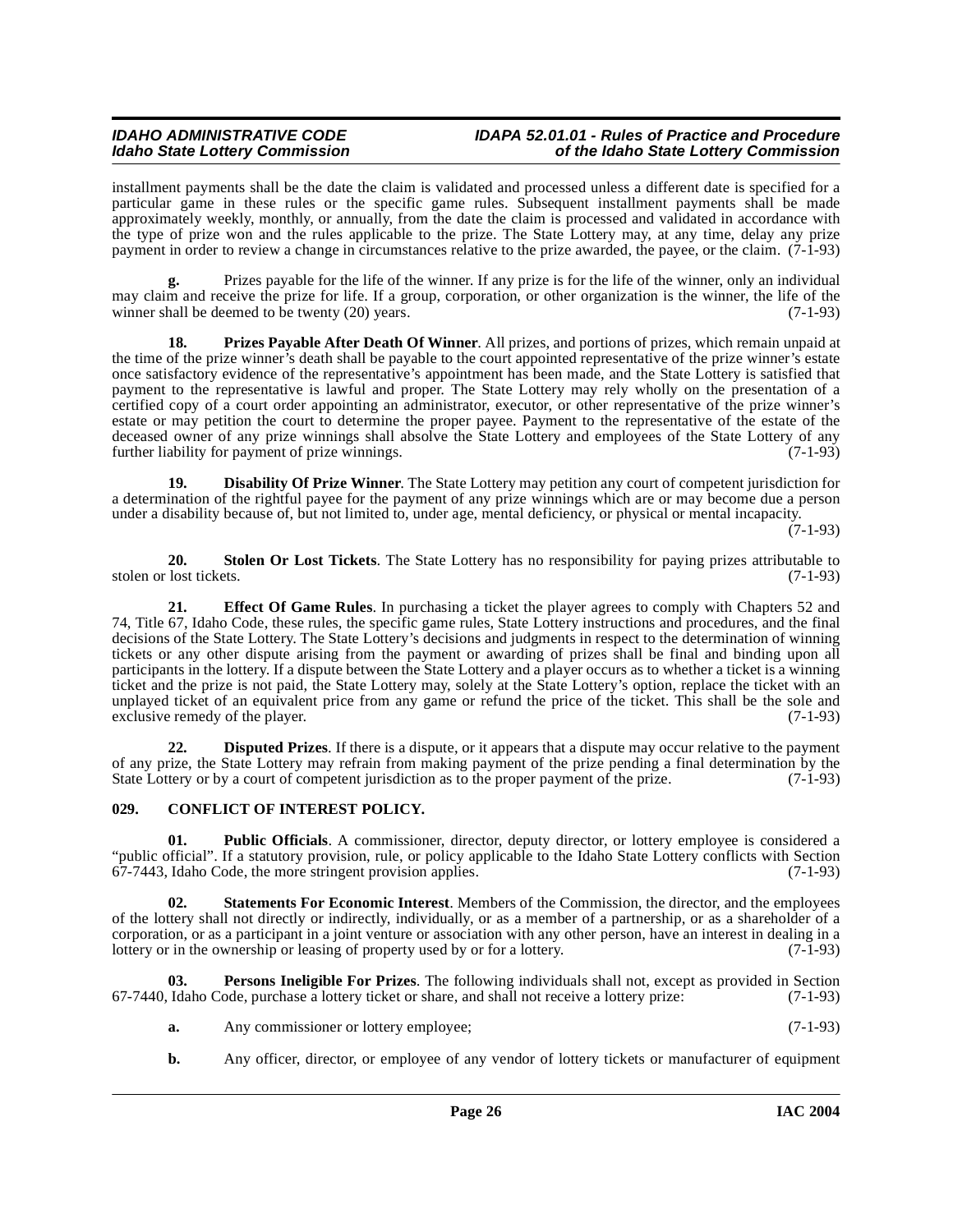installment payments shall be the date the claim is validated and processed unless a different date is specified for a particular game in these rules or the specific game rules. Subsequent installment payments shall be made approximately weekly, monthly, or annually, from the date the claim is processed and validated in accordance with the type of prize won and the rules applicable to the prize. The State Lottery may, at any time, delay any prize payment in order to review a change in circumstances relative to the prize awarded, the payee, or the claim. (7-1-93)

**g.** Prizes payable for the life of the winner. If any prize is for the life of the winner, only an individual may claim and receive the prize for life. If a group, corporation, or other organization is the winner, the life of the winner shall be deemed to be twenty (20) years. (7-1-93)

**18. Prizes Payable After Death Of Winner**. All prizes, and portions of prizes, which remain unpaid at the time of the prize winner's death shall be payable to the court appointed representative of the prize winner's estate once satisfactory evidence of the representative's appointment has been made, and the State Lottery is satisfied that payment to the representative is lawful and proper. The State Lottery may rely wholly on the presentation of a certified copy of a court order appointing an administrator, executor, or other representative of the prize winner's estate or may petition the court to determine the proper payee. Payment to the representative of the estate of the deceased owner of any prize winnings shall absolve the State Lottery and employees of the State Lottery of any further liability for payment of prize winnings. (7-1-93)

**19. Disability Of Prize Winner**. The State Lottery may petition any court of competent jurisdiction for a determination of the rightful payee for the payment of any prize winnings which are or may become due a person under a disability because of, but not limited to, under age, mental deficiency, or physical or mental incapacity. (7-1-93)

**20. Stolen Or Lost Tickets**. The State Lottery has no responsibility for paying prizes attributable to stolen or lost tickets. (7-1-93)

**21. Effect Of Game Rules**. In purchasing a ticket the player agrees to comply with Chapters 52 and 74, Title 67, Idaho Code, these rules, the specific game rules, State Lottery instructions and procedures, and the final decisions of the State Lottery. The State Lottery's decisions and judgments in respect to the determination of winning tickets or any other dispute arising from the payment or awarding of prizes shall be final and binding upon all participants in the lottery. If a dispute between the State Lottery and a player occurs as to whether a ticket is a winning ticket and the prize is not paid, the State Lottery may, solely at the State Lottery's option, replace the ticket with an unplayed ticket of an equivalent price from any game or refund the price of the ticket. This shall be the sole and exclusive remedy of the player. (7-1-93)

**22. Disputed Prizes**. If there is a dispute, or it appears that a dispute may occur relative to the payment of any prize, the State Lottery may refrain from making payment of the prize pending a final determination by the State Lottery or by a court of competent jurisdiction as to the proper payment of the prize. (7-1-93)

## 029. CONFLICT OF INTEREST POLICY.

**01. Public Officials**. A commissioner, director, deputy director, or lottery employee is considered a "public official". If a statutory provision, rule, or policy applicable to the Idaho State Lottery conflicts with Section 67-7443, Idaho Code, the more stringent provision applies. (7-1-93)

**02. Statements For Economic Interest**. Members of the Commission, the director, and the employees of the lottery shall not directly or indirectly, individually, or as a member of a partnership, or as a shareholder of a corporation, or as a participant in a joint venture or association with any other person, have an interest in dealing in a lottery or in the ownership or leasing of property used by or for a lottery. (7-1-93)

**03. Persons Ineligible For Prizes**. The following individuals shall not, except as provided in Section 67-7440, Idaho Code, purchase a lottery ticket or share, and shall not receive a lottery prize: (7-1-93)

**a.** Any commissioner or lottery employee; (7-1-93)

**b.** Any officer, director, or employee of any vendor of lottery tickets or manufacturer of equipment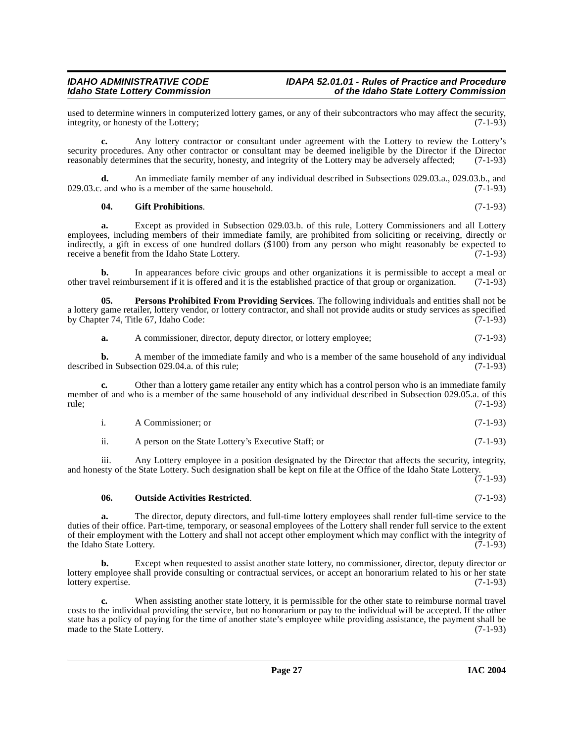used to determine winners in computerized lottery games, or any of their subcontractors who may affect the security, integrity, or honesty of the Lottery; (7-1-93)

**c.** Any lottery contractor or consultant under agreement with the Lottery to review the Lottery's security procedures. Any other contractor or consultant may be deemed ineligible by the Director if the Director reasonably determines that the security, honesty, and integrity of the Lottery may be adversely affected; (7-1-93)

**d.** An immediate family member of any individual described in Subsections 029.03.a., 029.03.b., and 029.03.c. and who is a member of the same household. (7-1-93)

**04. Gift Prohibitions**. (7-1-93)

**a.** Except as provided in Subsection 029.03.b. of this rule, Lottery Commissioners and all Lottery employees, including members of their immediate family, are prohibited from soliciting or receiving, directly or indirectly, a gift in excess of one hundred dollars ($100) from any person who might reasonably be expected to receive a benefit from the Idaho State Lottery. (7-1-93)

**b.** In appearances before civic groups and other organizations it is permissible to accept a meal or other travel reimbursement if it is offered and it is the established practice of that group or organization. (7-1-93)

**05. Persons Prohibited From Providing Services**. The following individuals and entities shall not be a lottery game retailer, lottery vendor, or lottery contractor, and shall not provide audits or study services as specified by Chapter 74, Title 67, Idaho Code: (7-1-93)

**a.** A commissioner, director, deputy director, or lottery employee; (7-1-93)

**b.** A member of the immediate family and who is a member of the same household of any individual described in Subsection 029.04.a. of this rule; (7-1-93)

**c.** Other than a lottery game retailer any entity which has a control person who is an immediate family member of and who is a member of the same household of any individual described in Subsection 029.05.a. of this rule; (7-1-93)

i. A Commissioner; or (7-1-93)

ii. A person on the State Lottery's Executive Staff; or (7-1-93)

iii. Any Lottery employee in a position designated by the Director that affects the security, integrity, and honesty of the State Lottery. Such designation shall be kept on file at the Office of the Idaho State Lottery. (7-1-93)

**06. Outside Activities Restricted**. (7-1-93)

**a.** The director, deputy directors, and full-time lottery employees shall render full-time service to the duties of their office. Part-time, temporary, or seasonal employees of the Lottery shall render full service to the extent of their employment with the Lottery and shall not accept other employment which may conflict with the integrity of the Idaho State Lottery. (7-1-93)

**b.** Except when requested to assist another state lottery, no commissioner, director, deputy director or lottery employee shall provide consulting or contractual services, or accept an honorarium related to his or her state lottery expertise. (7-1-93)

**c.** When assisting another state lottery, it is permissible for the other state to reimburse normal travel costs to the individual providing the service, but no honorarium or pay to the individual will be accepted. If the other state has a policy of paying for the time of another state's employee while providing assistance, the payment shall be made to the State Lottery. (7-1-93)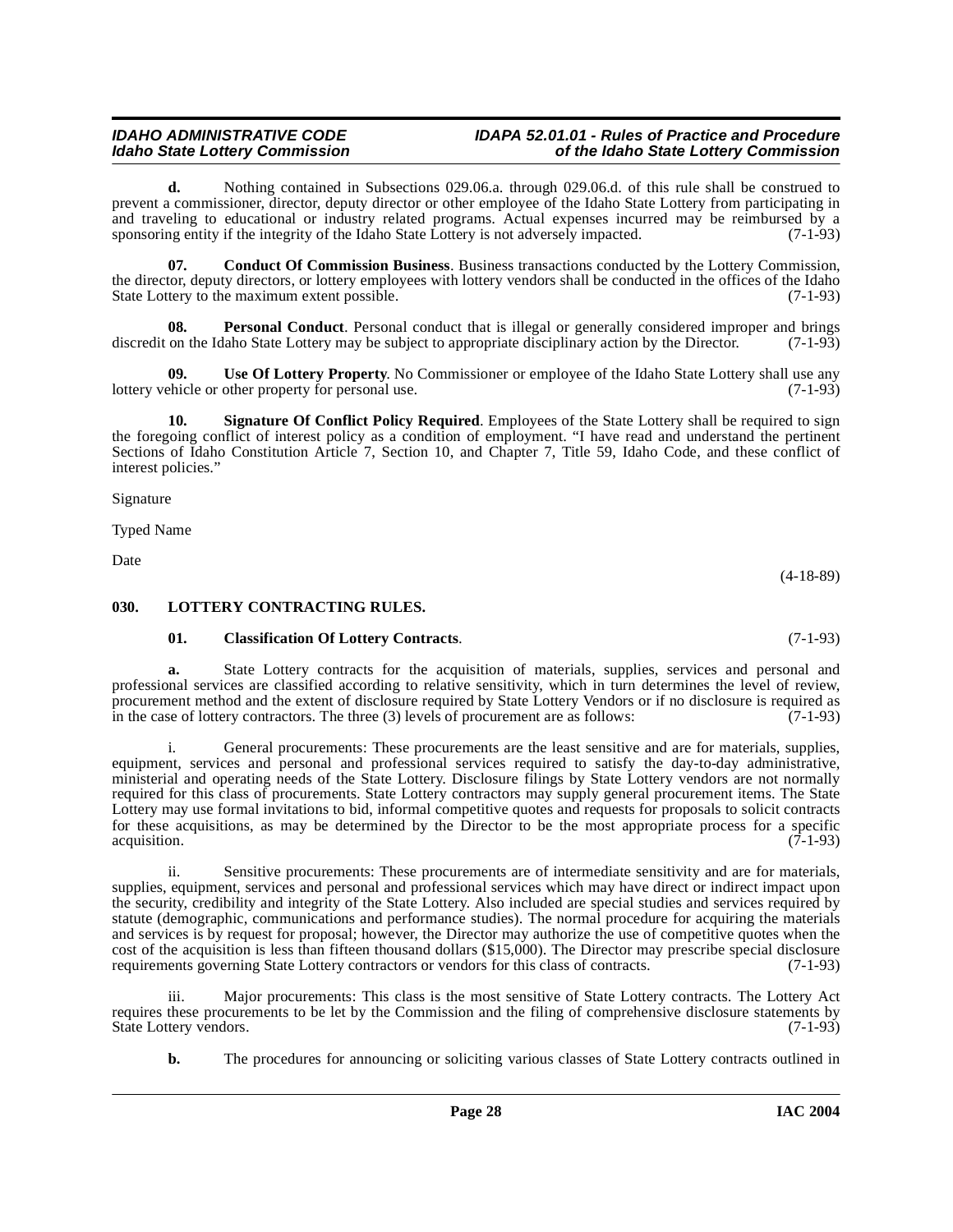**d.** Nothing contained in Subsections 029.06.a. through 029.06.d. of this rule shall be construed to prevent a commissioner, director, deputy director or other employee of the Idaho State Lottery from participating in and traveling to educational or industry related programs. Actual expenses incurred may be reimbursed by a sponsoring entity if the integrity of the Idaho State Lottery is not adversely impacted. (7-1-93)

**07. Conduct Of Commission Business**. Business transactions conducted by the Lottery Commission, the director, deputy directors, or lottery employees with lottery vendors shall be conducted in the offices of the Idaho State Lottery to the maximum extent possible. (7-1-93)

**08. Personal Conduct**. Personal conduct that is illegal or generally considered improper and brings discredit on the Idaho State Lottery may be subject to appropriate disciplinary action by the Director. (7-1-93)

**09. Use Of Lottery Property**. No Commissioner or employee of the Idaho State Lottery shall use any lottery vehicle or other property for personal use. (7-1-93)

**10. Signature Of Conflict Policy Required**. Employees of the State Lottery shall be required to sign the foregoing conflict of interest policy as a condition of employment. "I have read and understand the pertinent Sections of Idaho Constitution Article 7, Section 10, and Chapter 7, Title 59, Idaho Code, and these conflict of interest policies."

Signature

Typed Name

Date

(4-18-89)

### 030. LOTTERY CONTRACTING RULES.

**01. Classification Of Lottery Contracts**. (7-1-93)

**a.** State Lottery contracts for the acquisition of materials, supplies, services and personal and professional services are classified according to relative sensitivity, which in turn determines the level of review, procurement method and the extent of disclosure required by State Lottery Vendors or if no disclosure is required as in the case of lottery contractors. The three (3) levels of procurement are as follows: (7-1-93)

i. General procurements: These procurements are the least sensitive and are for materials, supplies, equipment, services and personal and professional services required to satisfy the day-to-day administrative, ministerial and operating needs of the State Lottery. Disclosure filings by State Lottery vendors are not normally required for this class of procurements. State Lottery contractors may supply general procurement items. The State Lottery may use formal invitations to bid, informal competitive quotes and requests for proposals to solicit contracts for these acquisitions, as may be determined by the Director to be the most appropriate process for a specific acquisition. (7-1-93)

ii. Sensitive procurements: These procurements are of intermediate sensitivity and are for materials, supplies, equipment, services and personal and professional services which may have direct or indirect impact upon the security, credibility and integrity of the State Lottery. Also included are special studies and services required by statute (demographic, communications and performance studies). The normal procedure for acquiring the materials and services is by request for proposal; however, the Director may authorize the use of competitive quotes when the cost of the acquisition is less than fifteen thousand dollars ($15,000). The Director may prescribe special disclosure requirements governing State Lottery contractors or vendors for this class of contracts. (7-1-93)

iii. Major procurements: This class is the most sensitive of State Lottery contracts. The Lottery Act requires these procurements to be let by the Commission and the filing of comprehensive disclosure statements by State Lottery vendors. (7-1-93)

**b.** The procedures for announcing or soliciting various classes of State Lottery contracts outlined in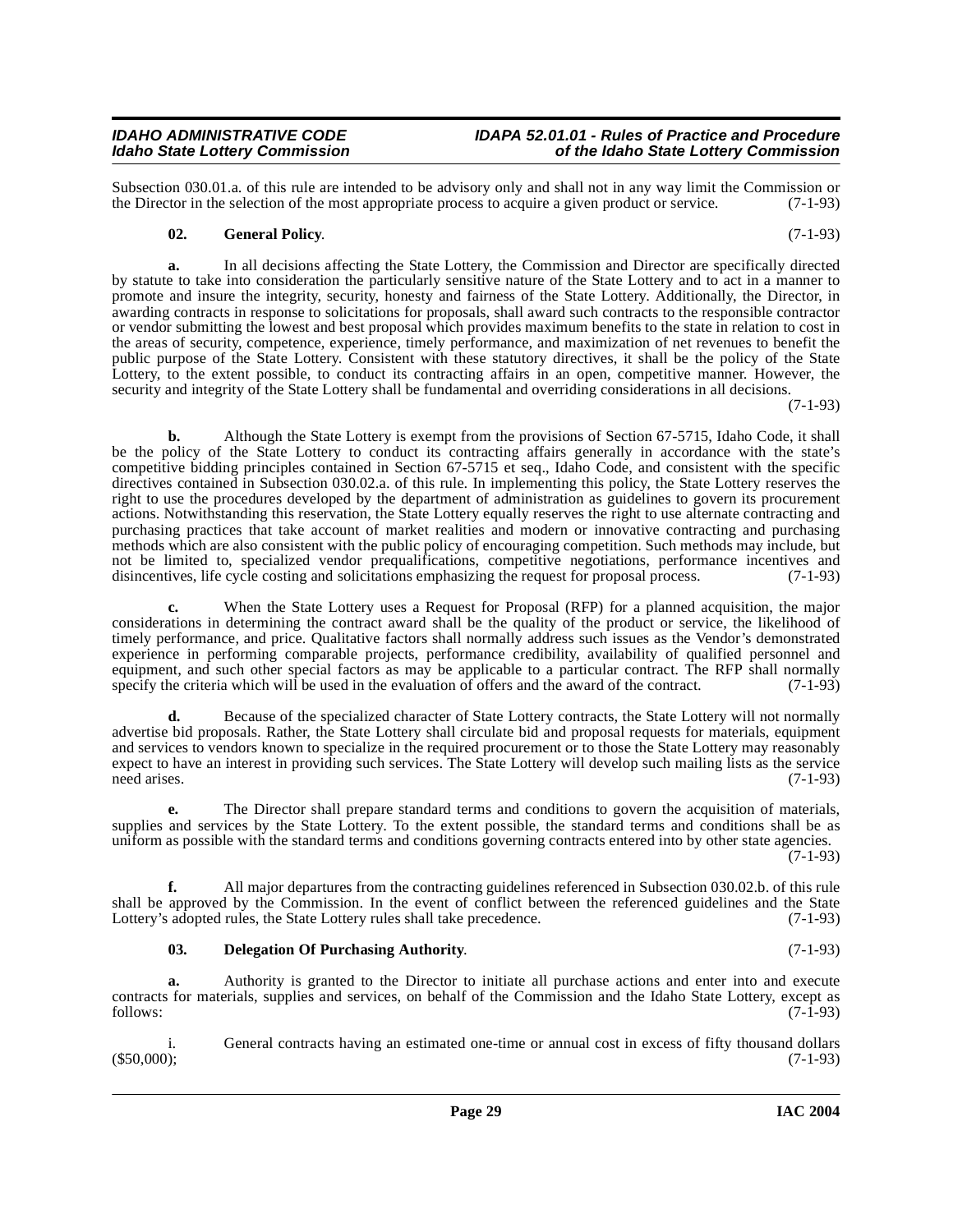Subsection 030.01.a. of this rule are intended to be advisory only and shall not in any way limit the Commission or the Director in the selection of the most appropriate process to acquire a given product or service. (7-1-93)

**02. General Policy**. (7-1-93)

**a.** In all decisions affecting the State Lottery, the Commission and Director are specifically directed by statute to take into consideration the particularly sensitive nature of the State Lottery and to act in a manner to promote and insure the integrity, security, honesty and fairness of the State Lottery. Additionally, the Director, in awarding contracts in response to solicitations for proposals, shall award such contracts to the responsible contractor or vendor submitting the lowest and best proposal which provides maximum benefits to the state in relation to cost in the areas of security, competence, experience, timely performance, and maximization of net revenues to benefit the public purpose of the State Lottery. Consistent with these statutory directives, it shall be the policy of the State Lottery, to the extent possible, to conduct its contracting affairs in an open, competitive manner. However, the security and integrity of the State Lottery shall be fundamental and overriding considerations in all decisions. (7-1-93)

**b.** Although the State Lottery is exempt from the provisions of Section 67-5715, Idaho Code, it shall be the policy of the State Lottery to conduct its contracting affairs generally in accordance with the state's competitive bidding principles contained in Section 67-5715 et seq., Idaho Code, and consistent with the specific directives contained in Subsection 030.02.a. of this rule. In implementing this policy, the State Lottery reserves the right to use the procedures developed by the department of administration as guidelines to govern its procurement actions. Notwithstanding this reservation, the State Lottery equally reserves the right to use alternate contracting and purchasing practices that take account of market realities and modern or innovative contracting and purchasing methods which are also consistent with the public policy of encouraging competition. Such methods may include, but not be limited to, specialized vendor prequalifications, competitive negotiations, performance incentives and disincentives, life cycle costing and solicitations emphasizing the request for proposal process. (7-1-93)

**c.** When the State Lottery uses a Request for Proposal (RFP) for a planned acquisition, the major considerations in determining the contract award shall be the quality of the product or service, the likelihood of timely performance, and price. Qualitative factors shall normally address such issues as the Vendor's demonstrated experience in performing comparable projects, performance credibility, availability of qualified personnel and equipment, and such other special factors as may be applicable to a particular contract. The RFP shall normally specify the criteria which will be used in the evaluation of offers and the award of the contract. (7-1-93)

**d.** Because of the specialized character of State Lottery contracts, the State Lottery will not normally advertise bid proposals. Rather, the State Lottery shall circulate bid and proposal requests for materials, equipment and services to vendors known to specialize in the required procurement or to those the State Lottery may reasonably expect to have an interest in providing such services. The State Lottery will develop such mailing lists as the service need arises. (7-1-93)

**e.** The Director shall prepare standard terms and conditions to govern the acquisition of materials, supplies and services by the State Lottery. To the extent possible, the standard terms and conditions shall be as uniform as possible with the standard terms and conditions governing contracts entered into by other state agencies. (7-1-93)

**f.** All major departures from the contracting guidelines referenced in Subsection 030.02.b. of this rule shall be approved by the Commission. In the event of conflict between the referenced guidelines and the State Lottery's adopted rules, the State Lottery rules shall take precedence. (7-1-93)

**03. Delegation Of Purchasing Authority**. (7-1-93)

**a.** Authority is granted to the Director to initiate all purchase actions and enter into and execute contracts for materials, supplies and services, on behalf of the Commission and the Idaho State Lottery, except as follows: (7-1-93)

i. General contracts having an estimated one-time or annual cost in excess of fifty thousand dollars ($50,000); (7-1-93)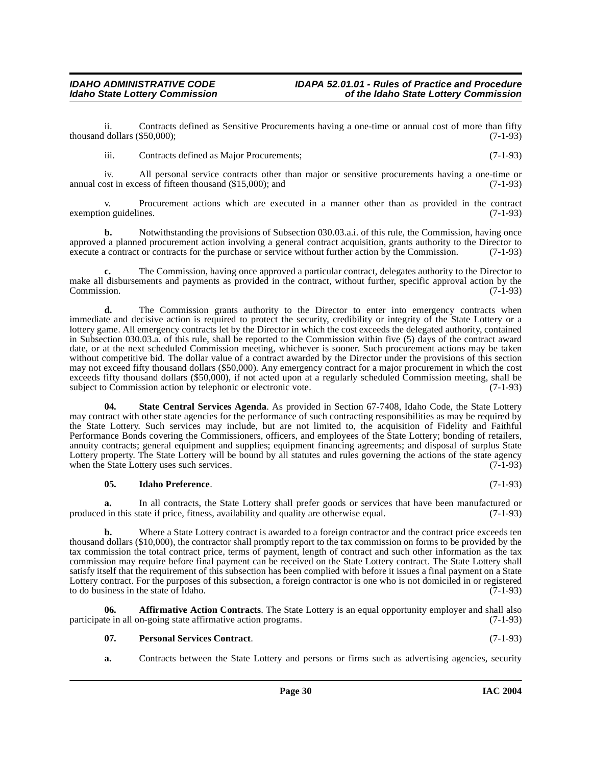ii. Contracts defined as Sensitive Procurements having a one-time or annual cost of more than fifty thousand dollars ($50,000); (7-1-93)

iii. Contracts defined as Major Procurements; (7-1-93)

iv. All personal service contracts other than major or sensitive procurements having a one-time or annual cost in excess of fifteen thousand ($15,000); and (7-1-93)

v. Procurement actions which are executed in a manner other than as provided in the contract exemption guidelines. (7-1-93)

**b.** Notwithstanding the provisions of Subsection 030.03.a.i. of this rule, the Commission, having once approved a planned procurement action involving a general contract acquisition, grants authority to the Director to execute a contract or contracts for the purchase or service without further action by the Commission. (7-1-93)

**c.** The Commission, having once approved a particular contract, delegates authority to the Director to make all disbursements and payments as provided in the contract, without further, specific approval action by the Commission. (7-1-93)

**d.** The Commission grants authority to the Director to enter into emergency contracts when immediate and decisive action is required to protect the security, credibility or integrity of the State Lottery or a lottery game. All emergency contracts let by the Director in which the cost exceeds the delegated authority, contained in Subsection 030.03.a. of this rule, shall be reported to the Commission within five (5) days of the contract award date, or at the next scheduled Commission meeting, whichever is sooner. Such procurement actions may be taken without competitive bid. The dollar value of a contract awarded by the Director under the provisions of this section may not exceed fifty thousand dollars ($50,000). Any emergency contract for a major procurement in which the cost exceeds fifty thousand dollars ($50,000), if not acted upon at a regularly scheduled Commission meeting, shall be subject to Commission action by telephonic or electronic vote. (7-1-93)

**04. State Central Services Agenda**. As provided in Section 67-7408, Idaho Code, the State Lottery may contract with other state agencies for the performance of such contracting responsibilities as may be required by the State Lottery. Such services may include, but are not limited to, the acquisition of Fidelity and Faithful Performance Bonds covering the Commissioners, officers, and employees of the State Lottery; bonding of retailers, annuity contracts; general equipment and supplies; equipment financing agreements; and disposal of surplus State Lottery property. The State Lottery will be bound by all statutes and rules governing the actions of the state agency when the State Lottery uses such services. (7-1-93)

**05. Idaho Preference**. (7-1-93)

**a.** In all contracts, the State Lottery shall prefer goods or services that have been manufactured or produced in this state if price, fitness, availability and quality are otherwise equal. (7-1-93)

**b.** Where a State Lottery contract is awarded to a foreign contractor and the contract price exceeds ten thousand dollars ($10,000), the contractor shall promptly report to the tax commission on forms to be provided by the tax commission the total contract price, terms of payment, length of contract and such other information as the tax commission may require before final payment can be received on the State Lottery contract. The State Lottery shall satisfy itself that the requirement of this subsection has been complied with before it issues a final payment on a State Lottery contract. For the purposes of this subsection, a foreign contractor is one who is not domiciled in or registered to do business in the state of Idaho. (7-1-93)

**06. Affirmative Action Contracts**. The State Lottery is an equal opportunity employer and shall also participate in all on-going state affirmative action programs. (7-1-93)

**07. Personal Services Contract**. (7-1-93)

**a.** Contracts between the State Lottery and persons or firms such as advertising agencies, security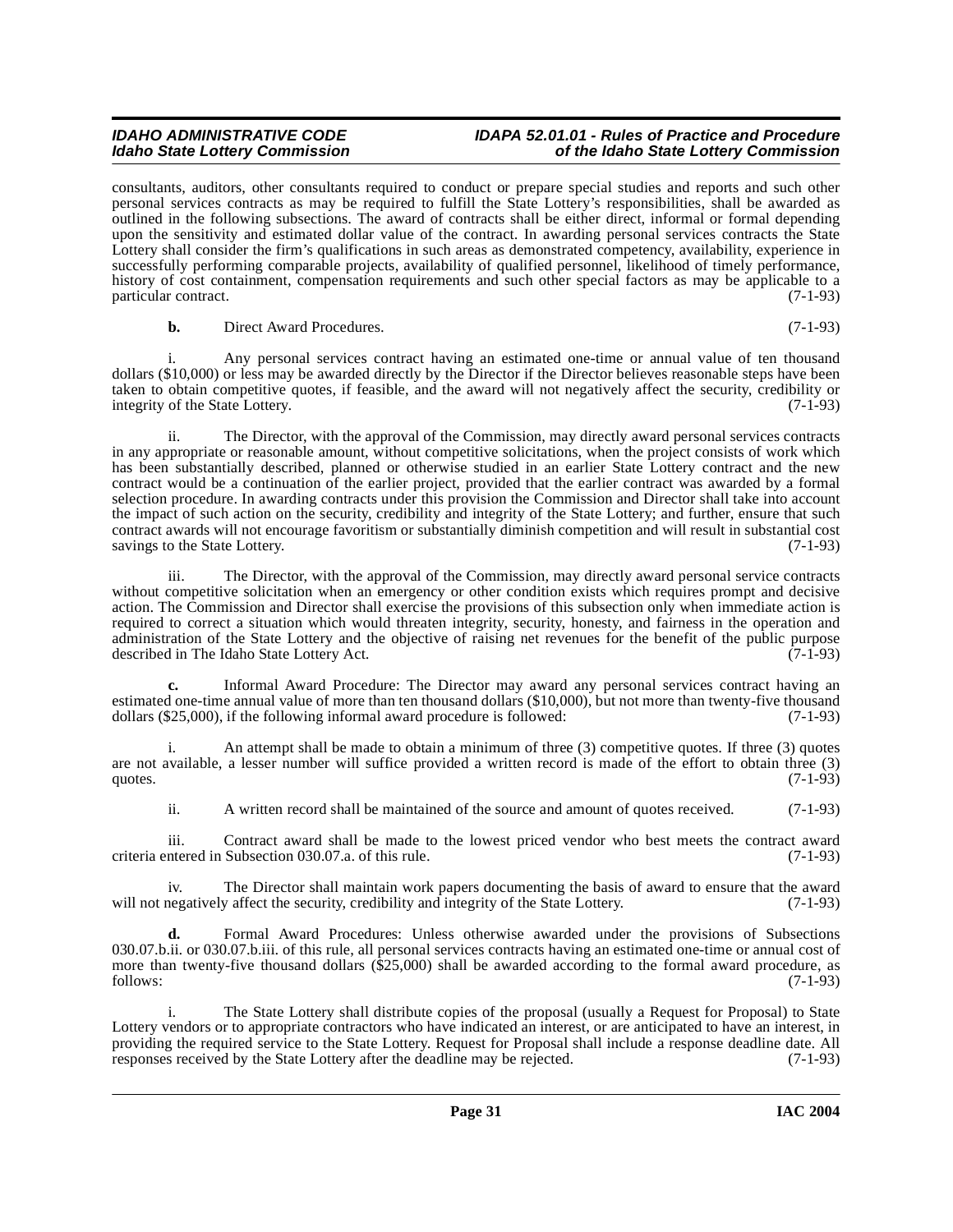consultants, auditors, other consultants required to conduct or prepare special studies and reports and such other personal services contracts as may be required to fulfill the State Lottery's responsibilities, shall be awarded as outlined in the following subsections. The award of contracts shall be either direct, informal or formal depending upon the sensitivity and estimated dollar value of the contract. In awarding personal services contracts the State Lottery shall consider the firm's qualifications in such areas as demonstrated competency, availability, experience in successfully performing comparable projects, availability of qualified personnel, likelihood of timely performance, history of cost containment, compensation requirements and such other special factors as may be applicable to a particular contract. (7-1-93)

**b.** Direct Award Procedures. (7-1-93)

i. Any personal services contract having an estimated one-time or annual value of ten thousand dollars ($10,000) or less may be awarded directly by the Director if the Director believes reasonable steps have been taken to obtain competitive quotes, if feasible, and the award will not negatively affect the security, credibility or integrity of the State Lottery. (7-1-93)

ii. The Director, with the approval of the Commission, may directly award personal services contracts in any appropriate or reasonable amount, without competitive solicitations, when the project consists of work which has been substantially described, planned or otherwise studied in an earlier State Lottery contract and the new contract would be a continuation of the earlier project, provided that the earlier contract was awarded by a formal selection procedure. In awarding contracts under this provision the Commission and Director shall take into account the impact of such action on the security, credibility and integrity of the State Lottery; and further, ensure that such contract awards will not encourage favoritism or substantially diminish competition and will result in substantial cost savings to the State Lottery. (7-1-93)

iii. The Director, with the approval of the Commission, may directly award personal service contracts without competitive solicitation when an emergency or other condition exists which requires prompt and decisive action. The Commission and Director shall exercise the provisions of this subsection only when immediate action is required to correct a situation which would threaten integrity, security, honesty, and fairness in the operation and administration of the State Lottery and the objective of raising net revenues for the benefit of the public purpose described in The Idaho State Lottery Act. (7-1-93)

**c.** Informal Award Procedure: The Director may award any personal services contract having an estimated one-time annual value of more than ten thousand dollars ($10,000), but not more than twenty-five thousand dollars ($25,000), if the following informal award procedure is followed: (7-1-93)

i. An attempt shall be made to obtain a minimum of three (3) competitive quotes. If three (3) quotes are not available, a lesser number will suffice provided a written record is made of the effort to obtain three (3) quotes. (7-1-93)

ii. A written record shall be maintained of the source and amount of quotes received. (7-1-93)

iii. Contract award shall be made to the lowest priced vendor who best meets the contract award criteria entered in Subsection 030.07.a. of this rule. (7-1-93)

iv. The Director shall maintain work papers documenting the basis of award to ensure that the award will not negatively affect the security, credibility and integrity of the State Lottery. (7-1-93)

**d.** Formal Award Procedures: Unless otherwise awarded under the provisions of Subsections 030.07.b.ii. or 030.07.b.iii. of this rule, all personal services contracts having an estimated one-time or annual cost of more than twenty-five thousand dollars ($25,000) shall be awarded according to the formal award procedure, as follows: (7-1-93)

i. The State Lottery shall distribute copies of the proposal (usually a Request for Proposal) to State Lottery vendors or to appropriate contractors who have indicated an interest, or are anticipated to have an interest, in providing the required service to the State Lottery. Request for Proposal shall include a response deadline date. All responses received by the State Lottery after the deadline may be rejected. (7-1-93)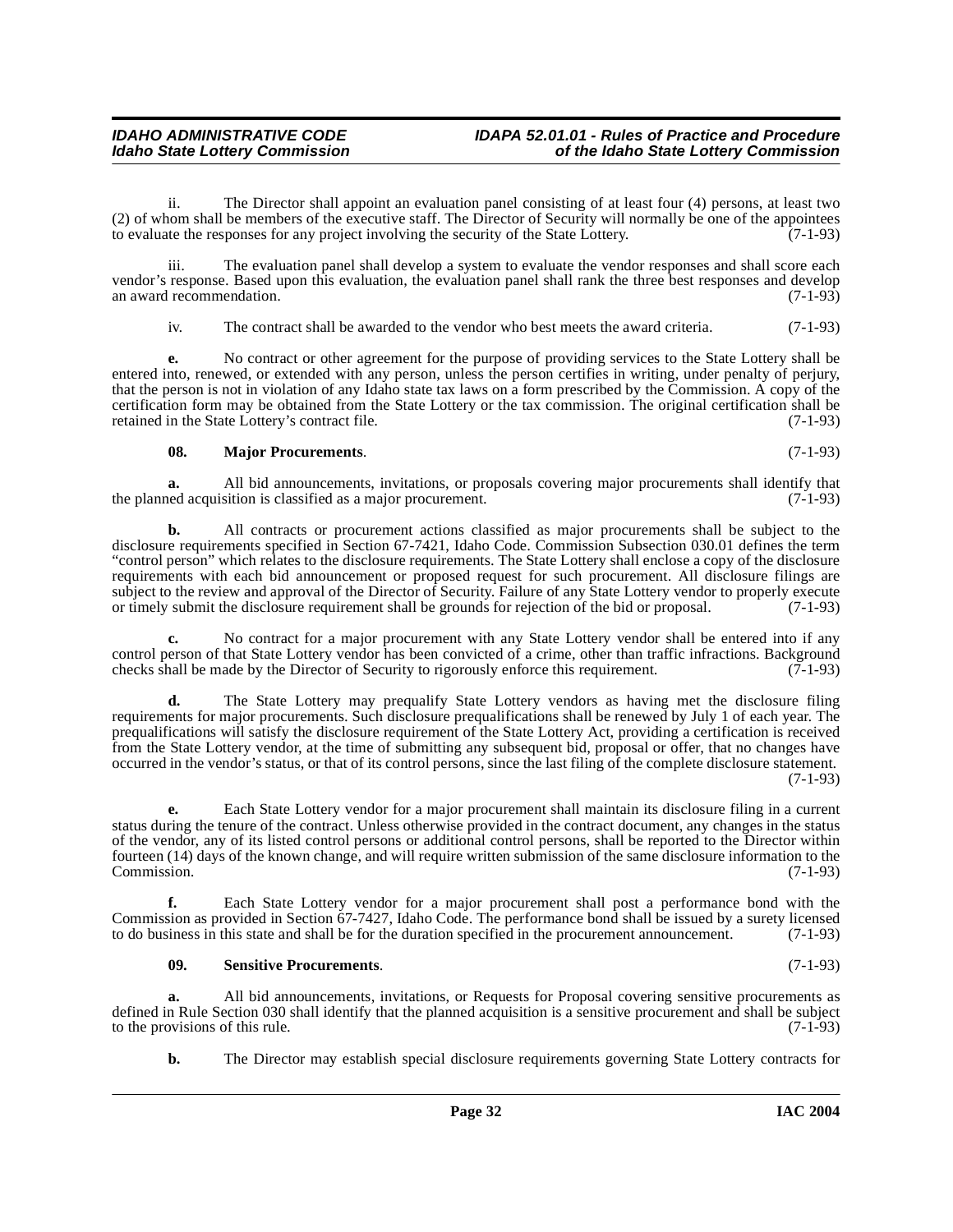ii. The Director shall appoint an evaluation panel consisting of at least four (4) persons, at least two (2) of whom shall be members of the executive staff. The Director of Security will normally be one of the appointees to evaluate the responses for any project involving the security of the State Lottery. (7-1-93)

iii. The evaluation panel shall develop a system to evaluate the vendor responses and shall score each vendor's response. Based upon this evaluation, the evaluation panel shall rank the three best responses and develop an award recommendation. (7-1-93)

iv. The contract shall be awarded to the vendor who best meets the award criteria. (7-1-93)

**e.** No contract or other agreement for the purpose of providing services to the State Lottery shall be entered into, renewed, or extended with any person, unless the person certifies in writing, under penalty of perjury, that the person is not in violation of any Idaho state tax laws on a form prescribed by the Commission. A copy of the certification form may be obtained from the State Lottery or the tax commission. The original certification shall be retained in the State Lottery's contract file. (7-1-93)

**08. Major Procurements**. (7-1-93)

**a.** All bid announcements, invitations, or proposals covering major procurements shall identify that the planned acquisition is classified as a major procurement. (7-1-93)

**b.** All contracts or procurement actions classified as major procurements shall be subject to the disclosure requirements specified in Section 67-7421, Idaho Code. Commission Subsection 030.01 defines the term "control person" which relates to the disclosure requirements. The State Lottery shall enclose a copy of the disclosure requirements with each bid announcement or proposed request for such procurement. All disclosure filings are subject to the review and approval of the Director of Security. Failure of any State Lottery vendor to properly execute or timely submit the disclosure requirement shall be grounds for rejection of the bid or proposal. (7-1-93)

**c.** No contract for a major procurement with any State Lottery vendor shall be entered into if any control person of that State Lottery vendor has been convicted of a crime, other than traffic infractions. Background checks shall be made by the Director of Security to rigorously enforce this requirement. (7-1-93)

**d.** The State Lottery may prequalify State Lottery vendors as having met the disclosure filing requirements for major procurements. Such disclosure prequalifications shall be renewed by July 1 of each year. The prequalifications will satisfy the disclosure requirement of the State Lottery Act, providing a certification is received from the State Lottery vendor, at the time of submitting any subsequent bid, proposal or offer, that no changes have occurred in the vendor's status, or that of its control persons, since the last filing of the complete disclosure statement. (7-1-93)

**e.** Each State Lottery vendor for a major procurement shall maintain its disclosure filing in a current status during the tenure of the contract. Unless otherwise provided in the contract document, any changes in the status of the vendor, any of its listed control persons or additional control persons, shall be reported to the Director within fourteen (14) days of the known change, and will require written submission of the same disclosure information to the Commission. (7-1-93)

**f.** Each State Lottery vendor for a major procurement shall post a performance bond with the Commission as provided in Section 67-7427, Idaho Code. The performance bond shall be issued by a surety licensed to do business in this state and shall be for the duration specified in the procurement announcement. (7-1-93)

**09. Sensitive Procurements**. (7-1-93)

**a.** All bid announcements, invitations, or Requests for Proposal covering sensitive procurements as defined in Rule Section 030 shall identify that the planned acquisition is a sensitive procurement and shall be subject to the provisions of this rule. (7-1-93)

**b.** The Director may establish special disclosure requirements governing State Lottery contracts for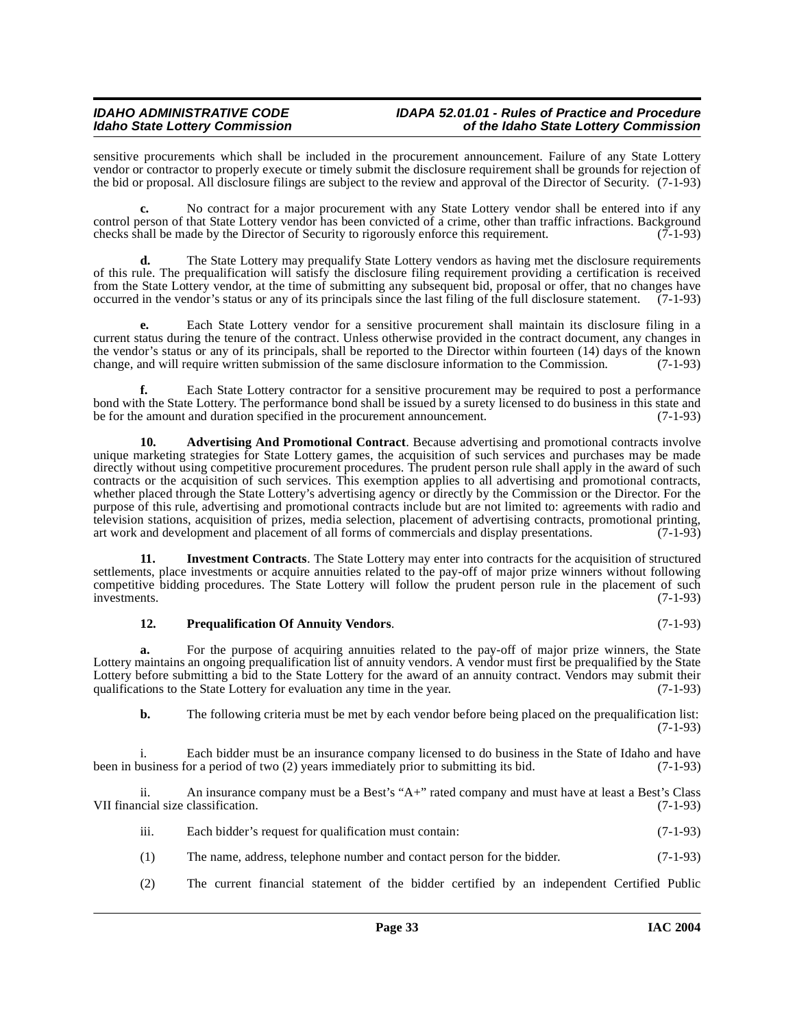sensitive procurements which shall be included in the procurement announcement. Failure of any State Lottery vendor or contractor to properly execute or timely submit the disclosure requirement shall be grounds for rejection of the bid or proposal. All disclosure filings are subject to the review and approval of the Director of Security. (7-1-93)

**c.** No contract for a major procurement with any State Lottery vendor shall be entered into if any control person of that State Lottery vendor has been convicted of a crime, other than traffic infractions. Background checks shall be made by the Director of Security to rigorously enforce this requirement. (7-1-93)

**d.** The State Lottery may prequalify State Lottery vendors as having met the disclosure requirements of this rule. The prequalification will satisfy the disclosure filing requirement providing a certification is received from the State Lottery vendor, at the time of submitting any subsequent bid, proposal or offer, that no changes have occurred in the vendor's status or any of its principals since the last filing of the full disclosure statement. (7-1-93)

**e.** Each State Lottery vendor for a sensitive procurement shall maintain its disclosure filing in a current status during the tenure of the contract. Unless otherwise provided in the contract document, any changes in the vendor's status or any of its principals, shall be reported to the Director within fourteen (14) days of the known change, and will require written submission of the same disclosure information to the Commission. (7-1-93)

**f.** Each State Lottery contractor for a sensitive procurement may be required to post a performance bond with the State Lottery. The performance bond shall be issued by a surety licensed to do business in this state and be for the amount and duration specified in the procurement announcement. (7-1-93)

**10. Advertising And Promotional Contract**. Because advertising and promotional contracts involve unique marketing strategies for State Lottery games, the acquisition of such services and purchases may be made directly without using competitive procurement procedures. The prudent person rule shall apply in the award of such contracts or the acquisition of such services. This exemption applies to all advertising and promotional contracts, whether placed through the State Lottery's advertising agency or directly by the Commission or the Director. For the purpose of this rule, advertising and promotional contracts include but are not limited to: agreements with radio and television stations, acquisition of prizes, media selection, placement of advertising contracts, promotional printing, art work and development and placement of all forms of commercials and display presentations. (7-1-93)

**11. Investment Contracts**. The State Lottery may enter into contracts for the acquisition of structured settlements, place investments or acquire annuities related to the pay-off of major prize winners without following competitive bidding procedures. The State Lottery will follow the prudent person rule in the placement of such investments. (7-1-93)

**12. Prequalification Of Annuity Vendors**. (7-1-93)

**a.** For the purpose of acquiring annuities related to the pay-off of major prize winners, the State Lottery maintains an ongoing prequalification list of annuity vendors. A vendor must first be prequalified by the State Lottery before submitting a bid to the State Lottery for the award of an annuity contract. Vendors may submit their qualifications to the State Lottery for evaluation any time in the year. (7-1-93)

**b.** The following criteria must be met by each vendor before being placed on the prequalification list: (7-1-93)

i. Each bidder must be an insurance company licensed to do business in the State of Idaho and have been in business for a period of two (2) years immediately prior to submitting its bid. (7-1-93)

ii. An insurance company must be a Best's "A+" rated company and must have at least a Best's Class VII financial size classification. (7-1-93)

iii. Each bidder's request for qualification must contain: (7-1-93)

(1) The name, address, telephone number and contact person for the bidder. (7-1-93)

(2) The current financial statement of the bidder certified by an independent Certified Public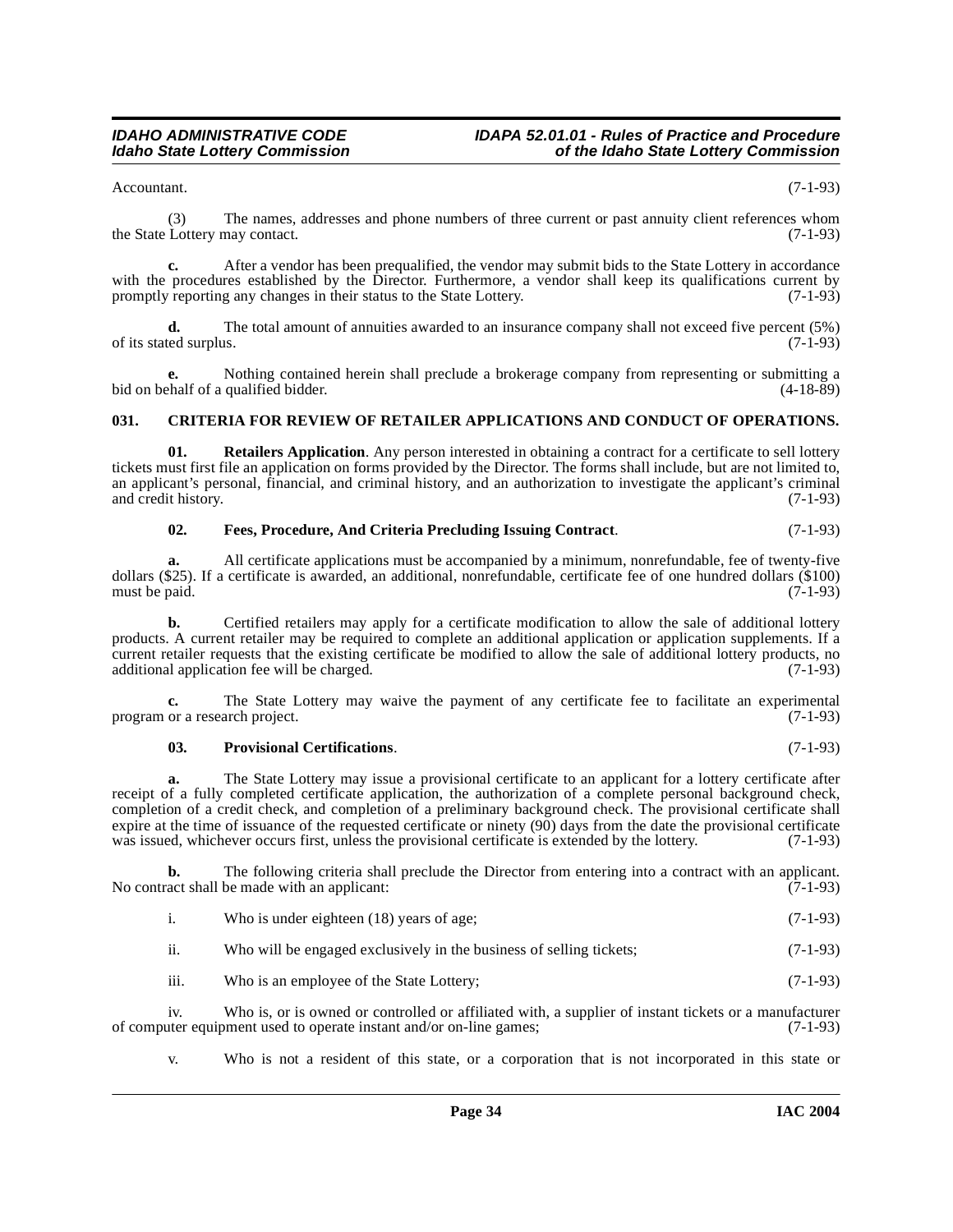Accountant. (7-1-93)

(3) The names, addresses and phone numbers of three current or past annuity client references whom the State Lottery may contact. (7-1-93)

**c.** After a vendor has been prequalified, the vendor may submit bids to the State Lottery in accordance with the procedures established by the Director. Furthermore, a vendor shall keep its qualifications current by promptly reporting any changes in their status to the State Lottery. (7-1-93)

**d.** The total amount of annuities awarded to an insurance company shall not exceed five percent (5%) of its stated surplus. (7-1-93)

**e.** Nothing contained herein shall preclude a brokerage company from representing or submitting a bid on behalf of a qualified bidder. (4-18-89)

### 031. CRITERIA FOR REVIEW OF RETAILER APPLICATIONS AND CONDUCT OF OPERATIONS.

**01. Retailers Application**. Any person interested in obtaining a contract for a certificate to sell lottery tickets must first file an application on forms provided by the Director. The forms shall include, but are not limited to, an applicant's personal, financial, and criminal history, and an authorization to investigate the applicant's criminal and credit history. (7-1-93)

**02. Fees, Procedure, And Criteria Precluding Issuing Contract**. (7-1-93)

**a.** All certificate applications must be accompanied by a minimum, nonrefundable, fee of twenty-five dollars ($25). If a certificate is awarded, an additional, nonrefundable, certificate fee of one hundred dollars ($100) must be paid. (7-1-93)

**b.** Certified retailers may apply for a certificate modification to allow the sale of additional lottery products. A current retailer may be required to complete an additional application or application supplements. If a current retailer requests that the existing certificate be modified to allow the sale of additional lottery products, no additional application fee will be charged. (7-1-93)

**c.** The State Lottery may waive the payment of any certificate fee to facilitate an experimental program or a research project. (7-1-93)

**03. Provisional Certifications**. (7-1-93)

**a.** The State Lottery may issue a provisional certificate to an applicant for a lottery certificate after receipt of a fully completed certificate application, the authorization of a complete personal background check, completion of a credit check, and completion of a preliminary background check. The provisional certificate shall expire at the time of issuance of the requested certificate or ninety (90) days from the date the provisional certificate was issued, whichever occurs first, unless the provisional certificate is extended by the lottery. (7-1-93)

**b.** The following criteria shall preclude the Director from entering into a contract with an applicant. No contract shall be made with an applicant: (7-1-93)

i. Who is under eighteen (18) years of age; (7-1-93)

ii. Who will be engaged exclusively in the business of selling tickets; (7-1-93)

iii. Who is an employee of the State Lottery; (7-1-93)

iv. Who is, or is owned or controlled or affiliated with, a supplier of instant tickets or a manufacturer of computer equipment used to operate instant and/or on-line games; (7-1-93)

v. Who is not a resident of this state, or a corporation that is not incorporated in this state or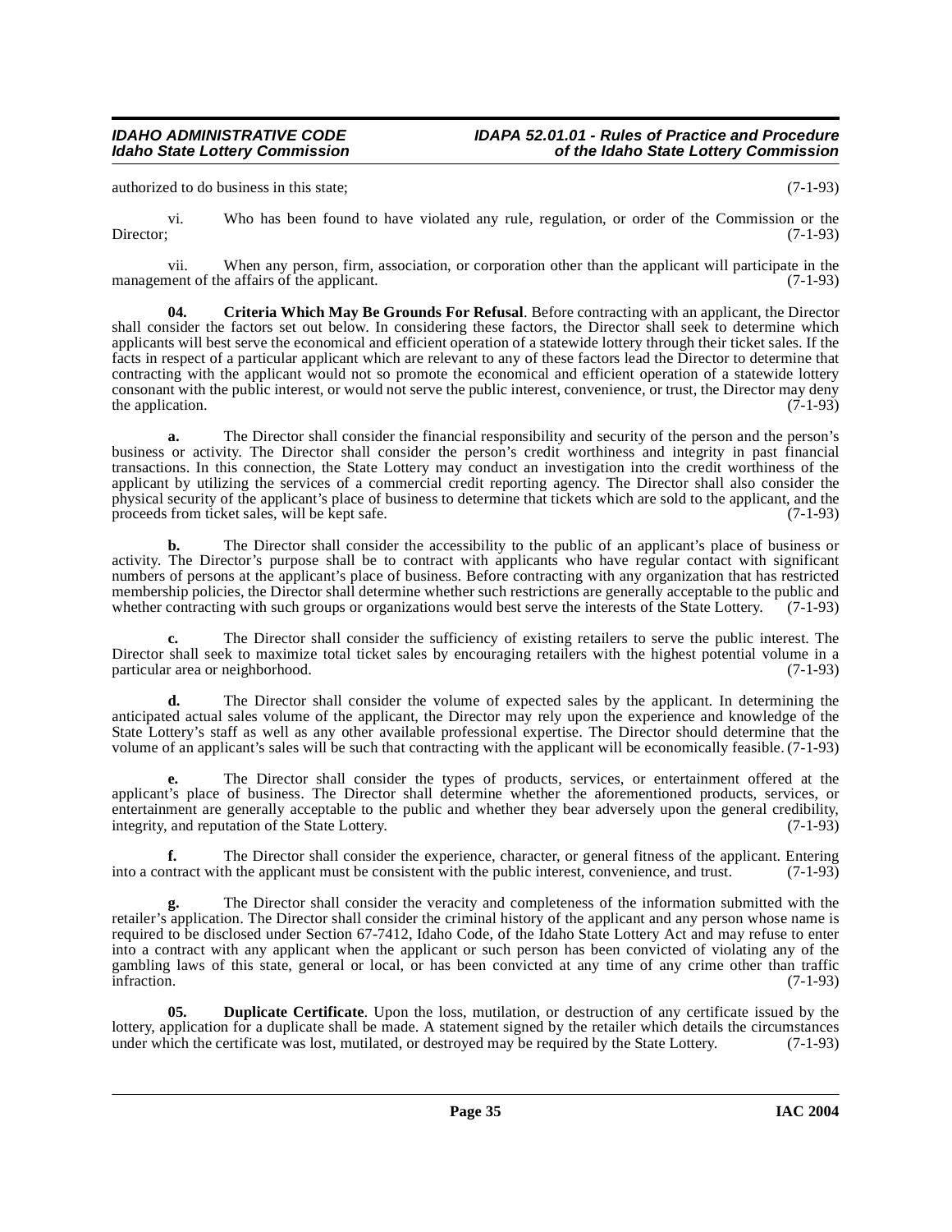authorized to do business in this state; (7-1-93)

vi. Who has been found to have violated any rule, regulation, or order of the Commission or the Director; (7-1-93)

vii. When any person, firm, association, or corporation other than the applicant will participate in the management of the affairs of the applicant. (7-1-93)

**04. Criteria Which May Be Grounds For Refusal**. Before contracting with an applicant, the Director shall consider the factors set out below. In considering these factors, the Director shall seek to determine which applicants will best serve the economical and efficient operation of a statewide lottery through their ticket sales. If the facts in respect of a particular applicant which are relevant to any of these factors lead the Director to determine that contracting with the applicant would not so promote the economical and efficient operation of a statewide lottery consonant with the public interest, or would not serve the public interest, convenience, or trust, the Director may deny the application. (7-1-93)

**a.** The Director shall consider the financial responsibility and security of the person and the person's business or activity. The Director shall consider the person's credit worthiness and integrity in past financial transactions. In this connection, the State Lottery may conduct an investigation into the credit worthiness of the applicant by utilizing the services of a commercial credit reporting agency. The Director shall also consider the physical security of the applicant's place of business to determine that tickets which are sold to the applicant, and the proceeds from ticket sales, will be kept safe. (7-1-93)

**b.** The Director shall consider the accessibility to the public of an applicant's place of business or activity. The Director's purpose shall be to contract with applicants who have regular contact with significant numbers of persons at the applicant's place of business. Before contracting with any organization that has restricted membership policies, the Director shall determine whether such restrictions are generally acceptable to the public and whether contracting with such groups or organizations would best serve the interests of the State Lottery. (7-1-93)

**c.** The Director shall consider the sufficiency of existing retailers to serve the public interest. The Director shall seek to maximize total ticket sales by encouraging retailers with the highest potential volume in a particular area or neighborhood. (7-1-93)

**d.** The Director shall consider the volume of expected sales by the applicant. In determining the anticipated actual sales volume of the applicant, the Director may rely upon the experience and knowledge of the State Lottery's staff as well as any other available professional expertise. The Director should determine that the volume of an applicant's sales will be such that contracting with the applicant will be economically feasible. (7-1-93)

**e.** The Director shall consider the types of products, services, or entertainment offered at the applicant's place of business. The Director shall determine whether the aforementioned products, services, or entertainment are generally acceptable to the public and whether they bear adversely upon the general credibility, integrity, and reputation of the State Lottery. (7-1-93)

**f.** The Director shall consider the experience, character, or general fitness of the applicant. Entering into a contract with the applicant must be consistent with the public interest, convenience, and trust. (7-1-93)

**g.** The Director shall consider the veracity and completeness of the information submitted with the retailer's application. The Director shall consider the criminal history of the applicant and any person whose name is required to be disclosed under Section 67-7412, Idaho Code, of the Idaho State Lottery Act and may refuse to enter into a contract with any applicant when the applicant or such person has been convicted of violating any of the gambling laws of this state, general or local, or has been convicted at any time of any crime other than traffic infraction. (7-1-93)

**05. Duplicate Certificate**. Upon the loss, mutilation, or destruction of any certificate issued by the lottery, application for a duplicate shall be made. A statement signed by the retailer which details the circumstances under which the certificate was lost, mutilated, or destroyed may be required by the State Lottery. (7-1-93)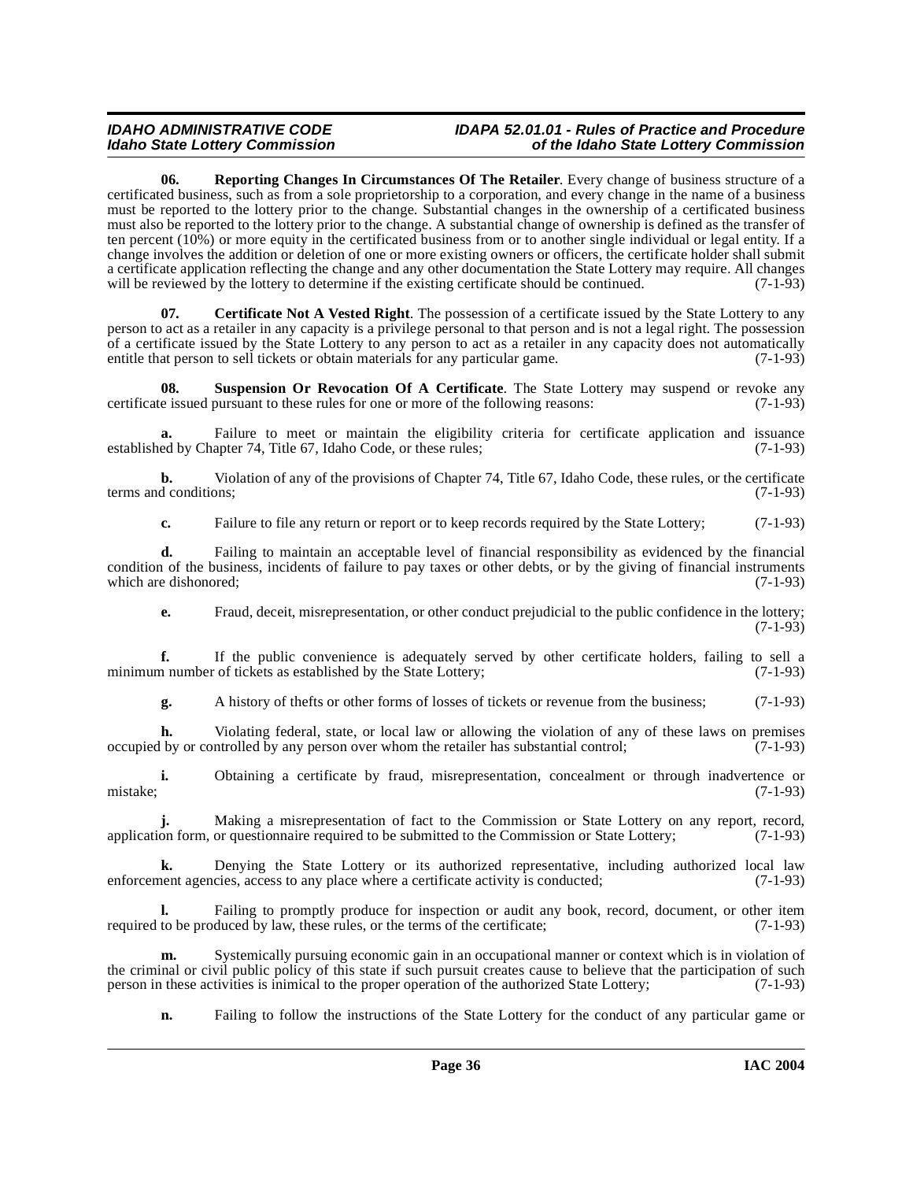**06. Reporting Changes In Circumstances Of The Retailer**. Every change of business structure of a certificated business, such as from a sole proprietorship to a corporation, and every change in the name of a business must be reported to the lottery prior to the change. Substantial changes in the ownership of a certificated business must also be reported to the lottery prior to the change. A substantial change of ownership is defined as the transfer of ten percent (10%) or more equity in the certificated business from or to another single individual or legal entity. If a change involves the addition or deletion of one or more existing owners or officers, the certificate holder shall submit a certificate application reflecting the change and any other documentation the State Lottery may require. All changes will be reviewed by the lottery to determine if the existing certificate should be continued. (7-1-93)

**07. Certificate Not A Vested Right**. The possession of a certificate issued by the State Lottery to any person to act as a retailer in any capacity is a privilege personal to that person and is not a legal right. The possession of a certificate issued by the State Lottery to any person to act as a retailer in any capacity does not automatically entitle that person to sell tickets or obtain materials for any particular game. (7-1-93)

**08. Suspension Or Revocation Of A Certificate**. The State Lottery may suspend or revoke any certificate issued pursuant to these rules for one or more of the following reasons: (7-1-93)

**a.** Failure to meet or maintain the eligibility criteria for certificate application and issuance established by Chapter 74, Title 67, Idaho Code, or these rules; (7-1-93)

**b.** Violation of any of the provisions of Chapter 74, Title 67, Idaho Code, these rules, or the certificate terms and conditions; (7-1-93)

**c.** Failure to file any return or report or to keep records required by the State Lottery; (7-1-93)

**d.** Failing to maintain an acceptable level of financial responsibility as evidenced by the financial condition of the business, incidents of failure to pay taxes or other debts, or by the giving of financial instruments which are dishonored; (7-1-93)

**e.** Fraud, deceit, misrepresentation, or other conduct prejudicial to the public confidence in the lottery; (7-1-93)

**f.** If the public convenience is adequately served by other certificate holders, failing to sell a minimum number of tickets as established by the State Lottery; (7-1-93)

**g.** A history of thefts or other forms of losses of tickets or revenue from the business; (7-1-93)

**h.** Violating federal, state, or local law or allowing the violation of any of these laws on premises occupied by or controlled by any person over whom the retailer has substantial control; (7-1-93)

**i.** Obtaining a certificate by fraud, misrepresentation, concealment or through inadvertence or mistake; (7-1-93)

**j.** Making a misrepresentation of fact to the Commission or State Lottery on any report, record, application form, or questionnaire required to be submitted to the Commission or State Lottery; (7-1-93)

**k.** Denying the State Lottery or its authorized representative, including authorized local law enforcement agencies, access to any place where a certificate activity is conducted; (7-1-93)

**l.** Failing to promptly produce for inspection or audit any book, record, document, or other item required to be produced by law, these rules, or the terms of the certificate; (7-1-93)

**m.** Systemically pursuing economic gain in an occupational manner or context which is in violation of the criminal or civil public policy of this state if such pursuit creates cause to believe that the participation of such person in these activities is inimical to the proper operation of the authorized State Lottery; (7-1-93)

**n.** Failing to follow the instructions of the State Lottery for the conduct of any particular game or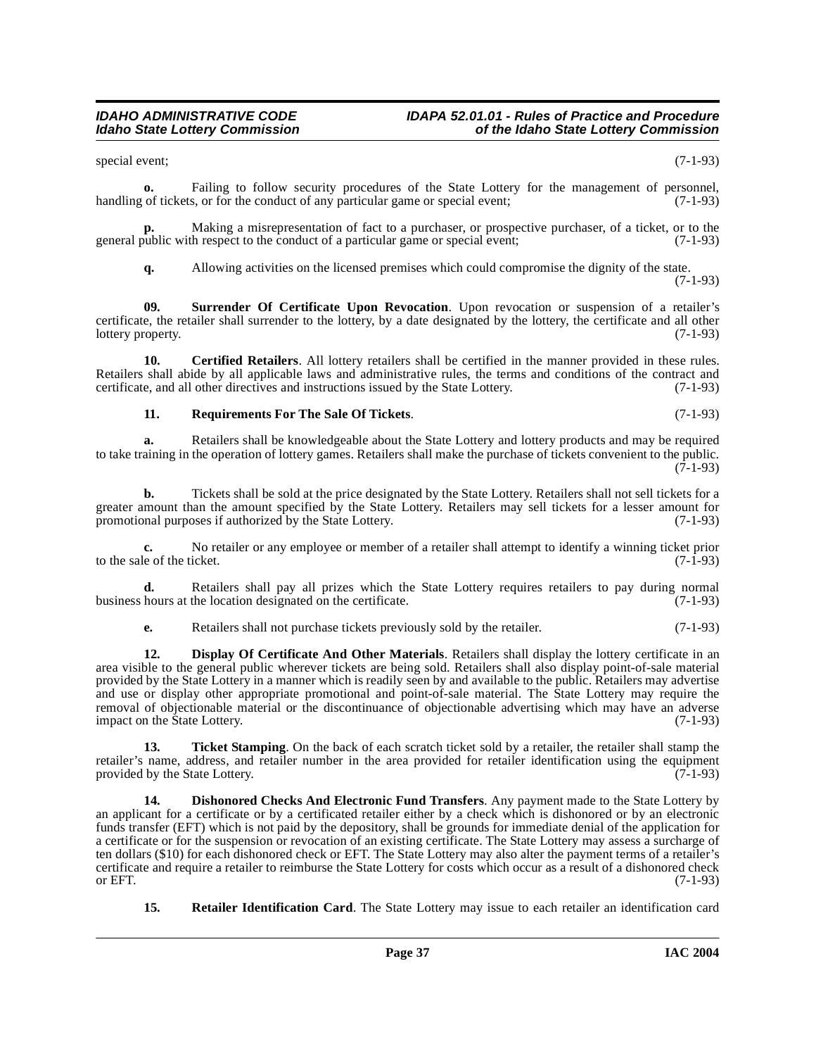special event; (7-1-93)

**o.** Failing to follow security procedures of the State Lottery for the management of personnel, handling of tickets, or for the conduct of any particular game or special event; (7-1-93)

**p.** Making a misrepresentation of fact to a purchaser, or prospective purchaser, of a ticket, or to the general public with respect to the conduct of a particular game or special event; (7-1-93)

**q.** Allowing activities on the licensed premises which could compromise the dignity of the state. (7-1-93)

**09. Surrender Of Certificate Upon Revocation**. Upon revocation or suspension of a retailer's certificate, the retailer shall surrender to the lottery, by a date designated by the lottery, the certificate and all other lottery property. (7-1-93)

**10. Certified Retailers**. All lottery retailers shall be certified in the manner provided in these rules. Retailers shall abide by all applicable laws and administrative rules, the terms and conditions of the contract and certificate, and all other directives and instructions issued by the State Lottery. (7-1-93)

**11. Requirements For The Sale Of Tickets**. (7-1-93)

**a.** Retailers shall be knowledgeable about the State Lottery and lottery products and may be required to take training in the operation of lottery games. Retailers shall make the purchase of tickets convenient to the public. (7-1-93)

**b.** Tickets shall be sold at the price designated by the State Lottery. Retailers shall not sell tickets for a greater amount than the amount specified by the State Lottery. Retailers may sell tickets for a lesser amount for promotional purposes if authorized by the State Lottery. (7-1-93)

**c.** No retailer or any employee or member of a retailer shall attempt to identify a winning ticket prior to the sale of the ticket. (7-1-93)

**d.** Retailers shall pay all prizes which the State Lottery requires retailers to pay during normal business hours at the location designated on the certificate. (7-1-93)

**e.** Retailers shall not purchase tickets previously sold by the retailer. (7-1-93)

**12. Display Of Certificate And Other Materials**. Retailers shall display the lottery certificate in an area visible to the general public wherever tickets are being sold. Retailers shall also display point-of-sale material provided by the State Lottery in a manner which is readily seen by and available to the public. Retailers may advertise and use or display other appropriate promotional and point-of-sale material. The State Lottery may require the removal of objectionable material or the discontinuance of objectionable advertising which may have an adverse impact on the State Lottery. (7-1-93)

**13. Ticket Stamping**. On the back of each scratch ticket sold by a retailer, the retailer shall stamp the retailer's name, address, and retailer number in the area provided for retailer identification using the equipment provided by the State Lottery. (7-1-93)

**14. Dishonored Checks And Electronic Fund Transfers**. Any payment made to the State Lottery by an applicant for a certificate or by a certificated retailer either by a check which is dishonored or by an electronic funds transfer (EFT) which is not paid by the depository, shall be grounds for immediate denial of the application for a certificate or for the suspension or revocation of an existing certificate. The State Lottery may assess a surcharge of ten dollars ($10) for each dishonored check or EFT. The State Lottery may also alter the payment terms of a retailer's certificate and require a retailer to reimburse the State Lottery for costs which occur as a result of a dishonored check or EFT. (7-1-93)

**15. Retailer Identification Card**. The State Lottery may issue to each retailer an identification card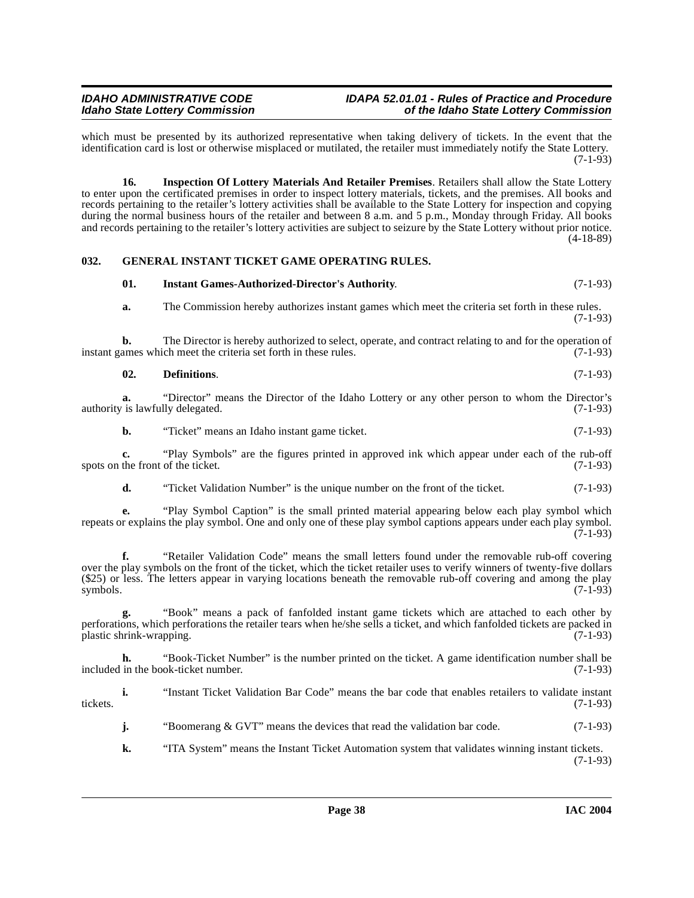which must be presented by its authorized representative when taking delivery of tickets. In the event that the identification card is lost or otherwise misplaced or mutilated, the retailer must immediately notify the State Lottery. (7-1-93)

**16. Inspection Of Lottery Materials And Retailer Premises**. Retailers shall allow the State Lottery to enter upon the certificated premises in order to inspect lottery materials, tickets, and the premises. All books and records pertaining to the retailer's lottery activities shall be available to the State Lottery for inspection and copying during the normal business hours of the retailer and between 8 a.m. and 5 p.m., Monday through Friday. All books and records pertaining to the retailer's lottery activities are subject to seizure by the State Lottery without prior notice. (4-18-89)

## 032. GENERAL INSTANT TICKET GAME OPERATING RULES.

**01. Instant Games-Authorized-Director's Authority**. (7-1-93)

**a.** The Commission hereby authorizes instant games which meet the criteria set forth in these rules. (7-1-93)

**b.** The Director is hereby authorized to select, operate, and contract relating to and for the operation of instant games which meet the criteria set forth in these rules. (7-1-93)

**02. Definitions**. (7-1-93)

**a.** "Director" means the Director of the Idaho Lottery or any other person to whom the Director's authority is lawfully delegated. (7-1-93)

**b.** "Ticket" means an Idaho instant game ticket. (7-1-93)

**c.** "Play Symbols" are the figures printed in approved ink which appear under each of the rub-off spots on the front of the ticket. (7-1-93)

**d.** "Ticket Validation Number" is the unique number on the front of the ticket. (7-1-93)

**e.** "Play Symbol Caption" is the small printed material appearing below each play symbol which repeats or explains the play symbol. One and only one of these play symbol captions appears under each play symbol. (7-1-93)

**f.** "Retailer Validation Code" means the small letters found under the removable rub-off covering over the play symbols on the front of the ticket, which the ticket retailer uses to verify winners of twenty-five dollars ($25) or less. The letters appear in varying locations beneath the removable rub-off covering and among the play symbols. (7-1-93)

**g.** "Book" means a pack of fanfolded instant game tickets which are attached to each other by perforations, which perforations the retailer tears when he/she sells a ticket, and which fanfolded tickets are packed in plastic shrink-wrapping. (7-1-93)

**h.** "Book-Ticket Number" is the number printed on the ticket. A game identification number shall be included in the book-ticket number. (7-1-93)

**i.** "Instant Ticket Validation Bar Code" means the bar code that enables retailers to validate instant tickets. (7-1-93)

**j.** "Boomerang & GVT" means the devices that read the validation bar code. (7-1-93)

**k.** "ITA System" means the Instant Ticket Automation system that validates winning instant tickets. (7-1-93)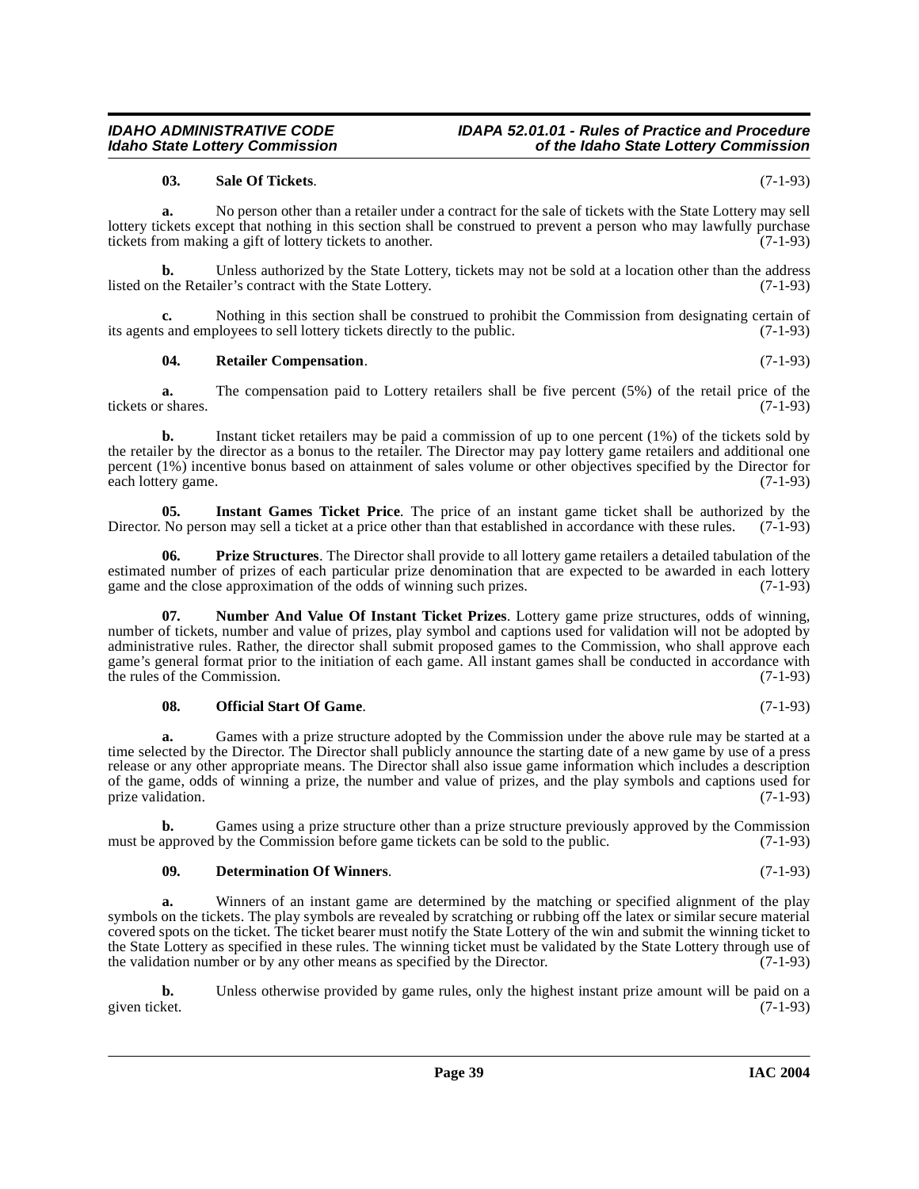**03. Sale Of Tickets**. (7-1-93)

**a.** No person other than a retailer under a contract for the sale of tickets with the State Lottery may sell lottery tickets except that nothing in this section shall be construed to prevent a person who may lawfully purchase tickets from making a gift of lottery tickets to another. (7-1-93)

**b.** Unless authorized by the State Lottery, tickets may not be sold at a location other than the address listed on the Retailer's contract with the State Lottery. (7-1-93)

**c.** Nothing in this section shall be construed to prohibit the Commission from designating certain of its agents and employees to sell lottery tickets directly to the public. (7-1-93)

**04. Retailer Compensation**. (7-1-93)

**a.** The compensation paid to Lottery retailers shall be five percent (5%) of the retail price of the tickets or shares. (7-1-93)

**b.** Instant ticket retailers may be paid a commission of up to one percent (1%) of the tickets sold by the retailer by the director as a bonus to the retailer. The Director may pay lottery game retailers and additional one percent (1%) incentive bonus based on attainment of sales volume or other objectives specified by the Director for each lottery game. (7-1-93)

**05. Instant Games Ticket Price**. The price of an instant game ticket shall be authorized by the Director. No person may sell a ticket at a price other than that established in accordance with these rules. (7-1-93)

**06. Prize Structures**. The Director shall provide to all lottery game retailers a detailed tabulation of the estimated number of prizes of each particular prize denomination that are expected to be awarded in each lottery game and the close approximation of the odds of winning such prizes. (7-1-93)

**07. Number And Value Of Instant Ticket Prizes**. Lottery game prize structures, odds of winning, number of tickets, number and value of prizes, play symbol and captions used for validation will not be adopted by administrative rules. Rather, the director shall submit proposed games to the Commission, who shall approve each game's general format prior to the initiation of each game. All instant games shall be conducted in accordance with the rules of the Commission. (7-1-93)

**08. Official Start Of Game**. (7-1-93)

**a.** Games with a prize structure adopted by the Commission under the above rule may be started at a time selected by the Director. The Director shall publicly announce the starting date of a new game by use of a press release or any other appropriate means. The Director shall also issue game information which includes a description of the game, odds of winning a prize, the number and value of prizes, and the play symbols and captions used for prize validation. (7-1-93)

**b.** Games using a prize structure other than a prize structure previously approved by the Commission must be approved by the Commission before game tickets can be sold to the public. (7-1-93)

**09. Determination Of Winners**. (7-1-93)

**a.** Winners of an instant game are determined by the matching or specified alignment of the play symbols on the tickets. The play symbols are revealed by scratching or rubbing off the latex or similar secure material covered spots on the ticket. The ticket bearer must notify the State Lottery of the win and submit the winning ticket to the State Lottery as specified in these rules. The winning ticket must be validated by the State Lottery through use of the validation number or by any other means as specified by the Director. (7-1-93)

**b.** Unless otherwise provided by game rules, only the highest instant prize amount will be paid on a given ticket. (7-1-93)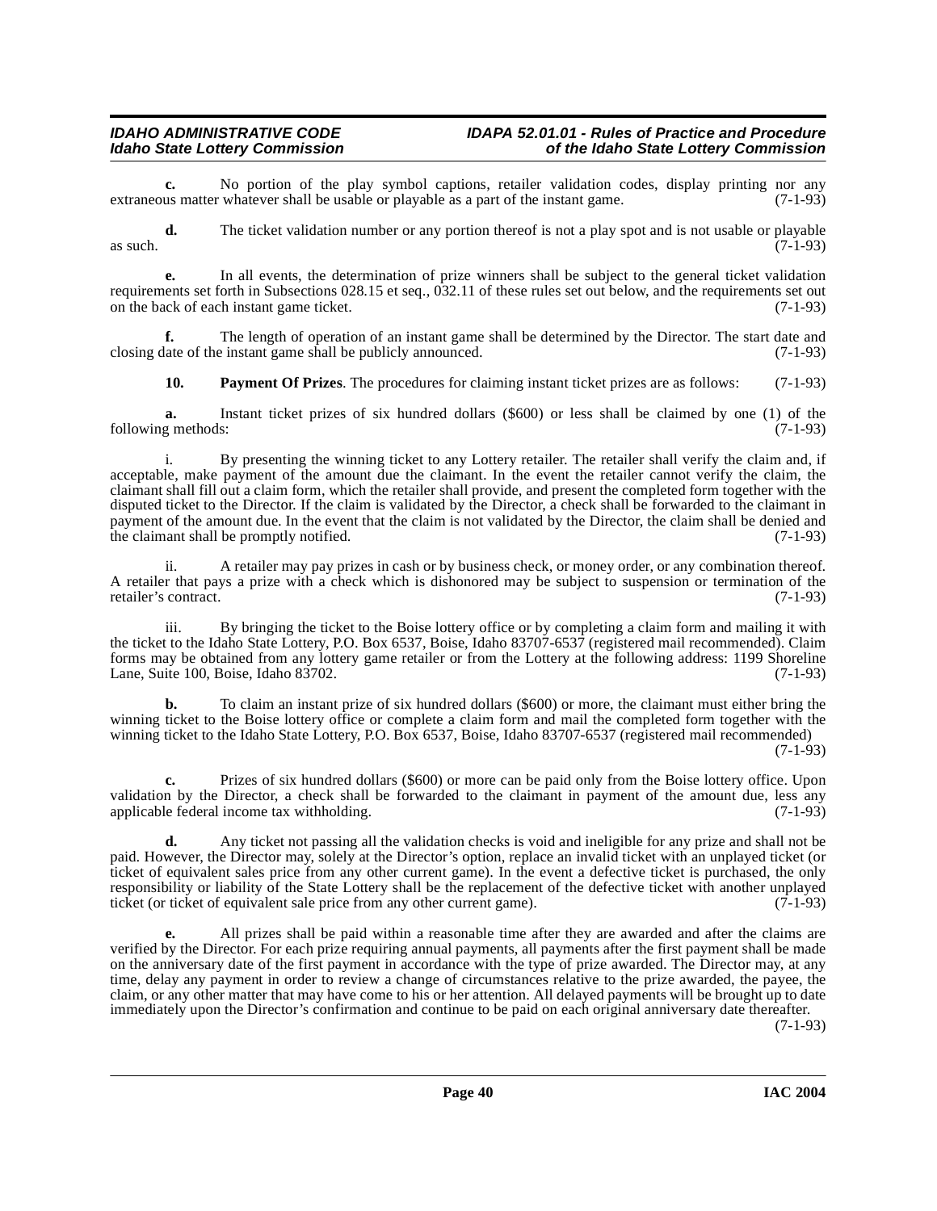**c.** No portion of the play symbol captions, retailer validation codes, display printing nor any extraneous matter whatever shall be usable or playable as a part of the instant game. (7-1-93)

**d.** The ticket validation number or any portion thereof is not a play spot and is not usable or playable as such. (7-1-93)

**e.** In all events, the determination of prize winners shall be subject to the general ticket validation requirements set forth in Subsections 028.15 et seq., 032.11 of these rules set out below, and the requirements set out on the back of each instant game ticket. (7-1-93)

**f.** The length of operation of an instant game shall be determined by the Director. The start date and closing date of the instant game shall be publicly announced. (7-1-93)

**10. Payment Of Prizes**. The procedures for claiming instant ticket prizes are as follows: (7-1-93)

**a.** Instant ticket prizes of six hundred dollars ($600) or less shall be claimed by one (1) of the following methods: (7-1-93)

i. By presenting the winning ticket to any Lottery retailer. The retailer shall verify the claim and, if acceptable, make payment of the amount due the claimant. In the event the retailer cannot verify the claim, the claimant shall fill out a claim form, which the retailer shall provide, and present the completed form together with the disputed ticket to the Director. If the claim is validated by the Director, a check shall be forwarded to the claimant in payment of the amount due. In the event that the claim is not validated by the Director, the claim shall be denied and the claimant shall be promptly notified. (7-1-93)

ii. A retailer may pay prizes in cash or by business check, or money order, or any combination thereof. A retailer that pays a prize with a check which is dishonored may be subject to suspension or termination of the retailer's contract. (7-1-93)

iii. By bringing the ticket to the Boise lottery office or by completing a claim form and mailing it with the ticket to the Idaho State Lottery, P.O. Box 6537, Boise, Idaho 83707-6537 (registered mail recommended). Claim forms may be obtained from any lottery game retailer or from the Lottery at the following address: 1199 Shoreline Lane, Suite 100, Boise, Idaho 83702. (7-1-93)

**b.** To claim an instant prize of six hundred dollars ($600) or more, the claimant must either bring the winning ticket to the Boise lottery office or complete a claim form and mail the completed form together with the winning ticket to the Idaho State Lottery, P.O. Box 6537, Boise, Idaho 83707-6537 (registered mail recommended) (7-1-93)

**c.** Prizes of six hundred dollars ($600) or more can be paid only from the Boise lottery office. Upon validation by the Director, a check shall be forwarded to the claimant in payment of the amount due, less any applicable federal income tax withholding. (7-1-93)

**d.** Any ticket not passing all the validation checks is void and ineligible for any prize and shall not be paid. However, the Director may, solely at the Director's option, replace an invalid ticket with an unplayed ticket (or ticket of equivalent sales price from any other current game). In the event a defective ticket is purchased, the only responsibility or liability of the State Lottery shall be the replacement of the defective ticket with another unplayed ticket (or ticket of equivalent sale price from any other current game). (7-1-93)

**e.** All prizes shall be paid within a reasonable time after they are awarded and after the claims are verified by the Director. For each prize requiring annual payments, all payments after the first payment shall be made on the anniversary date of the first payment in accordance with the type of prize awarded. The Director may, at any time, delay any payment in order to review a change of circumstances relative to the prize awarded, the payee, the claim, or any other matter that may have come to his or her attention. All delayed payments will be brought up to date immediately upon the Director's confirmation and continue to be paid on each original anniversary date thereafter. (7-1-93)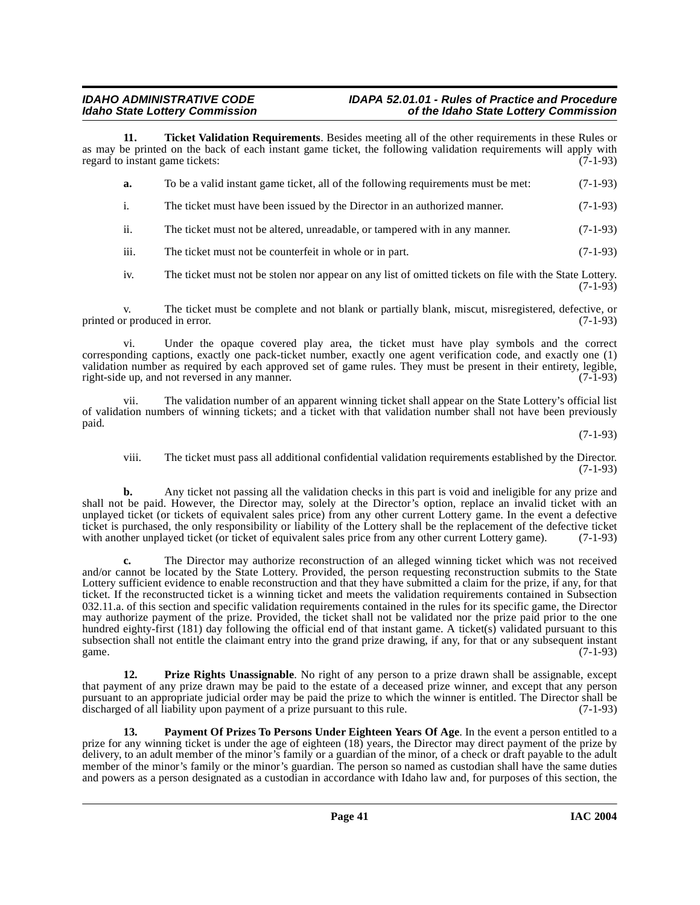**11. Ticket Validation Requirements**. Besides meeting all of the other requirements in these Rules or as may be printed on the back of each instant game ticket, the following validation requirements will apply with regard to instant game tickets: (7-1-93)

**a.** To be a valid instant game ticket, all of the following requirements must be met: (7-1-93)

i. The ticket must have been issued by the Director in an authorized manner. (7-1-93)

ii. The ticket must not be altered, unreadable, or tampered with in any manner. (7-1-93)

iii. The ticket must not be counterfeit in whole or in part. (7-1-93)

iv. The ticket must not be stolen nor appear on any list of omitted tickets on file with the State Lottery. (7-1-93)

v. The ticket must be complete and not blank or partially blank, miscut, misregistered, defective, or printed or produced in error. (7-1-93)

vi. Under the opaque covered play area, the ticket must have play symbols and the correct corresponding captions, exactly one pack-ticket number, exactly one agent verification code, and exactly one (1) validation number as required by each approved set of game rules. They must be present in their entirety, legible, right-side up, and not reversed in any manner. (7-1-93)

vii. The validation number of an apparent winning ticket shall appear on the State Lottery's official list of validation numbers of winning tickets; and a ticket with that validation number shall not have been previously paid. (7-1-93)

viii. The ticket must pass all additional confidential validation requirements established by the Director. (7-1-93)

**b.** Any ticket not passing all the validation checks in this part is void and ineligible for any prize and shall not be paid. However, the Director may, solely at the Director's option, replace an invalid ticket with an unplayed ticket (or tickets of equivalent sales price) from any other current Lottery game. In the event a defective ticket is purchased, the only responsibility or liability of the Lottery shall be the replacement of the defective ticket with another unplayed ticket (or ticket of equivalent sales price from any other current Lottery game). (7-1-93)

**c.** The Director may authorize reconstruction of an alleged winning ticket which was not received and/or cannot be located by the State Lottery. Provided, the person requesting reconstruction submits to the State Lottery sufficient evidence to enable reconstruction and that they have submitted a claim for the prize, if any, for that ticket. If the reconstructed ticket is a winning ticket and meets the validation requirements contained in Subsection 032.11.a. of this section and specific validation requirements contained in the rules for its specific game, the Director may authorize payment of the prize. Provided, the ticket shall not be validated nor the prize paid prior to the one hundred eighty-first (181) day following the official end of that instant game. A ticket(s) validated pursuant to this subsection shall not entitle the claimant entry into the grand prize drawing, if any, for that or any subsequent instant game. (7-1-93)

**12. Prize Rights Unassignable**. No right of any person to a prize drawn shall be assignable, except that payment of any prize drawn may be paid to the estate of a deceased prize winner, and except that any person pursuant to an appropriate judicial order may be paid the prize to which the winner is entitled. The Director shall be discharged of all liability upon payment of a prize pursuant to this rule. (7-1-93)

**13. Payment Of Prizes To Persons Under Eighteen Years Of Age**. In the event a person entitled to a prize for any winning ticket is under the age of eighteen (18) years, the Director may direct payment of the prize by delivery, to an adult member of the minor's family or a guardian of the minor, of a check or draft payable to the adult member of the minor's family or the minor's guardian. The person so named as custodian shall have the same duties and powers as a person designated as a custodian in accordance with Idaho law and, for purposes of this section, the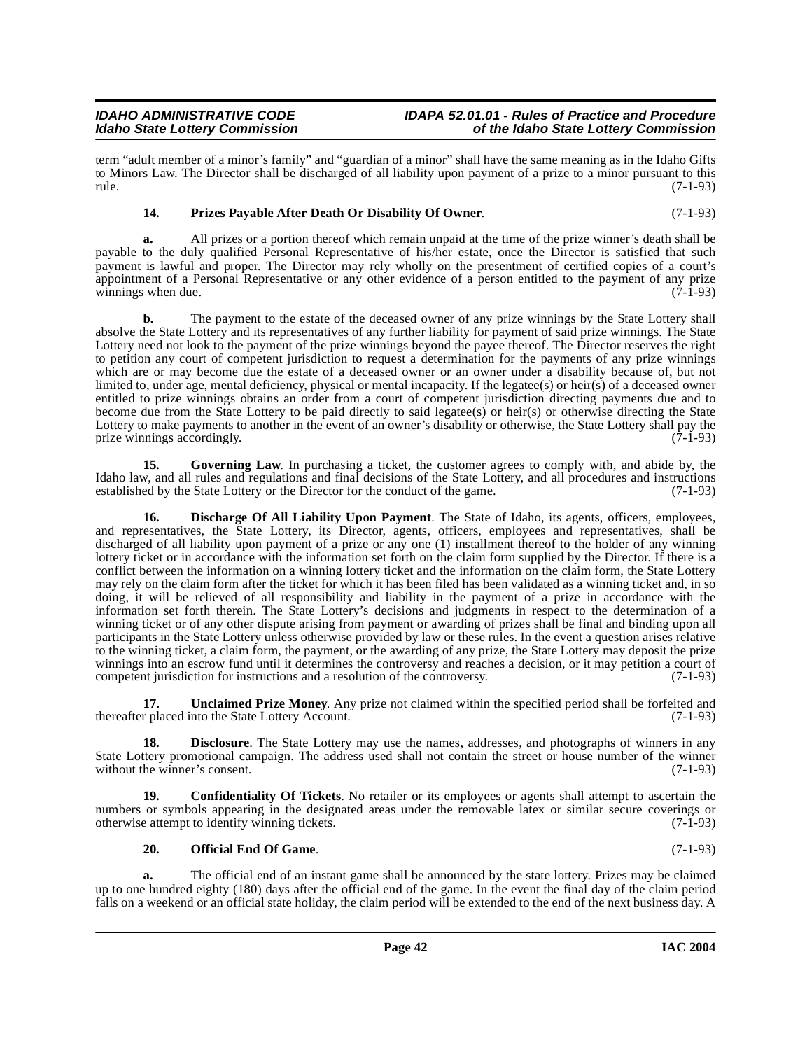term "adult member of a minor's family" and "guardian of a minor" shall have the same meaning as in the Idaho Gifts to Minors Law. The Director shall be discharged of all liability upon payment of a prize to a minor pursuant to this rule. (7-1-93)

**14. Prizes Payable After Death Or Disability Of Owner**. (7-1-93)

**a.** All prizes or a portion thereof which remain unpaid at the time of the prize winner's death shall be payable to the duly qualified Personal Representative of his/her estate, once the Director is satisfied that such payment is lawful and proper. The Director may rely wholly on the presentment of certified copies of a court's appointment of a Personal Representative or any other evidence of a person entitled to the payment of any prize winnings when due. (7-1-93)

**b.** The payment to the estate of the deceased owner of any prize winnings by the State Lottery shall absolve the State Lottery and its representatives of any further liability for payment of said prize winnings. The State Lottery need not look to the payment of the prize winnings beyond the payee thereof. The Director reserves the right to petition any court of competent jurisdiction to request a determination for the payments of any prize winnings which are or may become due the estate of a deceased owner or an owner under a disability because of, but not limited to, under age, mental deficiency, physical or mental incapacity. If the legatee(s) or heir(s) of a deceased owner entitled to prize winnings obtains an order from a court of competent jurisdiction directing payments due and to become due from the State Lottery to be paid directly to said legatee(s) or heir(s) or otherwise directing the State Lottery to make payments to another in the event of an owner's disability or otherwise, the State Lottery shall pay the prize winnings accordingly. (7-1-93)

**15. Governing Law**. In purchasing a ticket, the customer agrees to comply with, and abide by, the Idaho law, and all rules and regulations and final decisions of the State Lottery, and all procedures and instructions established by the State Lottery or the Director for the conduct of the game. (7-1-93)

**16. Discharge Of All Liability Upon Payment**. The State of Idaho, its agents, officers, employees, and representatives, the State Lottery, its Director, agents, officers, employees and representatives, shall be discharged of all liability upon payment of a prize or any one (1) installment thereof to the holder of any winning lottery ticket or in accordance with the information set forth on the claim form supplied by the Director. If there is a conflict between the information on a winning lottery ticket and the information on the claim form, the State Lottery may rely on the claim form after the ticket for which it has been filed has been validated as a winning ticket and, in so doing, it will be relieved of all responsibility and liability in the payment of a prize in accordance with the information set forth therein. The State Lottery's decisions and judgments in respect to the determination of a winning ticket or of any other dispute arising from payment or awarding of prizes shall be final and binding upon all participants in the State Lottery unless otherwise provided by law or these rules. In the event a question arises relative to the winning ticket, a claim form, the payment, or the awarding of any prize, the State Lottery may deposit the prize winnings into an escrow fund until it determines the controversy and reaches a decision, or it may petition a court of competent jurisdiction for instructions and a resolution of the controversy. (7-1-93)

**17. Unclaimed Prize Money**. Any prize not claimed within the specified period shall be forfeited and thereafter placed into the State Lottery Account. (7-1-93)

**18. Disclosure**. The State Lottery may use the names, addresses, and photographs of winners in any State Lottery promotional campaign. The address used shall not contain the street or house number of the winner without the winner's consent. (7-1-93)

**19. Confidentiality Of Tickets**. No retailer or its employees or agents shall attempt to ascertain the numbers or symbols appearing in the designated areas under the removable latex or similar secure coverings or otherwise attempt to identify winning tickets. (7-1-93)

**20. Official End Of Game**. (7-1-93)

**a.** The official end of an instant game shall be announced by the state lottery. Prizes may be claimed up to one hundred eighty (180) days after the official end of the game. In the event the final day of the claim period falls on a weekend or an official state holiday, the claim period will be extended to the end of the next business day. A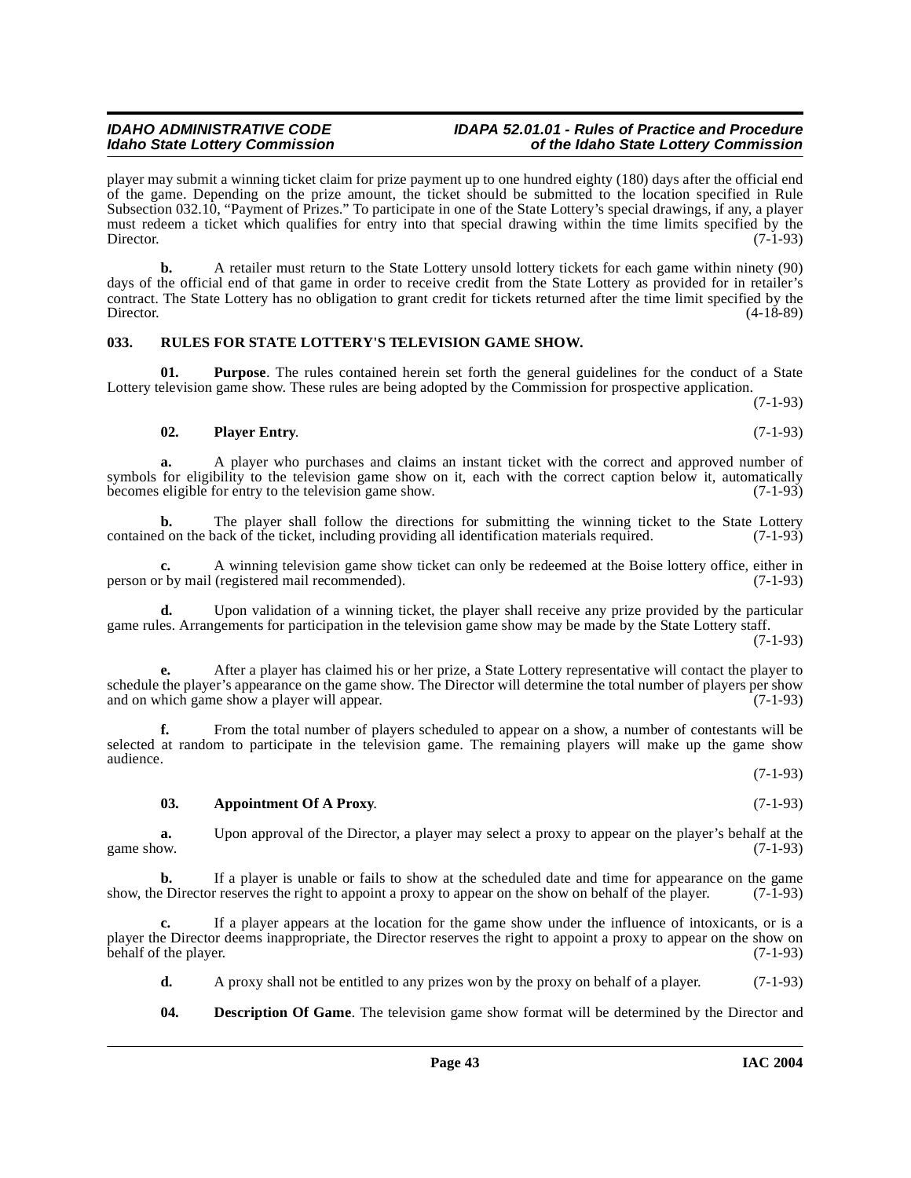player may submit a winning ticket claim for prize payment up to one hundred eighty (180) days after the official end of the game. Depending on the prize amount, the ticket should be submitted to the location specified in Rule Subsection 032.10, "Payment of Prizes." To participate in one of the State Lottery's special drawings, if any, a player must redeem a ticket which qualifies for entry into that special drawing within the time limits specified by the Director. (7-1-93)

**b.** A retailer must return to the State Lottery unsold lottery tickets for each game within ninety (90) days of the official end of that game in order to receive credit from the State Lottery as provided for in retailer's contract. The State Lottery has no obligation to grant credit for tickets returned after the time limit specified by the Director. (4-18-89)

### 033. RULES FOR STATE LOTTERY'S TELEVISION GAME SHOW.

**01. Purpose**. The rules contained herein set forth the general guidelines for the conduct of a State Lottery television game show. These rules are being adopted by the Commission for prospective application. (7-1-93)

**02. Player Entry**. (7-1-93)

**a.** A player who purchases and claims an instant ticket with the correct and approved number of symbols for eligibility to the television game show on it, each with the correct caption below it, automatically becomes eligible for entry to the television game show. (7-1-93)

**b.** The player shall follow the directions for submitting the winning ticket to the State Lottery contained on the back of the ticket, including providing all identification materials required. (7-1-93)

**c.** A winning television game show ticket can only be redeemed at the Boise lottery office, either in person or by mail (registered mail recommended). (7-1-93)

**d.** Upon validation of a winning ticket, the player shall receive any prize provided by the particular game rules. Arrangements for participation in the television game show may be made by the State Lottery staff. (7-1-93)

**e.** After a player has claimed his or her prize, a State Lottery representative will contact the player to schedule the player's appearance on the game show. The Director will determine the total number of players per show and on which game show a player will appear. (7-1-93)

**f.** From the total number of players scheduled to appear on a show, a number of contestants will be selected at random to participate in the television game. The remaining players will make up the game show audience. (7-1-93)

**03. Appointment Of A Proxy**. (7-1-93)

**a.** Upon approval of the Director, a player may select a proxy to appear on the player's behalf at the game show. (7-1-93)

**b.** If a player is unable or fails to show at the scheduled date and time for appearance on the game show, the Director reserves the right to appoint a proxy to appear on the show on behalf of the player. (7-1-93)

**c.** If a player appears at the location for the game show under the influence of intoxicants, or is a player the Director deems inappropriate, the Director reserves the right to appoint a proxy to appear on the show on behalf of the player. (7-1-93)

**d.** A proxy shall not be entitled to any prizes won by the proxy on behalf of a player. (7-1-93)

**04. Description Of Game**. The television game show format will be determined by the Director and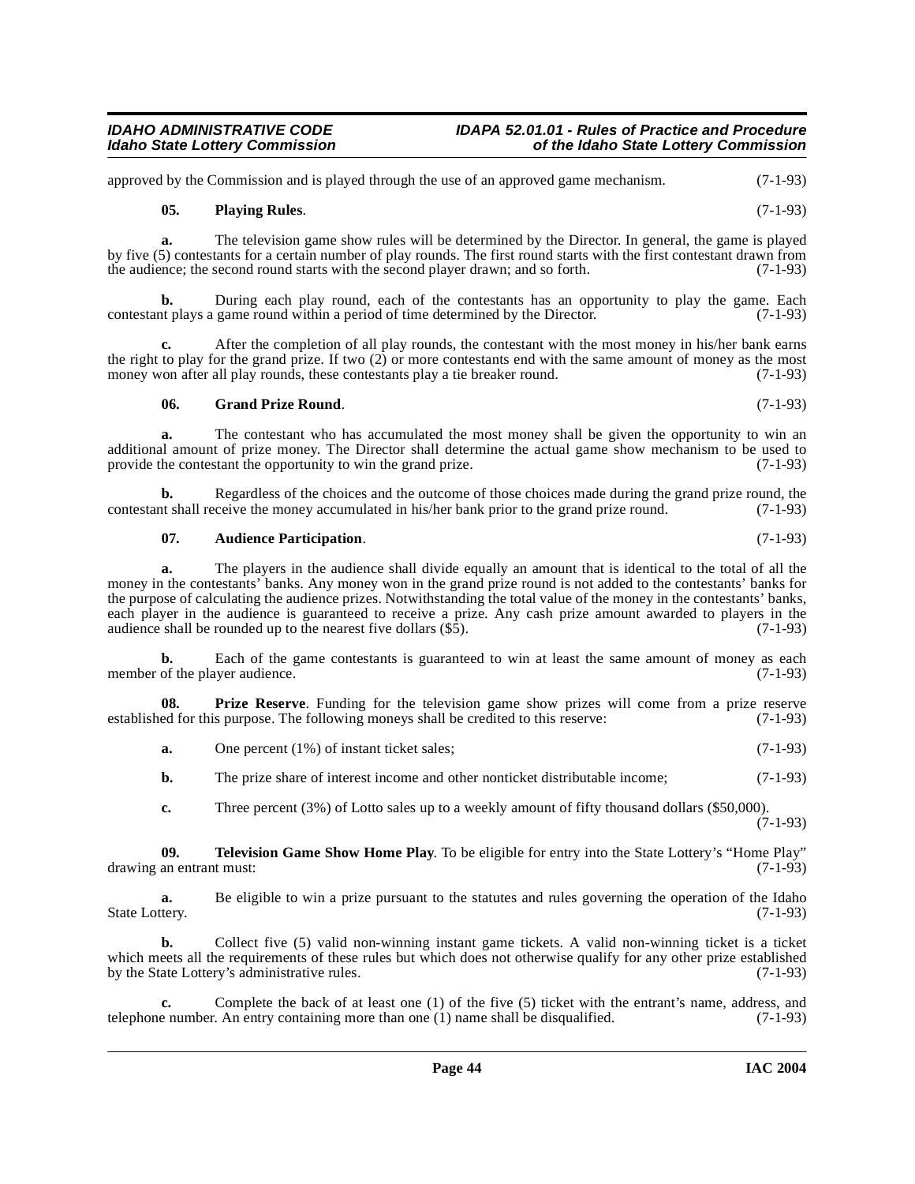approved by the Commission and is played through the use of an approved game mechanism. (7-1-93)

**05. Playing Rules**. (7-1-93)

**a.** The television game show rules will be determined by the Director. In general, the game is played by five (5) contestants for a certain number of play rounds. The first round starts with the first contestant drawn from the audience; the second round starts with the second player drawn; and so forth. (7-1-93)

**b.** During each play round, each of the contestants has an opportunity to play the game. Each contestant plays a game round within a period of time determined by the Director. (7-1-93)

**c.** After the completion of all play rounds, the contestant with the most money in his/her bank earns the right to play for the grand prize. If two (2) or more contestants end with the same amount of money as the most money won after all play rounds, these contestants play a tie breaker round. (7-1-93)

**06. Grand Prize Round**. (7-1-93)

**a.** The contestant who has accumulated the most money shall be given the opportunity to win an additional amount of prize money. The Director shall determine the actual game show mechanism to be used to provide the contestant the opportunity to win the grand prize. (7-1-93)

**b.** Regardless of the choices and the outcome of those choices made during the grand prize round, the contestant shall receive the money accumulated in his/her bank prior to the grand prize round. (7-1-93)

**07. Audience Participation**. (7-1-93)

**a.** The players in the audience shall divide equally an amount that is identical to the total of all the money in the contestants' banks. Any money won in the grand prize round is not added to the contestants' banks for the purpose of calculating the audience prizes. Notwithstanding the total value of the money in the contestants' banks, each player in the audience is guaranteed to receive a prize. Any cash prize amount awarded to players in the audience shall be rounded up to the nearest five dollars ($5). (7-1-93)

**b.** Each of the game contestants is guaranteed to win at least the same amount of money as each member of the player audience. (7-1-93)

**08. Prize Reserve**. Funding for the television game show prizes will come from a prize reserve established for this purpose. The following moneys shall be credited to this reserve: (7-1-93)

**a.** One percent (1%) of instant ticket sales; (7-1-93)

**b.** The prize share of interest income and other nonticket distributable income; (7-1-93)

**c.** Three percent (3%) of Lotto sales up to a weekly amount of fifty thousand dollars ($50,000). (7-1-93)

**09. Television Game Show Home Play**. To be eligible for entry into the State Lottery's "Home Play" drawing an entrant must: (7-1-93)

**a.** Be eligible to win a prize pursuant to the statutes and rules governing the operation of the Idaho State Lottery. (7-1-93)

**b.** Collect five (5) valid non-winning instant game tickets. A valid non-winning ticket is a ticket which meets all the requirements of these rules but which does not otherwise qualify for any other prize established by the State Lottery's administrative rules. (7-1-93)

**c.** Complete the back of at least one (1) of the five (5) ticket with the entrant's name, address, and telephone number. An entry containing more than one (1) name shall be disqualified. (7-1-93)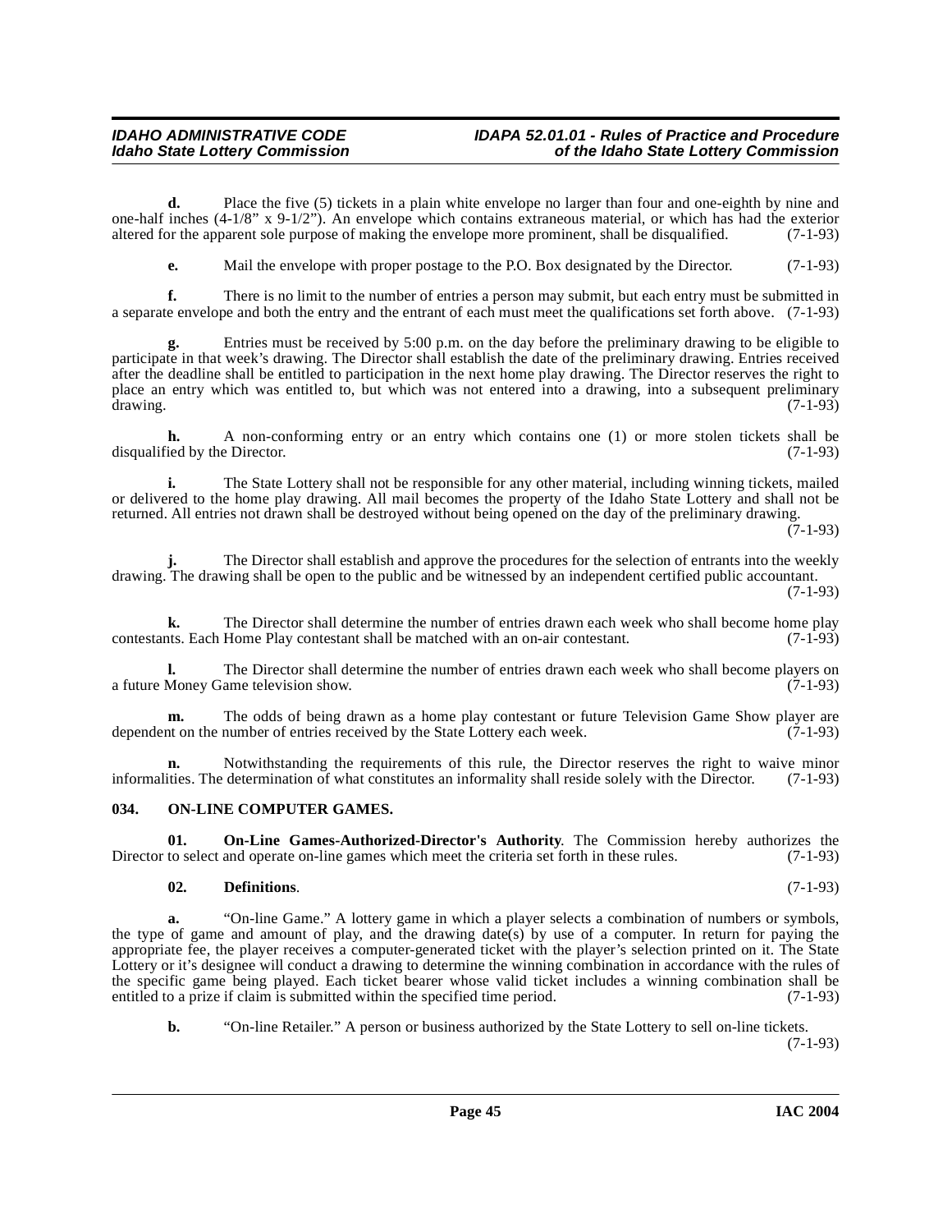**d.** Place the five (5) tickets in a plain white envelope no larger than four and one-eighth by nine and one-half inches (4-1/8" x 9-1/2"). An envelope which contains extraneous material, or which has had the exterior altered for the apparent sole purpose of making the envelope more prominent, shall be disqualified. (7-1-93)

**e.** Mail the envelope with proper postage to the P.O. Box designated by the Director. (7-1-93)

**f.** There is no limit to the number of entries a person may submit, but each entry must be submitted in a separate envelope and both the entry and the entrant of each must meet the qualifications set forth above. (7-1-93)

**g.** Entries must be received by 5:00 p.m. on the day before the preliminary drawing to be eligible to participate in that week's drawing. The Director shall establish the date of the preliminary drawing. Entries received after the deadline shall be entitled to participation in the next home play drawing. The Director reserves the right to place an entry which was entitled to, but which was not entered into a drawing, into a subsequent preliminary drawing. (7-1-93)

**h.** A non-conforming entry or an entry which contains one (1) or more stolen tickets shall be disqualified by the Director. (7-1-93)

**i.** The State Lottery shall not be responsible for any other material, including winning tickets, mailed or delivered to the home play drawing. All mail becomes the property of the Idaho State Lottery and shall not be returned. All entries not drawn shall be destroyed without being opened on the day of the preliminary drawing. (7-1-93)

**j.** The Director shall establish and approve the procedures for the selection of entrants into the weekly drawing. The drawing shall be open to the public and be witnessed by an independent certified public accountant. (7-1-93)

**k.** The Director shall determine the number of entries drawn each week who shall become home play contestants. Each Home Play contestant shall be matched with an on-air contestant. (7-1-93)

**l.** The Director shall determine the number of entries drawn each week who shall become players on a future Money Game television show. (7-1-93)

**m.** The odds of being drawn as a home play contestant or future Television Game Show player are dependent on the number of entries received by the State Lottery each week. (7-1-93)

**n.** Notwithstanding the requirements of this rule, the Director reserves the right to waive minor informalities. The determination of what constitutes an informality shall reside solely with the Director. (7-1-93)

### 034. ON-LINE COMPUTER GAMES.

**01. On-Line Games-Authorized-Director's Authority**. The Commission hereby authorizes the Director to select and operate on-line games which meet the criteria set forth in these rules. (7-1-93)

**02. Definitions**. (7-1-93)

**a.** "On-line Game." A lottery game in which a player selects a combination of numbers or symbols, the type of game and amount of play, and the drawing date(s) by use of a computer. In return for paying the appropriate fee, the player receives a computer-generated ticket with the player's selection printed on it. The State Lottery or it's designee will conduct a drawing to determine the winning combination in accordance with the rules of the specific game being played. Each ticket bearer whose valid ticket includes a winning combination shall be entitled to a prize if claim is submitted within the specified time period. (7-1-93)

**b.** "On-line Retailer." A person or business authorized by the State Lottery to sell on-line tickets. (7-1-93)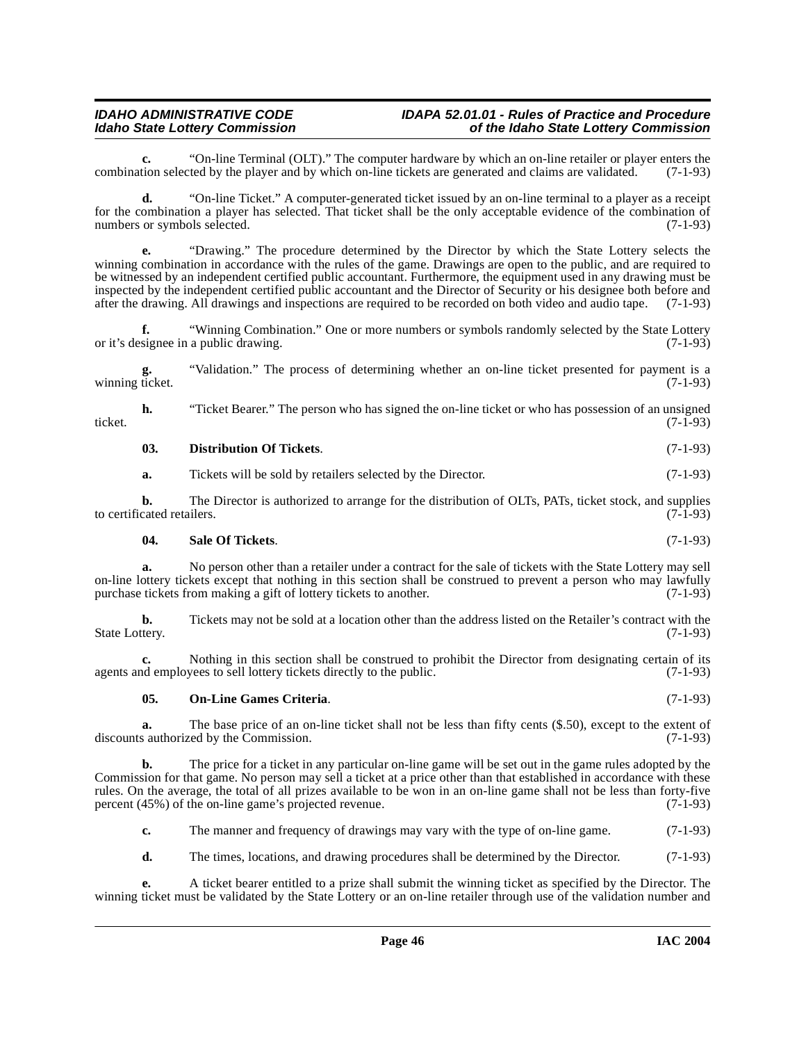**c.** "On-line Terminal (OLT)." The computer hardware by which an on-line retailer or player enters the combination selected by the player and by which on-line tickets are generated and claims are validated. (7-1-93)

**d.** "On-line Ticket." A computer-generated ticket issued by an on-line terminal to a player as a receipt for the combination a player has selected. That ticket shall be the only acceptable evidence of the combination of numbers or symbols selected. (7-1-93)

**e.** "Drawing." The procedure determined by the Director by which the State Lottery selects the winning combination in accordance with the rules of the game. Drawings are open to the public, and are required to be witnessed by an independent certified public accountant. Furthermore, the equipment used in any drawing must be inspected by the independent certified public accountant and the Director of Security or his designee both before and after the drawing. All drawings and inspections are required to be recorded on both video and audio tape. (7-1-93)

**f.** "Winning Combination." One or more numbers or symbols randomly selected by the State Lottery or it's designee in a public drawing. (7-1-93)

**g.** "Validation." The process of determining whether an on-line ticket presented for payment is a winning ticket. (7-1-93)

**h.** "Ticket Bearer." The person who has signed the on-line ticket or who has possession of an unsigned ticket. (7-1-93)

**03. Distribution Of Tickets**. (7-1-93)

**a.** Tickets will be sold by retailers selected by the Director. (7-1-93)

**b.** The Director is authorized to arrange for the distribution of OLTs, PATs, ticket stock, and supplies to certificated retailers. (7-1-93)

**04. Sale Of Tickets**. (7-1-93)

**a.** No person other than a retailer under a contract for the sale of tickets with the State Lottery may sell on-line lottery tickets except that nothing in this section shall be construed to prevent a person who may lawfully purchase tickets from making a gift of lottery tickets to another. (7-1-93)

**b.** Tickets may not be sold at a location other than the address listed on the Retailer's contract with the State Lottery. (7-1-93)

**c.** Nothing in this section shall be construed to prohibit the Director from designating certain of its agents and employees to sell lottery tickets directly to the public. (7-1-93)

**05. On-Line Games Criteria**. (7-1-93)

**a.** The base price of an on-line ticket shall not be less than fifty cents ($.50), except to the extent of discounts authorized by the Commission. (7-1-93)

**b.** The price for a ticket in any particular on-line game will be set out in the game rules adopted by the Commission for that game. No person may sell a ticket at a price other than that established in accordance with these rules. On the average, the total of all prizes available to be won in an on-line game shall not be less than forty-five percent (45%) of the on-line game's projected revenue. (7-1-93)

**c.** The manner and frequency of drawings may vary with the type of on-line game. (7-1-93)

**d.** The times, locations, and drawing procedures shall be determined by the Director. (7-1-93)

**e.** A ticket bearer entitled to a prize shall submit the winning ticket as specified by the Director. The winning ticket must be validated by the State Lottery or an on-line retailer through use of the validation number and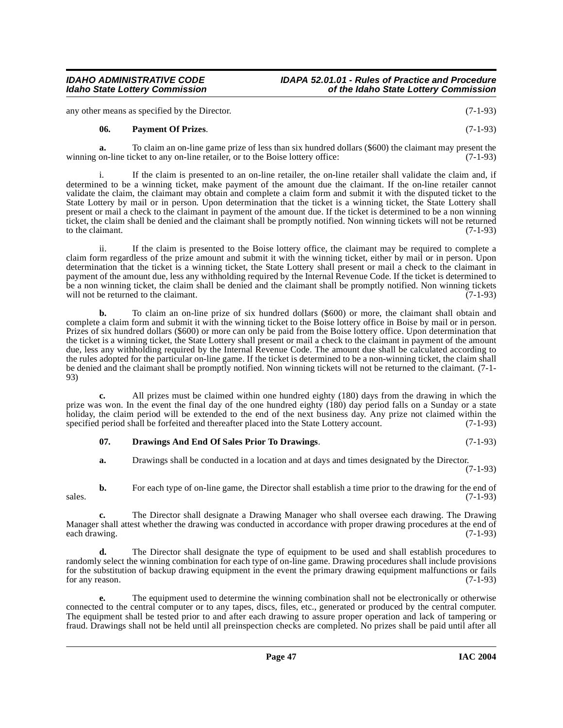any other means as specified by the Director. (7-1-93)

**06. Payment Of Prizes**. (7-1-93)

**a.** To claim an on-line game prize of less than six hundred dollars ($600) the claimant may present the winning on-line ticket to any on-line retailer, or to the Boise lottery office: (7-1-93)

i. If the claim is presented to an on-line retailer, the on-line retailer shall validate the claim and, if determined to be a winning ticket, make payment of the amount due the claimant. If the on-line retailer cannot validate the claim, the claimant may obtain and complete a claim form and submit it with the disputed ticket to the State Lottery by mail or in person. Upon determination that the ticket is a winning ticket, the State Lottery shall present or mail a check to the claimant in payment of the amount due. If the ticket is determined to be a non winning ticket, the claim shall be denied and the claimant shall be promptly notified. Non winning tickets will not be returned to the claimant. (7-1-93)

ii. If the claim is presented to the Boise lottery office, the claimant may be required to complete a claim form regardless of the prize amount and submit it with the winning ticket, either by mail or in person. Upon determination that the ticket is a winning ticket, the State Lottery shall present or mail a check to the claimant in payment of the amount due, less any withholding required by the Internal Revenue Code. If the ticket is determined to be a non winning ticket, the claim shall be denied and the claimant shall be promptly notified. Non winning tickets will not be returned to the claimant. (7-1-93)

**b.** To claim an on-line prize of six hundred dollars ($600) or more, the claimant shall obtain and complete a claim form and submit it with the winning ticket to the Boise lottery office in Boise by mail or in person. Prizes of six hundred dollars ($600) or more can only be paid from the Boise lottery office. Upon determination that the ticket is a winning ticket, the State Lottery shall present or mail a check to the claimant in payment of the amount due, less any withholding required by the Internal Revenue Code. The amount due shall be calculated according to the rules adopted for the particular on-line game. If the ticket is determined to be a non-winning ticket, the claim shall be denied and the claimant shall be promptly notified. Non winning tickets will not be returned to the claimant. (7-1-93)

**c.** All prizes must be claimed within one hundred eighty (180) days from the drawing in which the prize was won. In the event the final day of the one hundred eighty (180) day period falls on a Sunday or a state holiday, the claim period will be extended to the end of the next business day. Any prize not claimed within the specified period shall be forfeited and thereafter placed into the State Lottery account. (7-1-93)

**07. Drawings And End Of Sales Prior To Drawings**. (7-1-93)

**a.** Drawings shall be conducted in a location and at days and times designated by the Director. (7-1-93)

**b.** For each type of on-line game, the Director shall establish a time prior to the drawing for the end of sales. (7-1-93)

**c.** The Director shall designate a Drawing Manager who shall oversee each drawing. The Drawing Manager shall attest whether the drawing was conducted in accordance with proper drawing procedures at the end of each drawing. (7-1-93)

**d.** The Director shall designate the type of equipment to be used and shall establish procedures to randomly select the winning combination for each type of on-line game. Drawing procedures shall include provisions for the substitution of backup drawing equipment in the event the primary drawing equipment malfunctions or fails for any reason. (7-1-93)

**e.** The equipment used to determine the winning combination shall not be electronically or otherwise connected to the central computer or to any tapes, discs, files, etc., generated or produced by the central computer. The equipment shall be tested prior to and after each drawing to assure proper operation and lack of tampering or fraud. Drawings shall not be held until all preinspection checks are completed. No prizes shall be paid until after all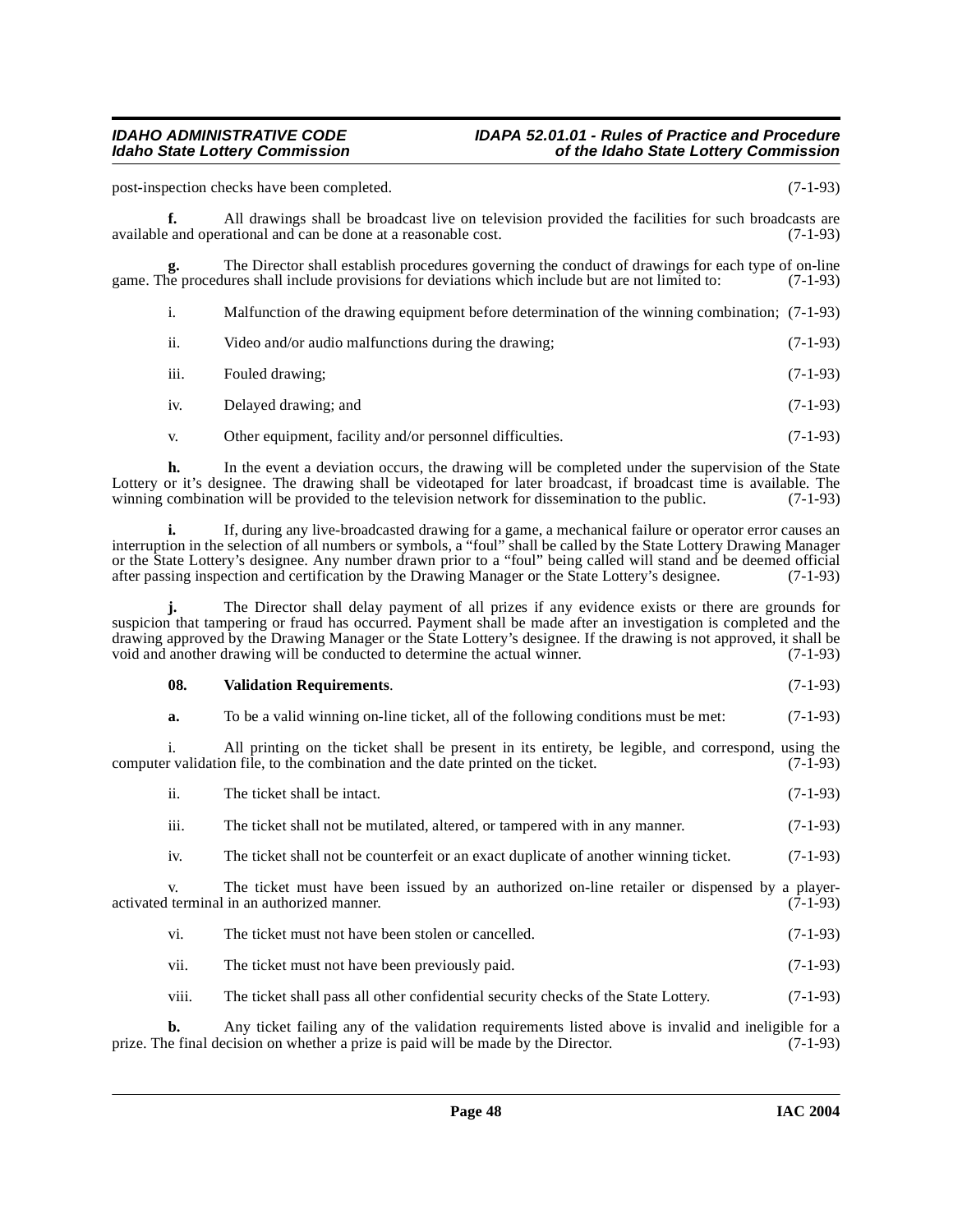post-inspection checks have been completed. (7-1-93)

**f.** All drawings shall be broadcast live on television provided the facilities for such broadcasts are available and operational and can be done at a reasonable cost. (7-1-93)

**g.** The Director shall establish procedures governing the conduct of drawings for each type of on-line game. The procedures shall include provisions for deviations which include but are not limited to: (7-1-93)

i. Malfunction of the drawing equipment before determination of the winning combination; (7-1-93)

ii. Video and/or audio malfunctions during the drawing; (7-1-93)

iii. Fouled drawing; (7-1-93)

iv. Delayed drawing; and (7-1-93)

v. Other equipment, facility and/or personnel difficulties. (7-1-93)

**h.** In the event a deviation occurs, the drawing will be completed under the supervision of the State Lottery or it's designee. The drawing shall be videotaped for later broadcast, if broadcast time is available. The winning combination will be provided to the television network for dissemination to the public. (7-1-93)

**i.** If, during any live-broadcasted drawing for a game, a mechanical failure or operator error causes an interruption in the selection of all numbers or symbols, a "foul" shall be called by the State Lottery Drawing Manager or the State Lottery's designee. Any number drawn prior to a "foul" being called will stand and be deemed official after passing inspection and certification by the Drawing Manager or the State Lottery's designee. (7-1-93)

**j.** The Director shall delay payment of all prizes if any evidence exists or there are grounds for suspicion that tampering or fraud has occurred. Payment shall be made after an investigation is completed and the drawing approved by the Drawing Manager or the State Lottery's designee. If the drawing is not approved, it shall be void and another drawing will be conducted to determine the actual winner. (7-1-93)

**08. Validation Requirements**. (7-1-93)

**a.** To be a valid winning on-line ticket, all of the following conditions must be met: (7-1-93)

i. All printing on the ticket shall be present in its entirety, be legible, and correspond, using the computer validation file, to the combination and the date printed on the ticket. (7-1-93)

ii. The ticket shall be intact. (7-1-93)

iii. The ticket shall not be mutilated, altered, or tampered with in any manner. (7-1-93)

iv. The ticket shall not be counterfeit or an exact duplicate of another winning ticket. (7-1-93)

v. The ticket must have been issued by an authorized on-line retailer or dispensed by a player-activated terminal in an authorized manner. (7-1-93)

vi. The ticket must not have been stolen or cancelled. (7-1-93)

vii. The ticket must not have been previously paid. (7-1-93)

viii. The ticket shall pass all other confidential security checks of the State Lottery. (7-1-93)

**b.** Any ticket failing any of the validation requirements listed above is invalid and ineligible for a prize. The final decision on whether a prize is paid will be made by the Director. (7-1-93)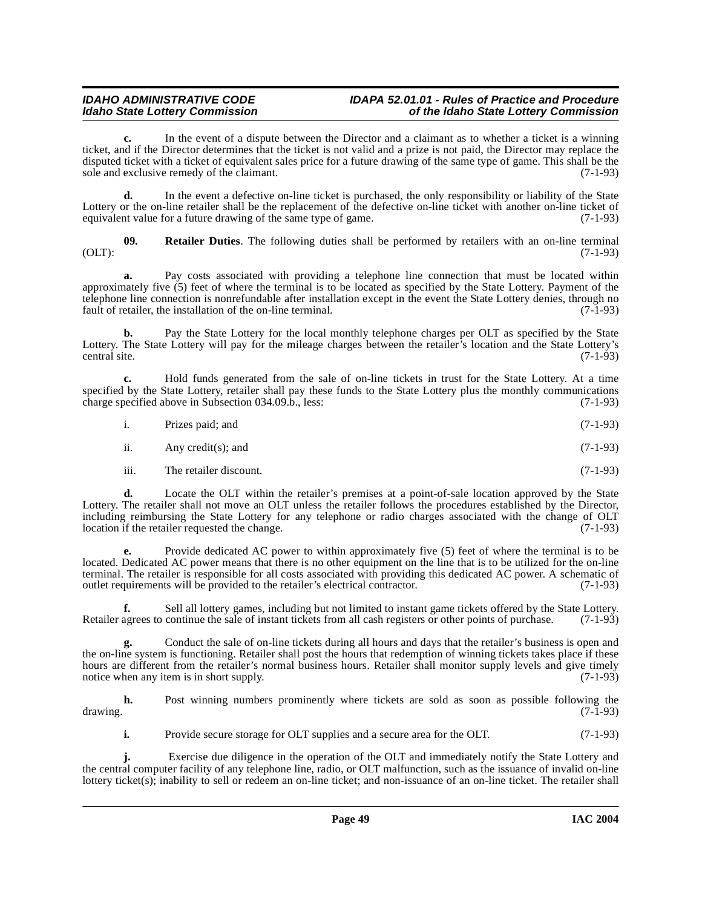**c.** In the event of a dispute between the Director and a claimant as to whether a ticket is a winning ticket, and if the Director determines that the ticket is not valid and a prize is not paid, the Director may replace the disputed ticket with a ticket of equivalent sales price for a future drawing of the same type of game. This shall be the sole and exclusive remedy of the claimant. (7-1-93)

**d.** In the event a defective on-line ticket is purchased, the only responsibility or liability of the State Lottery or the on-line retailer shall be the replacement of the defective on-line ticket with another on-line ticket of equivalent value for a future drawing of the same type of game. (7-1-93)

**09. Retailer Duties**. The following duties shall be performed by retailers with an on-line terminal (OLT): (7-1-93)

**a.** Pay costs associated with providing a telephone line connection that must be located within approximately five (5) feet of where the terminal is to be located as specified by the State Lottery. Payment of the telephone line connection is nonrefundable after installation except in the event the State Lottery denies, through no fault of retailer, the installation of the on-line terminal. (7-1-93)

**b.** Pay the State Lottery for the local monthly telephone charges per OLT as specified by the State Lottery. The State Lottery will pay for the mileage charges between the retailer's location and the State Lottery's central site. (7-1-93)

**c.** Hold funds generated from the sale of on-line tickets in trust for the State Lottery. At a time specified by the State Lottery, retailer shall pay these funds to the State Lottery plus the monthly communications charge specified above in Subsection 034.09.b., less: (7-1-93)

i. Prizes paid; and (7-1-93)

ii. Any credit(s); and (7-1-93)

iii. The retailer discount. (7-1-93)

**d.** Locate the OLT within the retailer's premises at a point-of-sale location approved by the State Lottery. The retailer shall not move an OLT unless the retailer follows the procedures established by the Director, including reimbursing the State Lottery for any telephone or radio charges associated with the change of OLT location if the retailer requested the change. (7-1-93)

**e.** Provide dedicated AC power to within approximately five (5) feet of where the terminal is to be located. Dedicated AC power means that there is no other equipment on the line that is to be utilized for the on-line terminal. The retailer is responsible for all costs associated with providing this dedicated AC power. A schematic of outlet requirements will be provided to the retailer's electrical contractor. (7-1-93)

**f.** Sell all lottery games, including but not limited to instant game tickets offered by the State Lottery. Retailer agrees to continue the sale of instant tickets from all cash registers or other points of purchase. (7-1-93)

**g.** Conduct the sale of on-line tickets during all hours and days that the retailer's business is open and the on-line system is functioning. Retailer shall post the hours that redemption of winning tickets takes place if these hours are different from the retailer's normal business hours. Retailer shall monitor supply levels and give timely notice when any item is in short supply. (7-1-93)

**h.** Post winning numbers prominently where tickets are sold as soon as possible following the drawing. (7-1-93)

**i.** Provide secure storage for OLT supplies and a secure area for the OLT. (7-1-93)

**j.** Exercise due diligence in the operation of the OLT and immediately notify the State Lottery and the central computer facility of any telephone line, radio, or OLT malfunction, such as the issuance of invalid on-line lottery ticket(s); inability to sell or redeem an on-line ticket; and non-issuance of an on-line ticket. The retailer shall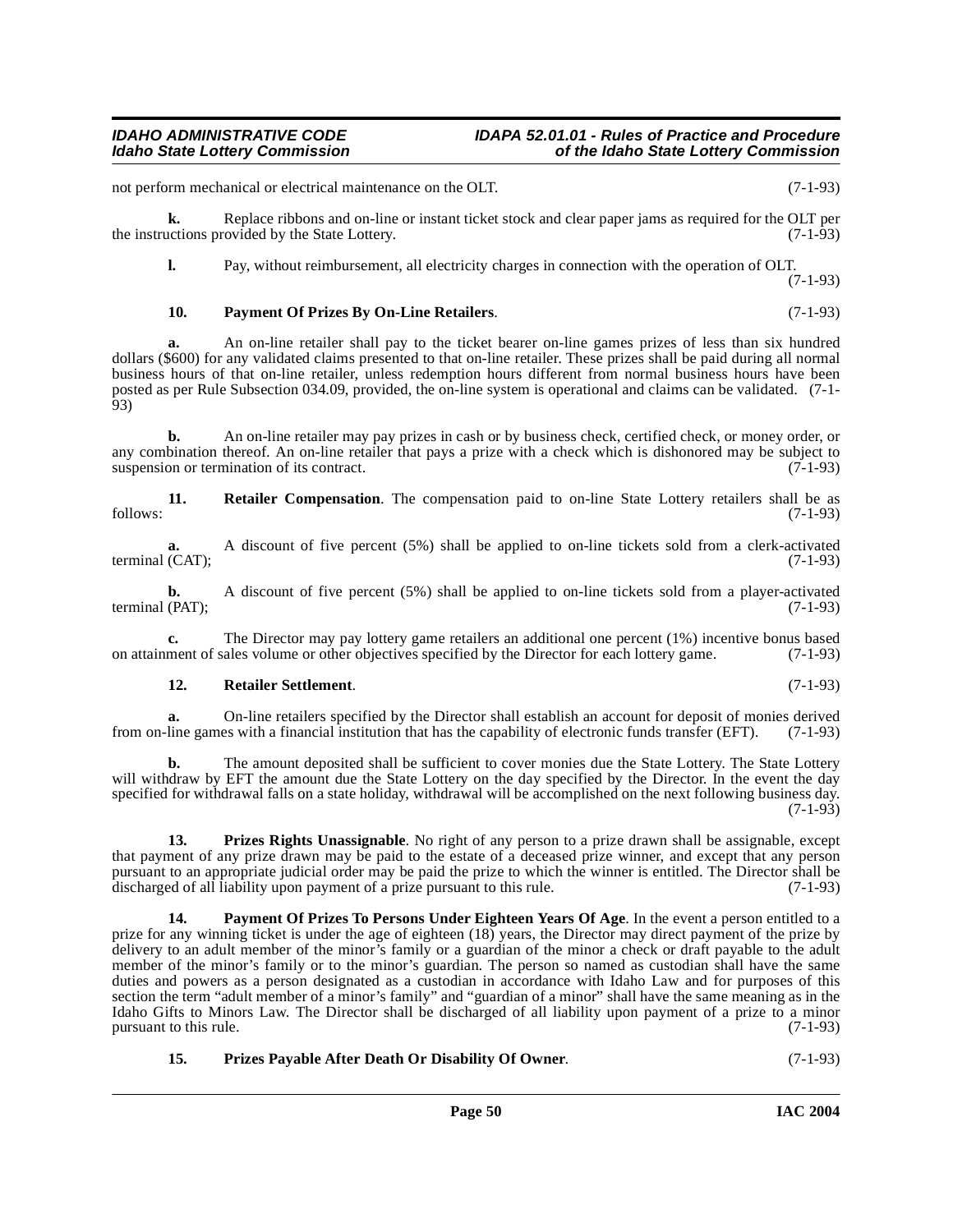not perform mechanical or electrical maintenance on the OLT. (7-1-93)

**k.** Replace ribbons and on-line or instant ticket stock and clear paper jams as required for the OLT per the instructions provided by the State Lottery. (7-1-93)

**l.** Pay, without reimbursement, all electricity charges in connection with the operation of OLT. (7-1-93)

**10. Payment Of Prizes By On-Line Retailers**. (7-1-93)

**a.** An on-line retailer shall pay to the ticket bearer on-line games prizes of less than six hundred dollars ($600) for any validated claims presented to that on-line retailer. These prizes shall be paid during all normal business hours of that on-line retailer, unless redemption hours different from normal business hours have been posted as per Rule Subsection 034.09, provided, the on-line system is operational and claims can be validated. (7-1-93)

**b.** An on-line retailer may pay prizes in cash or by business check, certified check, or money order, or any combination thereof. An on-line retailer that pays a prize with a check which is dishonored may be subject to suspension or termination of its contract. (7-1-93)

**11. Retailer Compensation**. The compensation paid to on-line State Lottery retailers shall be as follows: (7-1-93)

**a.** A discount of five percent (5%) shall be applied to on-line tickets sold from a clerk-activated terminal (CAT); (7-1-93)

**b.** A discount of five percent (5%) shall be applied to on-line tickets sold from a player-activated terminal (PAT); (7-1-93)

**c.** The Director may pay lottery game retailers an additional one percent (1%) incentive bonus based on attainment of sales volume or other objectives specified by the Director for each lottery game. (7-1-93)

**12. Retailer Settlement**. (7-1-93)

**a.** On-line retailers specified by the Director shall establish an account for deposit of monies derived from on-line games with a financial institution that has the capability of electronic funds transfer (EFT). (7-1-93)

**b.** The amount deposited shall be sufficient to cover monies due the State Lottery. The State Lottery will withdraw by EFT the amount due the State Lottery on the day specified by the Director. In the event the day specified for withdrawal falls on a state holiday, withdrawal will be accomplished on the next following business day. (7-1-93)

**13. Prizes Rights Unassignable**. No right of any person to a prize drawn shall be assignable, except that payment of any prize drawn may be paid to the estate of a deceased prize winner, and except that any person pursuant to an appropriate judicial order may be paid the prize to which the winner is entitled. The Director shall be discharged of all liability upon payment of a prize pursuant to this rule. (7-1-93)

**14. Payment Of Prizes To Persons Under Eighteen Years Of Age**. In the event a person entitled to a prize for any winning ticket is under the age of eighteen (18) years, the Director may direct payment of the prize by delivery to an adult member of the minor's family or a guardian of the minor a check or draft payable to the adult member of the minor's family or to the minor's guardian. The person so named as custodian shall have the same duties and powers as a person designated as a custodian in accordance with Idaho Law and for purposes of this section the term "adult member of a minor's family" and "guardian of a minor" shall have the same meaning as in the Idaho Gifts to Minors Law. The Director shall be discharged of all liability upon payment of a prize to a minor pursuant to this rule. (7-1-93)

**15. Prizes Payable After Death Or Disability Of Owner**. (7-1-93)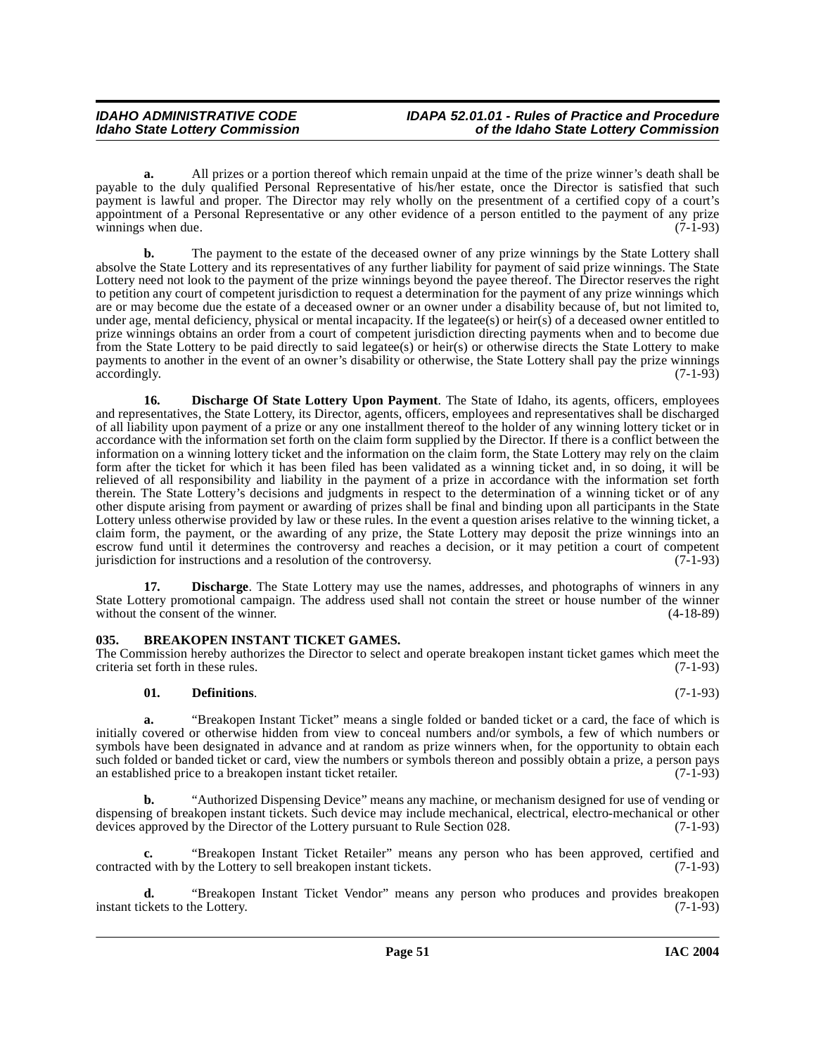**a.** All prizes or a portion thereof which remain unpaid at the time of the prize winner's death shall be payable to the duly qualified Personal Representative of his/her estate, once the Director is satisfied that such payment is lawful and proper. The Director may rely wholly on the presentment of a certified copy of a court's appointment of a Personal Representative or any other evidence of a person entitled to the payment of any prize winnings when due. (7-1-93)

**b.** The payment to the estate of the deceased owner of any prize winnings by the State Lottery shall absolve the State Lottery and its representatives of any further liability for payment of said prize winnings. The State Lottery need not look to the payment of the prize winnings beyond the payee thereof. The Director reserves the right to petition any court of competent jurisdiction to request a determination for the payment of any prize winnings which are or may become due the estate of a deceased owner or an owner under a disability because of, but not limited to, under age, mental deficiency, physical or mental incapacity. If the legatee(s) or heir(s) of a deceased owner entitled to prize winnings obtains an order from a court of competent jurisdiction directing payments when and to become due from the State Lottery to be paid directly to said legatee(s) or heir(s) or otherwise directs the State Lottery to make payments to another in the event of an owner's disability or otherwise, the State Lottery shall pay the prize winnings accordingly. (7-1-93)

**16. Discharge Of State Lottery Upon Payment**. The State of Idaho, its agents, officers, employees and representatives, the State Lottery, its Director, agents, officers, employees and representatives shall be discharged of all liability upon payment of a prize or any one installment thereof to the holder of any winning lottery ticket or in accordance with the information set forth on the claim form supplied by the Director. If there is a conflict between the information on a winning lottery ticket and the information on the claim form, the State Lottery may rely on the claim form after the ticket for which it has been filed has been validated as a winning ticket and, in so doing, it will be relieved of all responsibility and liability in the payment of a prize in accordance with the information set forth therein. The State Lottery's decisions and judgments in respect to the determination of a winning ticket or of any other dispute arising from payment or awarding of prizes shall be final and binding upon all participants in the State Lottery unless otherwise provided by law or these rules. In the event a question arises relative to the winning ticket, a claim form, the payment, or the awarding of any prize, the State Lottery may deposit the prize winnings into an escrow fund until it determines the controversy and reaches a decision, or it may petition a court of competent jurisdiction for instructions and a resolution of the controversy. (7-1-93)

**17. Discharge**. The State Lottery may use the names, addresses, and photographs of winners in any State Lottery promotional campaign. The address used shall not contain the street or house number of the winner without the consent of the winner. (4-18-89)

## 035. BREAKOPEN INSTANT TICKET GAMES.

The Commission hereby authorizes the Director to select and operate breakopen instant ticket games which meet the criteria set forth in these rules. (7-1-93)

**01. Definitions**. (7-1-93)

**a.** "Breakopen Instant Ticket" means a single folded or banded ticket or a card, the face of which is initially covered or otherwise hidden from view to conceal numbers and/or symbols, a few of which numbers or symbols have been designated in advance and at random as prize winners when, for the opportunity to obtain each such folded or banded ticket or card, view the numbers or symbols thereon and possibly obtain a prize, a person pays an established price to a breakopen instant ticket retailer. (7-1-93)

**b.** "Authorized Dispensing Device" means any machine, or mechanism designed for use of vending or dispensing of breakopen instant tickets. Such device may include mechanical, electrical, electro-mechanical or other devices approved by the Director of the Lottery pursuant to Rule Section 028. (7-1-93)

**c.** "Breakopen Instant Ticket Retailer" means any person who has been approved, certified and contracted with by the Lottery to sell breakopen instant tickets. (7-1-93)

**d.** "Breakopen Instant Ticket Vendor" means any person who produces and provides breakopen instant tickets to the Lottery. (7-1-93)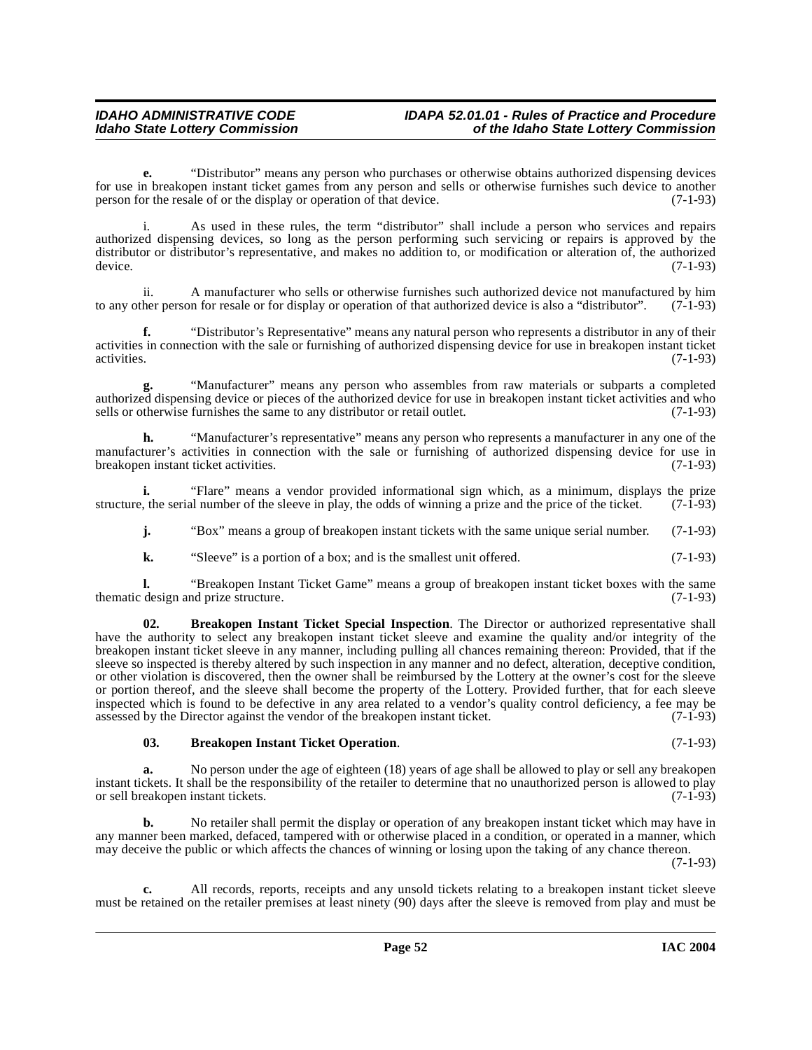**e.** "Distributor" means any person who purchases or otherwise obtains authorized dispensing devices for use in breakopen instant ticket games from any person and sells or otherwise furnishes such device to another person for the resale of or the display or operation of that device. (7-1-93)

i. As used in these rules, the term "distributor" shall include a person who services and repairs authorized dispensing devices, so long as the person performing such servicing or repairs is approved by the distributor or distributor's representative, and makes no addition to, or modification or alteration of, the authorized device. (7-1-93)

ii. A manufacturer who sells or otherwise furnishes such authorized device not manufactured by him to any other person for resale or for display or operation of that authorized device is also a "distributor". (7-1-93)

**f.** "Distributor's Representative" means any natural person who represents a distributor in any of their activities in connection with the sale or furnishing of authorized dispensing device for use in breakopen instant ticket activities. (7-1-93)

**g.** "Manufacturer" means any person who assembles from raw materials or subparts a completed authorized dispensing device or pieces of the authorized device for use in breakopen instant ticket activities and who sells or otherwise furnishes the same to any distributor or retail outlet. (7-1-93)

**h.** "Manufacturer's representative" means any person who represents a manufacturer in any one of the manufacturer's activities in connection with the sale or furnishing of authorized dispensing device for use in breakopen instant ticket activities. (7-1-93)

**i.** "Flare" means a vendor provided informational sign which, as a minimum, displays the prize structure, the serial number of the sleeve in play, the odds of winning a prize and the price of the ticket. (7-1-93)

**j.** "Box" means a group of breakopen instant tickets with the same unique serial number. (7-1-93)

**k.** "Sleeve" is a portion of a box; and is the smallest unit offered. (7-1-93)

**l.** "Breakopen Instant Ticket Game" means a group of breakopen instant ticket boxes with the same thematic design and prize structure. (7-1-93)

**02. Breakopen Instant Ticket Special Inspection**. The Director or authorized representative shall have the authority to select any breakopen instant ticket sleeve and examine the quality and/or integrity of the breakopen instant ticket sleeve in any manner, including pulling all chances remaining thereon: Provided, that if the sleeve so inspected is thereby altered by such inspection in any manner and no defect, alteration, deceptive condition, or other violation is discovered, then the owner shall be reimbursed by the Lottery at the owner's cost for the sleeve or portion thereof, and the sleeve shall become the property of the Lottery. Provided further, that for each sleeve inspected which is found to be defective in any area related to a vendor's quality control deficiency, a fee may be assessed by the Director against the vendor of the breakopen instant ticket. (7-1-93)

**03. Breakopen Instant Ticket Operation**. (7-1-93)

**a.** No person under the age of eighteen (18) years of age shall be allowed to play or sell any breakopen instant tickets. It shall be the responsibility of the retailer to determine that no unauthorized person is allowed to play or sell breakopen instant tickets. (7-1-93)

**b.** No retailer shall permit the display or operation of any breakopen instant ticket which may have in any manner been marked, defaced, tampered with or otherwise placed in a condition, or operated in a manner, which may deceive the public or which affects the chances of winning or losing upon the taking of any chance thereon. (7-1-93)

**c.** All records, reports, receipts and any unsold tickets relating to a breakopen instant ticket sleeve must be retained on the retailer premises at least ninety (90) days after the sleeve is removed from play and must be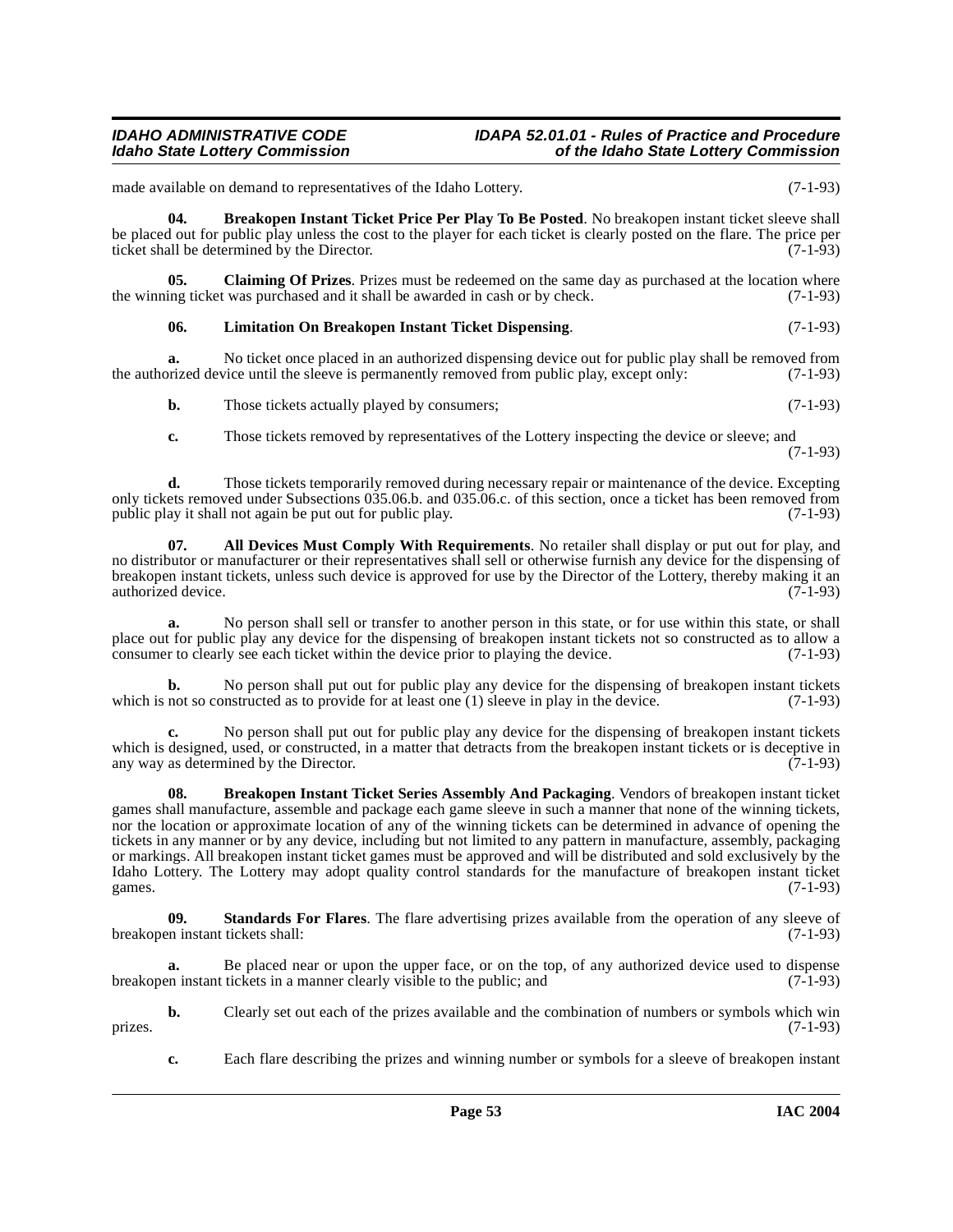made available on demand to representatives of the Idaho Lottery. (7-1-93)

**04. Breakopen Instant Ticket Price Per Play To Be Posted**. No breakopen instant ticket sleeve shall be placed out for public play unless the cost to the player for each ticket is clearly posted on the flare. The price per ticket shall be determined by the Director. (7-1-93)

**05. Claiming Of Prizes**. Prizes must be redeemed on the same day as purchased at the location where the winning ticket was purchased and it shall be awarded in cash or by check. (7-1-93)

**06. Limitation On Breakopen Instant Ticket Dispensing**. (7-1-93)

**a.** No ticket once placed in an authorized dispensing device out for public play shall be removed from the authorized device until the sleeve is permanently removed from public play, except only: (7-1-93)

**b.** Those tickets actually played by consumers; (7-1-93)

**c.** Those tickets removed by representatives of the Lottery inspecting the device or sleeve; and (7-1-93)

**d.** Those tickets temporarily removed during necessary repair or maintenance of the device. Excepting only tickets removed under Subsections 035.06.b. and 035.06.c. of this section, once a ticket has been removed from public play it shall not again be put out for public play. (7-1-93)

**07. All Devices Must Comply With Requirements**. No retailer shall display or put out for play, and no distributor or manufacturer or their representatives shall sell or otherwise furnish any device for the dispensing of breakopen instant tickets, unless such device is approved for use by the Director of the Lottery, thereby making it an authorized device. (7-1-93)

**a.** No person shall sell or transfer to another person in this state, or for use within this state, or shall place out for public play any device for the dispensing of breakopen instant tickets not so constructed as to allow a consumer to clearly see each ticket within the device prior to playing the device. (7-1-93)

**b.** No person shall put out for public play any device for the dispensing of breakopen instant tickets which is not so constructed as to provide for at least one (1) sleeve in play in the device. (7-1-93)

**c.** No person shall put out for public play any device for the dispensing of breakopen instant tickets which is designed, used, or constructed, in a matter that detracts from the breakopen instant tickets or is deceptive in any way as determined by the Director. (7-1-93)

**08. Breakopen Instant Ticket Series Assembly And Packaging**. Vendors of breakopen instant ticket games shall manufacture, assemble and package each game sleeve in such a manner that none of the winning tickets, nor the location or approximate location of any of the winning tickets can be determined in advance of opening the tickets in any manner or by any device, including but not limited to any pattern in manufacture, assembly, packaging or markings. All breakopen instant ticket games must be approved and will be distributed and sold exclusively by the Idaho Lottery. The Lottery may adopt quality control standards for the manufacture of breakopen instant ticket games. (7-1-93)

**09. Standards For Flares**. The flare advertising prizes available from the operation of any sleeve of breakopen instant tickets shall: (7-1-93)

**a.** Be placed near or upon the upper face, or on the top, of any authorized device used to dispense breakopen instant tickets in a manner clearly visible to the public; and (7-1-93)

**b.** Clearly set out each of the prizes available and the combination of numbers or symbols which win prizes. (7-1-93)

**c.** Each flare describing the prizes and winning number or symbols for a sleeve of breakopen instant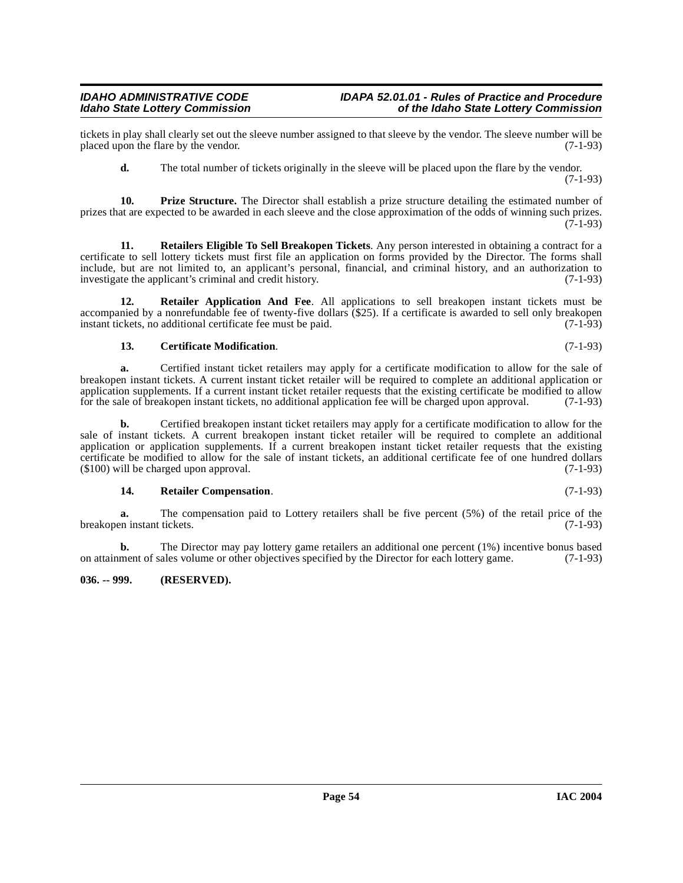tickets in play shall clearly set out the sleeve number assigned to that sleeve by the vendor. The sleeve number will be placed upon the flare by the vendor. (7-1-93)

**d.** The total number of tickets originally in the sleeve will be placed upon the flare by the vendor. (7-1-93)

**10. Prize Structure.** The Director shall establish a prize structure detailing the estimated number of prizes that are expected to be awarded in each sleeve and the close approximation of the odds of winning such prizes. (7-1-93)

**11. Retailers Eligible To Sell Breakopen Tickets**. Any person interested in obtaining a contract for a certificate to sell lottery tickets must first file an application on forms provided by the Director. The forms shall include, but are not limited to, an applicant's personal, financial, and criminal history, and an authorization to investigate the applicant's criminal and credit history. (7-1-93)

**12. Retailer Application And Fee**. All applications to sell breakopen instant tickets must be accompanied by a nonrefundable fee of twenty-five dollars ($25). If a certificate is awarded to sell only breakopen instant tickets, no additional certificate fee must be paid. (7-1-93)

**13. Certificate Modification**. (7-1-93)

**a.** Certified instant ticket retailers may apply for a certificate modification to allow for the sale of breakopen instant tickets. A current instant ticket retailer will be required to complete an additional application or application supplements. If a current instant ticket retailer requests that the existing certificate be modified to allow for the sale of breakopen instant tickets, no additional application fee will be charged upon approval. (7-1-93)

**b.** Certified breakopen instant ticket retailers may apply for a certificate modification to allow for the sale of instant tickets. A current breakopen instant ticket retailer will be required to complete an additional application or application supplements. If a current breakopen instant ticket retailer requests that the existing certificate be modified to allow for the sale of instant tickets, an additional certificate fee of one hundred dollars ($100) will be charged upon approval. (7-1-93)

**14. Retailer Compensation**. (7-1-93)

**a.** The compensation paid to Lottery retailers shall be five percent (5%) of the retail price of the breakopen instant tickets. (7-1-93)

**b.** The Director may pay lottery game retailers an additional one percent (1%) incentive bonus based on attainment of sales volume or other objectives specified by the Director for each lottery game. (7-1-93)

**036. -- 999. (RESERVED).**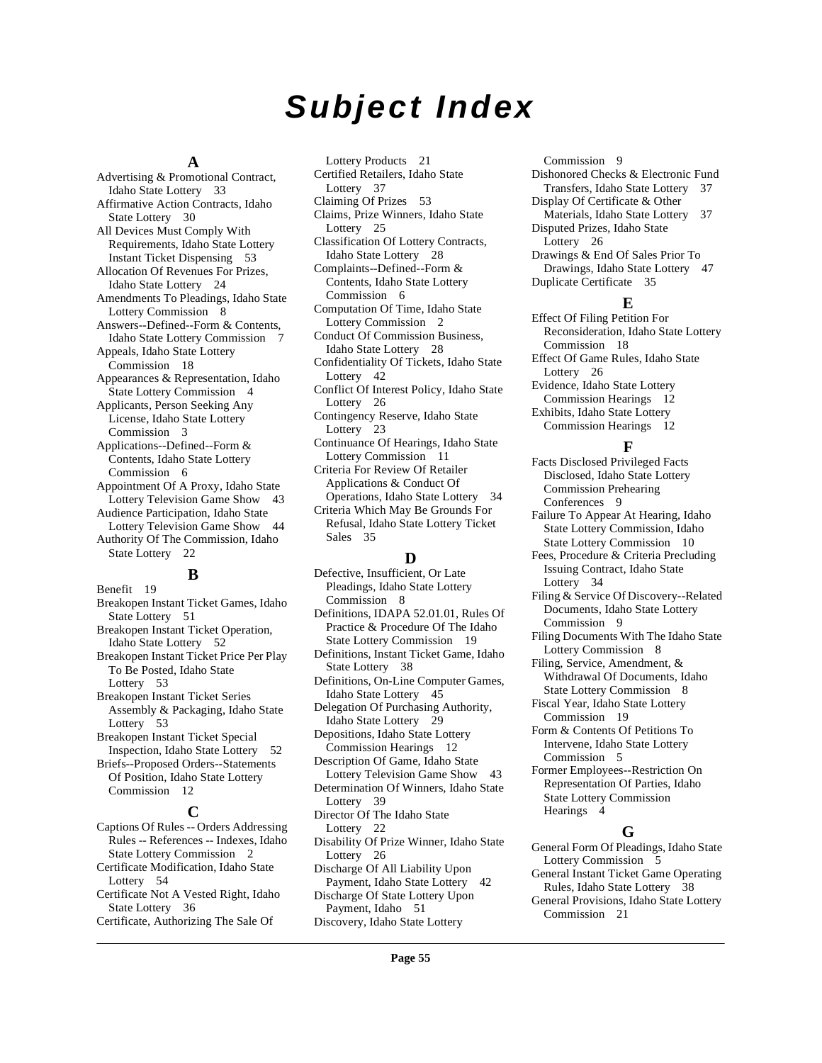# Subject Index

## A

Advertising & Promotional Contract, Idaho State Lottery 33
Affirmative Action Contracts, Idaho State Lottery 30
All Devices Must Comply With Requirements, Idaho State Lottery Instant Ticket Dispensing 53
Allocation Of Revenues For Prizes, Idaho State Lottery 24
Amendments To Pleadings, Idaho State Lottery Commission 8
Answers--Defined--Form & Contents, Idaho State Lottery Commission 7
Appeals, Idaho State Lottery Commission 18
Appearances & Representation, Idaho State Lottery Commission 4
Applicants, Person Seeking Any License, Idaho State Lottery Commission 3
Applications--Defined--Form & Contents, Idaho State Lottery Commission 6
Appointment Of A Proxy, Idaho State Lottery Television Game Show 43
Audience Participation, Idaho State Lottery Television Game Show 44
Authority Of The Commission, Idaho State Lottery 22

## B

Benefit 19
Breakopen Instant Ticket Games, Idaho State Lottery 51
Breakopen Instant Ticket Operation, Idaho State Lottery 52
Breakopen Instant Ticket Price Per Play To Be Posted, Idaho State Lottery 53
Breakopen Instant Ticket Series Assembly & Packaging, Idaho State Lottery 53
Breakopen Instant Ticket Special Inspection, Idaho State Lottery 52
Briefs--Proposed Orders--Statements Of Position, Idaho State Lottery Commission 12

## C

Captions Of Rules -- Orders Addressing Rules -- References -- Indexes, Idaho State Lottery Commission 2
Certificate Modification, Idaho State Lottery 54
Certificate Not A Vested Right, Idaho State Lottery 36
Certificate, Authorizing The Sale Of Lottery Products 21
Certified Retailers, Idaho State Lottery 37
Claiming Of Prizes 53
Claims, Prize Winners, Idaho State Lottery 25
Classification Of Lottery Contracts, Idaho State Lottery 28
Complaints--Defined--Form & Contents, Idaho State Lottery Commission 6
Computation Of Time, Idaho State Lottery Commission 2
Conduct Of Commission Business, Idaho State Lottery 28
Confidentiality Of Tickets, Idaho State Lottery 42
Conflict Of Interest Policy, Idaho State Lottery 26
Contingency Reserve, Idaho State Lottery 23
Continuance Of Hearings, Idaho State Lottery Commission 11
Criteria For Review Of Retailer Applications & Conduct Of Operations, Idaho State Lottery 34
Criteria Which May Be Grounds For Refusal, Idaho State Lottery Ticket Sales 35

## D

Defective, Insufficient, Or Late Pleadings, Idaho State Lottery Commission 8
Definitions, IDAPA 52.01.01, Rules Of Practice & Procedure Of The Idaho State Lottery Commission 19
Definitions, Instant Ticket Game, Idaho State Lottery 38
Definitions, On-Line Computer Games, Idaho State Lottery 45
Delegation Of Purchasing Authority, Idaho State Lottery 29
Depositions, Idaho State Lottery Commission Hearings 12
Description Of Game, Idaho State Lottery Television Game Show 43
Determination Of Winners, Idaho State Lottery 39
Director Of The Idaho State Lottery 22
Disability Of Prize Winner, Idaho State Lottery 26
Discharge Of All Liability Upon Payment, Idaho State Lottery 42
Discharge Of State Lottery Upon Payment, Idaho 51
Discovery, Idaho State Lottery Commission 9
Dishonored Checks & Electronic Fund Transfers, Idaho State Lottery 37
Display Of Certificate & Other Materials, Idaho State Lottery 37
Disputed Prizes, Idaho State Lottery 26
Drawings & End Of Sales Prior To Drawings, Idaho State Lottery 47
Duplicate Certificate 35

## E

Effect Of Filing Petition For Reconsideration, Idaho State Lottery Commission 18
Effect Of Game Rules, Idaho State Lottery 26
Evidence, Idaho State Lottery Commission Hearings 12
Exhibits, Idaho State Lottery Commission Hearings 12

## F

Facts Disclosed Privileged Facts Disclosed, Idaho State Lottery Commission Prehearing Conferences 9
Failure To Appear At Hearing, Idaho State Lottery Commission, Idaho State Lottery Commission 10
Fees, Procedure & Criteria Precluding Issuing Contract, Idaho State Lottery 34
Filing & Service Of Discovery--Related Documents, Idaho State Lottery Commission 9
Filing Documents With The Idaho State Lottery Commission 8
Filing, Service, Amendment, & Withdrawal Of Documents, Idaho State Lottery Commission 8
Fiscal Year, Idaho State Lottery Commission 19
Form & Contents Of Petitions To Intervene, Idaho State Lottery Commission 5
Former Employees--Restriction On Representation Of Parties, Idaho State Lottery Commission Hearings 4

## G

General Form Of Pleadings, Idaho State Lottery Commission 5
General Instant Ticket Game Operating Rules, Idaho State Lottery 38
General Provisions, Idaho State Lottery Commission 21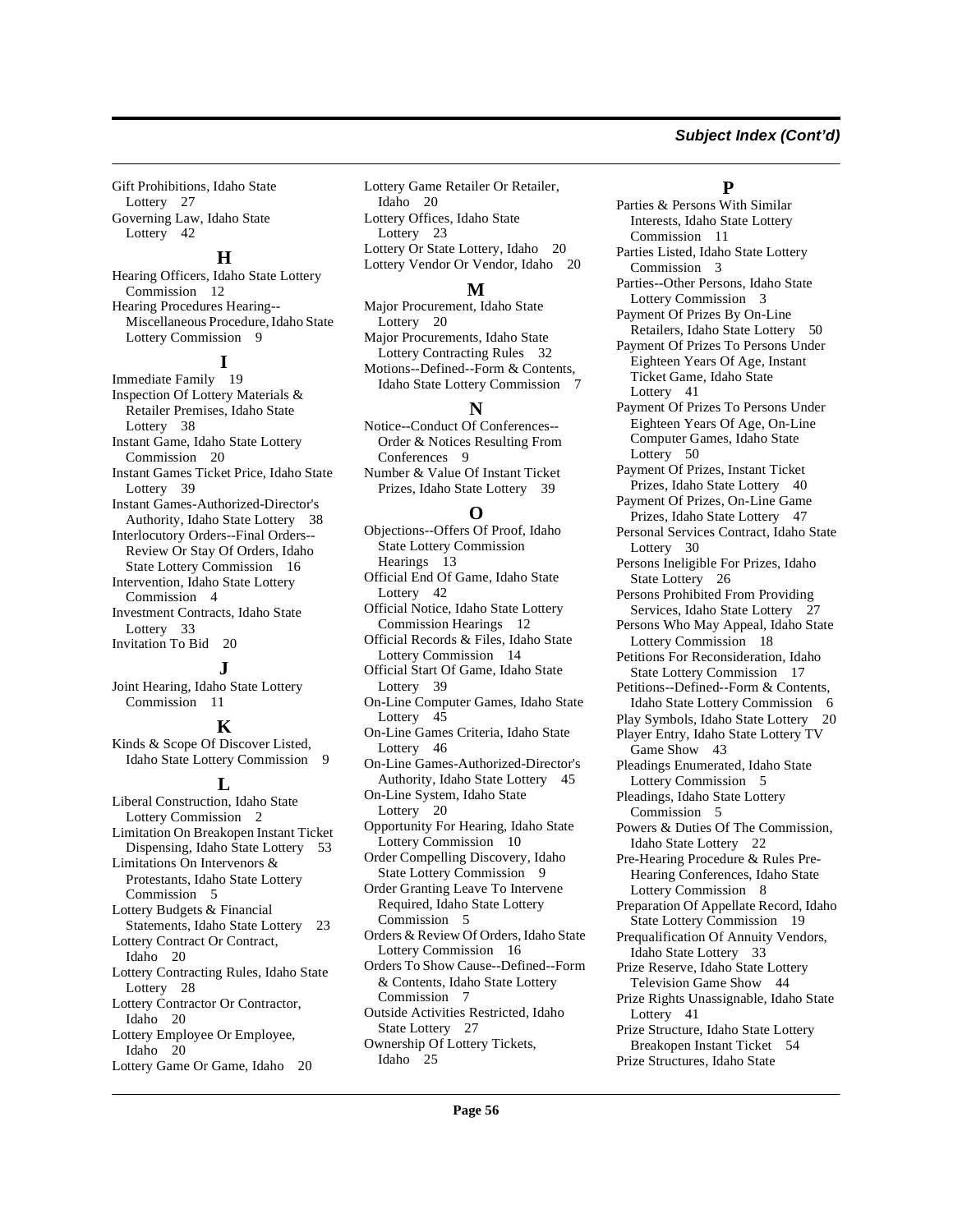Gift Prohibitions, Idaho State Lottery 27
Governing Law, Idaho State Lottery 42

## H

Hearing Officers, Idaho State Lottery Commission 12
Hearing Procedures Hearing--Miscellaneous Procedure, Idaho State Lottery Commission 9

## I

Immediate Family 19
Inspection Of Lottery Materials & Retailer Premises, Idaho State Lottery 38
Instant Game, Idaho State Lottery Commission 20
Instant Games Ticket Price, Idaho State Lottery 39
Instant Games-Authorized-Director's Authority, Idaho State Lottery 38
Interlocutory Orders--Final Orders--Review Or Stay Of Orders, Idaho State Lottery Commission 16
Intervention, Idaho State Lottery Commission 4
Investment Contracts, Idaho State Lottery 33
Invitation To Bid 20

## J

Joint Hearing, Idaho State Lottery Commission 11

## K

Kinds & Scope Of Discover Listed, Idaho State Lottery Commission 9

## L

Liberal Construction, Idaho State Lottery Commission 2
Limitation On Breakopen Instant Ticket Dispensing, Idaho State Lottery 53
Limitations On Intervenors & Protestants, Idaho State Lottery Commission 5
Lottery Budgets & Financial Statements, Idaho State Lottery 23
Lottery Contract Or Contract, Idaho 20
Lottery Contracting Rules, Idaho State Lottery 28
Lottery Contractor Or Contractor, Idaho 20
Lottery Employee Or Employee, Idaho 20
Lottery Game Or Game, Idaho 20
Lottery Game Retailer Or Retailer, Idaho 20
Lottery Offices, Idaho State Lottery 23
Lottery Or State Lottery, Idaho 20
Lottery Vendor Or Vendor, Idaho 20

## M

Major Procurement, Idaho State Lottery 20
Major Procurements, Idaho State Lottery Contracting Rules 32
Motions--Defined--Form & Contents, Idaho State Lottery Commission 7

## N

Notice--Conduct Of Conferences--Order & Notices Resulting From Conferences 9
Number & Value Of Instant Ticket Prizes, Idaho State Lottery 39

## O

Objections--Offers Of Proof, Idaho State Lottery Commission Hearings 13
Official End Of Game, Idaho State Lottery 42
Official Notice, Idaho State Lottery Commission Hearings 12
Official Records & Files, Idaho State Lottery Commission 14
Official Start Of Game, Idaho State Lottery 39
On-Line Computer Games, Idaho State Lottery 45
On-Line Games Criteria, Idaho State Lottery 46
On-Line Games-Authorized-Director's Authority, Idaho State Lottery 45
On-Line System, Idaho State Lottery 20
Opportunity For Hearing, Idaho State Lottery Commission 10
Order Compelling Discovery, Idaho State Lottery Commission 9
Order Granting Leave To Intervene Required, Idaho State Lottery Commission 5
Orders & Review Of Orders, Idaho State Lottery Commission 16
Orders To Show Cause--Defined--Form & Contents, Idaho State Lottery Commission 7
Outside Activities Restricted, Idaho State Lottery 27
Ownership Of Lottery Tickets, Idaho 25

## P

Parties & Persons With Similar Interests, Idaho State Lottery Commission 11
Parties Listed, Idaho State Lottery Commission 3
Parties--Other Persons, Idaho State Lottery Commission 3
Payment Of Prizes By On-Line Retailers, Idaho State Lottery 50
Payment Of Prizes To Persons Under Eighteen Years Of Age, Instant Ticket Game, Idaho State Lottery 41
Payment Of Prizes To Persons Under Eighteen Years Of Age, On-Line Computer Games, Idaho State Lottery 50
Payment Of Prizes, Instant Ticket Prizes, Idaho State Lottery 40
Payment Of Prizes, On-Line Game Prizes, Idaho State Lottery 47
Personal Services Contract, Idaho State Lottery 30
Persons Ineligible For Prizes, Idaho State Lottery 26
Persons Prohibited From Providing Services, Idaho State Lottery 27
Persons Who May Appeal, Idaho State Lottery Commission 18
Petitions For Reconsideration, Idaho State Lottery Commission 17
Petitions--Defined--Form & Contents, Idaho State Lottery Commission 6
Play Symbols, Idaho State Lottery 20
Player Entry, Idaho State Lottery TV Game Show 43
Pleadings Enumerated, Idaho State Lottery Commission 5
Pleadings, Idaho State Lottery Commission 5
Powers & Duties Of The Commission, Idaho State Lottery 22
Pre-Hearing Procedure & Rules Pre-Hearing Conferences, Idaho State Lottery Commission 8
Preparation Of Appellate Record, Idaho State Lottery Commission 19
Prequalification Of Annuity Vendors, Idaho State Lottery 33
Prize Reserve, Idaho State Lottery Television Game Show 44
Prize Rights Unassignable, Idaho State Lottery 41
Prize Structure, Idaho State Lottery Breakopen Instant Ticket 54
Prize Structures, Idaho State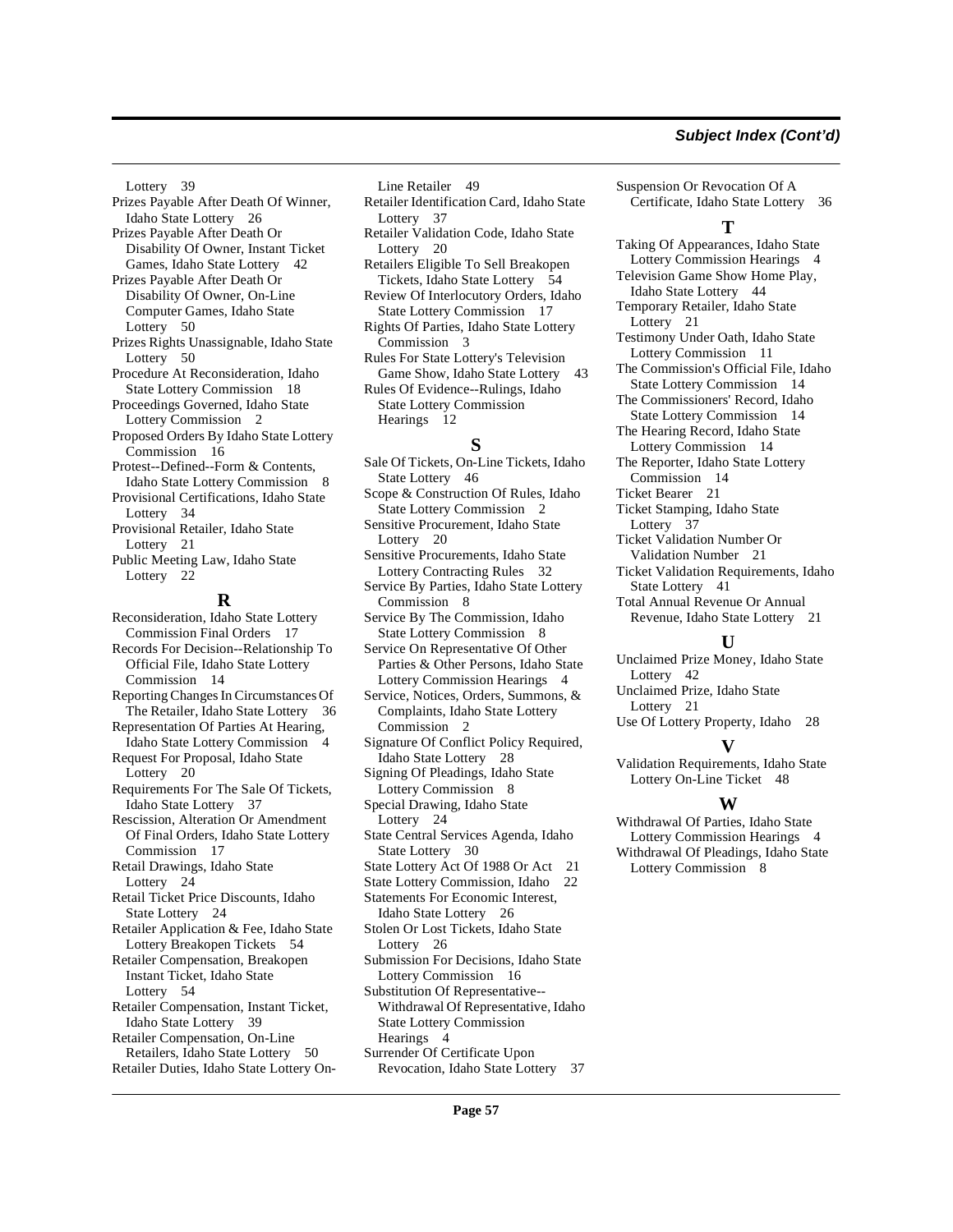Lottery 39

Prizes Payable After Death Of Winner, Idaho State Lottery 26

Prizes Payable After Death Or Disability Of Owner, Instant Ticket Games, Idaho State Lottery 42

Prizes Payable After Death Or Disability Of Owner, On-Line Computer Games, Idaho State Lottery 50

Prizes Rights Unassignable, Idaho State Lottery 50

Procedure At Reconsideration, Idaho State Lottery Commission 18

Proceedings Governed, Idaho State Lottery Commission 2

Proposed Orders By Idaho State Lottery Commission 16

Protest--Defined--Form & Contents, Idaho State Lottery Commission 8

Provisional Certifications, Idaho State Lottery 34

Provisional Retailer, Idaho State Lottery 21

Public Meeting Law, Idaho State Lottery 22

## R

Reconsideration, Idaho State Lottery Commission Final Orders 17

Records For Decision--Relationship To Official File, Idaho State Lottery Commission 14

Reporting Changes In Circumstances Of The Retailer, Idaho State Lottery 36

Representation Of Parties At Hearing, Idaho State Lottery Commission 4

Request For Proposal, Idaho State Lottery 20

Requirements For The Sale Of Tickets, Idaho State Lottery 37

Rescission, Alteration Or Amendment Of Final Orders, Idaho State Lottery Commission 17

Retail Drawings, Idaho State Lottery 24

Retail Ticket Price Discounts, Idaho State Lottery 24

Retailer Application & Fee, Idaho State Lottery Breakopen Tickets 54

Retailer Compensation, Breakopen Instant Ticket, Idaho State Lottery 54

Retailer Compensation, Instant Ticket, Idaho State Lottery 39

Retailer Compensation, On-Line Retailers, Idaho State Lottery 50

Retailer Duties, Idaho State Lottery On-Line Retailer 49

Retailer Identification Card, Idaho State Lottery 37

Retailer Validation Code, Idaho State Lottery 20

Retailers Eligible To Sell Breakopen Tickets, Idaho State Lottery 54

Review Of Interlocutory Orders, Idaho State Lottery Commission 17

Rights Of Parties, Idaho State Lottery Commission 3

Rules For State Lottery's Television Game Show, Idaho State Lottery 43

Rules Of Evidence--Rulings, Idaho State Lottery Commission Hearings 12

## S

Sale Of Tickets, On-Line Tickets, Idaho State Lottery 46

Scope & Construction Of Rules, Idaho State Lottery Commission 2

Sensitive Procurement, Idaho State Lottery 20

Sensitive Procurements, Idaho State Lottery Contracting Rules 32

Service By Parties, Idaho State Lottery Commission 8

Service By The Commission, Idaho State Lottery Commission 8

Service On Representative Of Other Parties & Other Persons, Idaho State Lottery Commission Hearings 4

Service, Notices, Orders, Summons, & Complaints, Idaho State Lottery Commission 2

Signature Of Conflict Policy Required, Idaho State Lottery 28

Signing Of Pleadings, Idaho State Lottery Commission 8

Special Drawing, Idaho State Lottery 24

State Central Services Agenda, Idaho State Lottery 30

State Lottery Act Of 1988 Or Act 21

State Lottery Commission, Idaho 22

Statements For Economic Interest, Idaho State Lottery 26

Stolen Or Lost Tickets, Idaho State Lottery 26

Submission For Decisions, Idaho State Lottery Commission 16

Substitution Of Representative--Withdrawal Of Representative, Idaho State Lottery Commission Hearings 4

Surrender Of Certificate Upon Revocation, Idaho State Lottery 37

Suspension Or Revocation Of A Certificate, Idaho State Lottery 36

## T

Taking Of Appearances, Idaho State Lottery Commission Hearings 4

Television Game Show Home Play, Idaho State Lottery 44

Temporary Retailer, Idaho State Lottery 21

Testimony Under Oath, Idaho State Lottery Commission 11

The Commission's Official File, Idaho State Lottery Commission 14

The Commissioners' Record, Idaho State Lottery Commission 14

The Hearing Record, Idaho State Lottery Commission 14

The Reporter, Idaho State Lottery Commission 14

Ticket Bearer 21

Ticket Stamping, Idaho State Lottery 37

Ticket Validation Number Or Validation Number 21

Ticket Validation Requirements, Idaho State Lottery 41

Total Annual Revenue Or Annual Revenue, Idaho State Lottery 21

## U

Unclaimed Prize Money, Idaho State Lottery 42

Unclaimed Prize, Idaho State Lottery 21

Use Of Lottery Property, Idaho 28

## V

Validation Requirements, Idaho State Lottery On-Line Ticket 48

## W

Withdrawal Of Parties, Idaho State Lottery Commission Hearings 4

Withdrawal Of Pleadings, Idaho State Lottery Commission 8